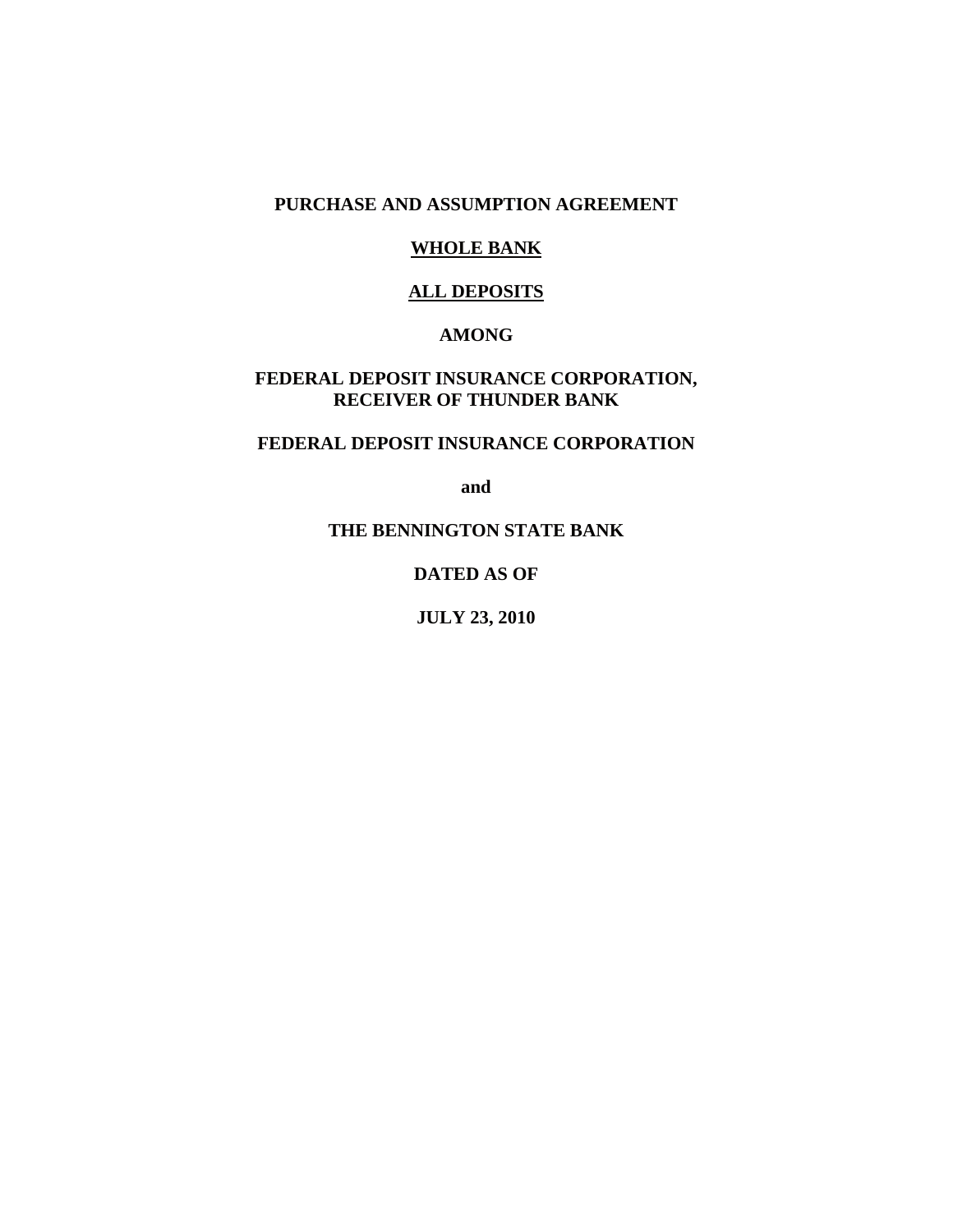**PURCHASE AND ASSUMPTION AGREEMENT**

**WHOLE BANK**

**ALL DEPOSITS**

**AMONG**

**FEDERAL DEPOSIT INSURANCE CORPORATION, RECEIVER OF THUNDER BANK**

**FEDERAL DEPOSIT INSURANCE CORPORATION**

**and**

**THE BENNINGTON STATE BANK**

**DATED AS OF**

**JULY 23, 2010**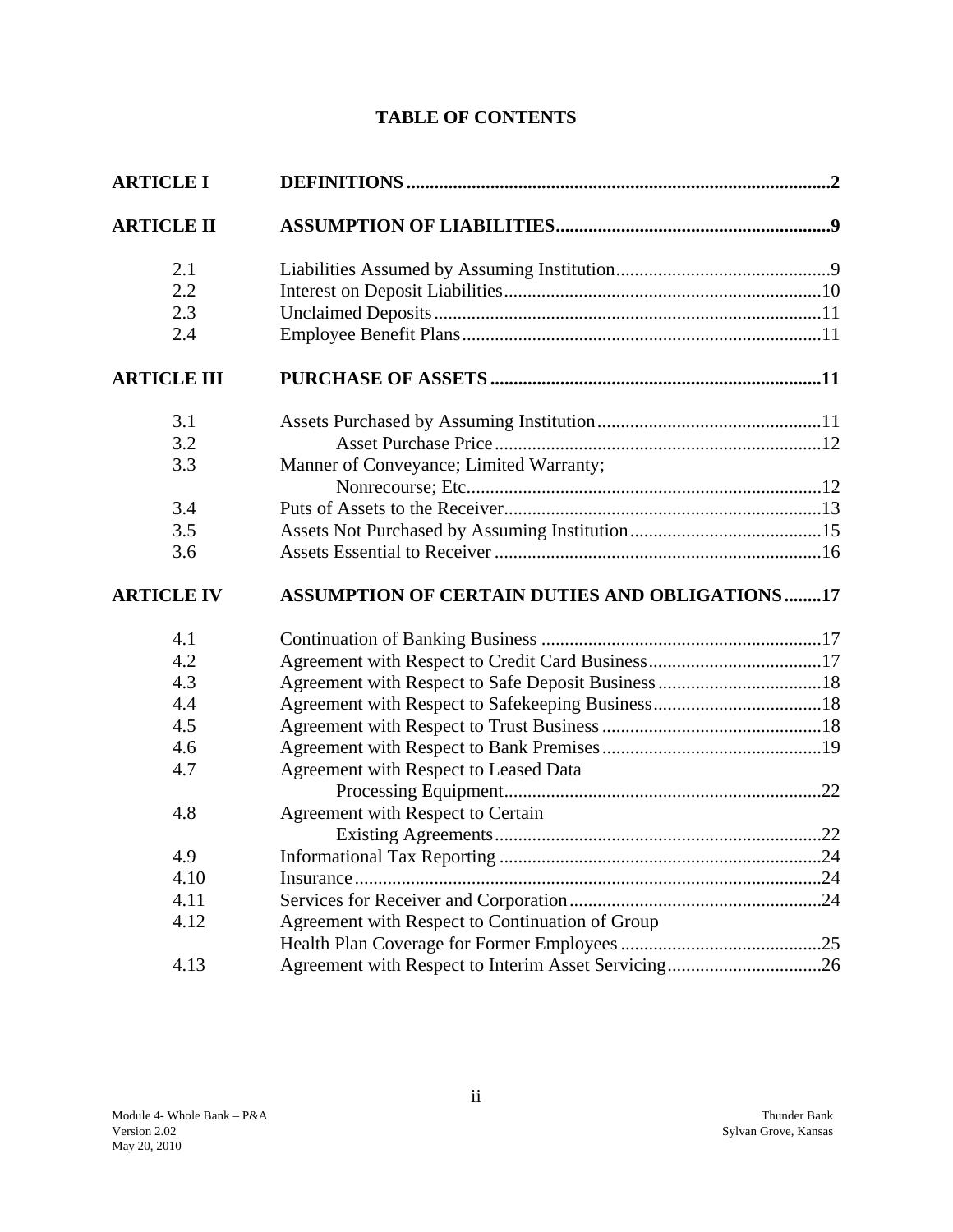# TABLE OF CONTENTS

| | | |
|---|---|---|
| **ARTICLE I** | **DEFINITIONS** | **2** |
| **ARTICLE II** | **ASSUMPTION OF LIABILITIES** | **9** |
| 2.1 | Liabilities Assumed by Assuming Institution | 9 |
| 2.2 | Interest on Deposit Liabilities | 10 |
| 2.3 | Unclaimed Deposits | 11 |
| 2.4 | Employee Benefit Plans | 11 |
| **ARTICLE III** | **PURCHASE OF ASSETS** | **11** |
| 3.1 | Assets Purchased by Assuming Institution | 11 |
| 3.2 | Asset Purchase Price | 12 |
| 3.3 | Manner of Conveyance; Limited Warranty; Nonrecourse; Etc. | 12 |
| 3.4 | Puts of Assets to the Receiver | 13 |
| 3.5 | Assets Not Purchased by Assuming Institution | 15 |
| 3.6 | Assets Essential to Receiver | 16 |
| **ARTICLE IV** | **ASSUMPTION OF CERTAIN DUTIES AND OBLIGATIONS** | **17** |
| 4.1 | Continuation of Banking Business | 17 |
| 4.2 | Agreement with Respect to Credit Card Business | 17 |
| 4.3 | Agreement with Respect to Safe Deposit Business | 18 |
| 4.4 | Agreement with Respect to Safekeeping Business | 18 |
| 4.5 | Agreement with Respect to Trust Business | 18 |
| 4.6 | Agreement with Respect to Bank Premises | 19 |
| 4.7 | Agreement with Respect to Leased Data Processing Equipment | 22 |
| 4.8 | Agreement with Respect to Certain Existing Agreements | 22 |
| 4.9 | Informational Tax Reporting | 24 |
| 4.10 | Insurance | 24 |
| 4.11 | Services for Receiver and Corporation | 24 |
| 4.12 | Agreement with Respect to Continuation of Group Health Plan Coverage for Former Employees | 25 |
| 4.13 | Agreement with Respect to Interim Asset Servicing | 26 |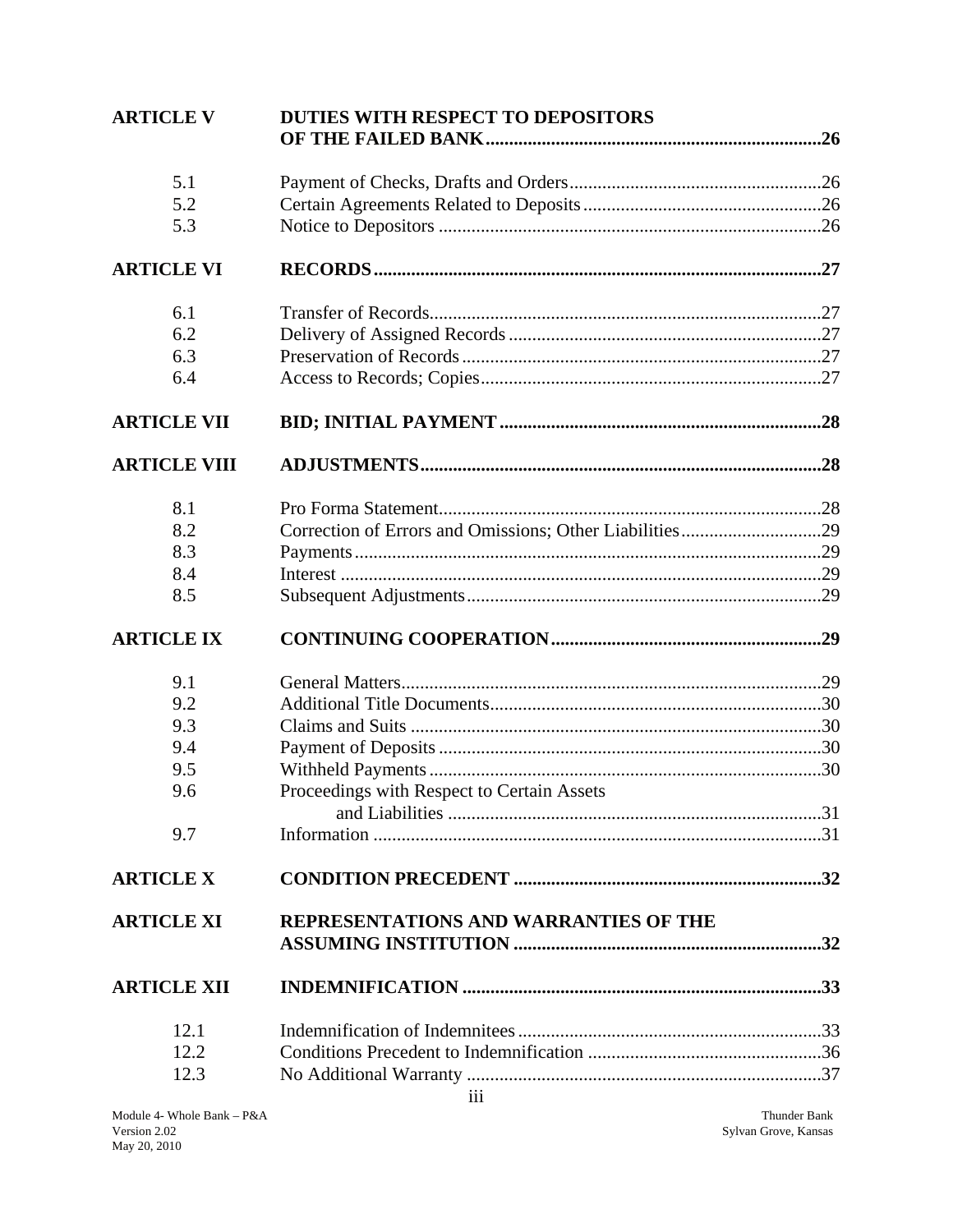| | | |
|---|---|---|
| **ARTICLE V** | **DUTIES WITH RESPECT TO DEPOSITORS OF THE FAILED BANK** | **26** |
| 5.1 | Payment of Checks, Drafts and Orders | 26 |
| 5.2 | Certain Agreements Related to Deposits | 26 |
| 5.3 | Notice to Depositors | 26 |
| **ARTICLE VI** | **RECORDS** | **27** |
| 6.1 | Transfer of Records | 27 |
| 6.2 | Delivery of Assigned Records | 27 |
| 6.3 | Preservation of Records | 27 |
| 6.4 | Access to Records; Copies | 27 |
| **ARTICLE VII** | **BID; INITIAL PAYMENT** | **28** |
| **ARTICLE VIII** | **ADJUSTMENTS** | **28** |
| 8.1 | Pro Forma Statement | 28 |
| 8.2 | Correction of Errors and Omissions; Other Liabilities | 29 |
| 8.3 | Payments | 29 |
| 8.4 | Interest | 29 |
| 8.5 | Subsequent Adjustments | 29 |
| **ARTICLE IX** | **CONTINUING COOPERATION** | **29** |
| 9.1 | General Matters | 29 |
| 9.2 | Additional Title Documents | 30 |
| 9.3 | Claims and Suits | 30 |
| 9.4 | Payment of Deposits | 30 |
| 9.5 | Withheld Payments | 30 |
| 9.6 | Proceedings with Respect to Certain Assets and Liabilities | 31 |
| 9.7 | Information | 31 |
| **ARTICLE X** | **CONDITION PRECEDENT** | **32** |
| **ARTICLE XI** | **REPRESENTATIONS AND WARRANTIES OF THE ASSUMING INSTITUTION** | **32** |
| **ARTICLE XII** | **INDEMNIFICATION** | **33** |
| 12.1 | Indemnification of Indemnitees | 33 |
| 12.2 | Conditions Precedent to Indemnification | 36 |
| 12.3 | No Additional Warranty | 37 |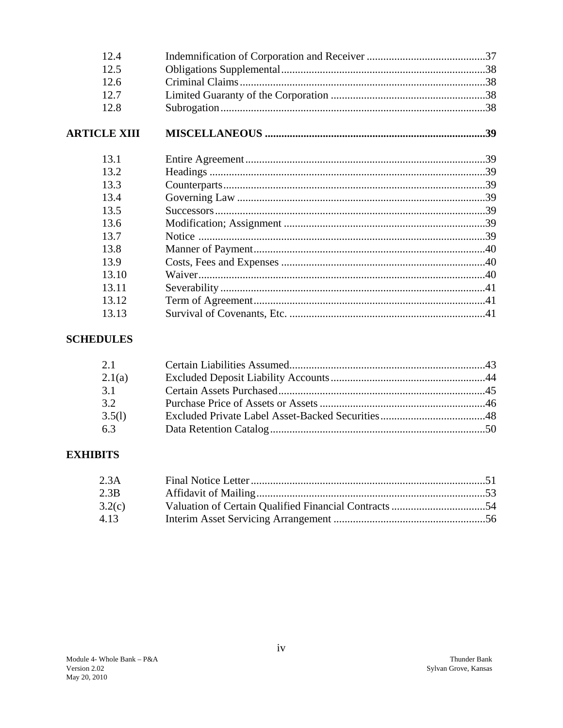| | | |
|---|---|---|
| 12.4 | Indemnification of Corporation and Receiver | 37 |
| 12.5 | Obligations Supplemental | 38 |
| 12.6 | Criminal Claims | 38 |
| 12.7 | Limited Guaranty of the Corporation | 38 |
| 12.8 | Subrogation | 38 |
| **ARTICLE XIII** | **MISCELLANEOUS** | **39** |
| 13.1 | Entire Agreement | 39 |
| 13.2 | Headings | 39 |
| 13.3 | Counterparts | 39 |
| 13.4 | Governing Law | 39 |
| 13.5 | Successors | 39 |
| 13.6 | Modification; Assignment | 39 |
| 13.7 | Notice | 39 |
| 13.8 | Manner of Payment | 40 |
| 13.9 | Costs, Fees and Expenses | 40 |
| 13.10 | Waiver | 40 |
| 13.11 | Severability | 41 |
| 13.12 | Term of Agreement | 41 |
| 13.13 | Survival of Covenants, Etc. | 41 |

**SCHEDULES**

| | | |
|---|---|---|
| 2.1 | Certain Liabilities Assumed | 43 |
| 2.1(a) | Excluded Deposit Liability Accounts | 44 |
| 3.1 | Certain Assets Purchased | 45 |
| 3.2 | Purchase Price of Assets or Assets | 46 |
| 3.5(l) | Excluded Private Label Asset-Backed Securities | 48 |
| 6.3 | Data Retention Catalog | 50 |

**EXHIBITS**

| | | |
|---|---|---|
| 2.3A | Final Notice Letter | 51 |
| 2.3B | Affidavit of Mailing | 53 |
| 3.2(c) | Valuation of Certain Qualified Financial Contracts | 54 |
| 4.13 | Interim Asset Servicing Arrangement | 56 |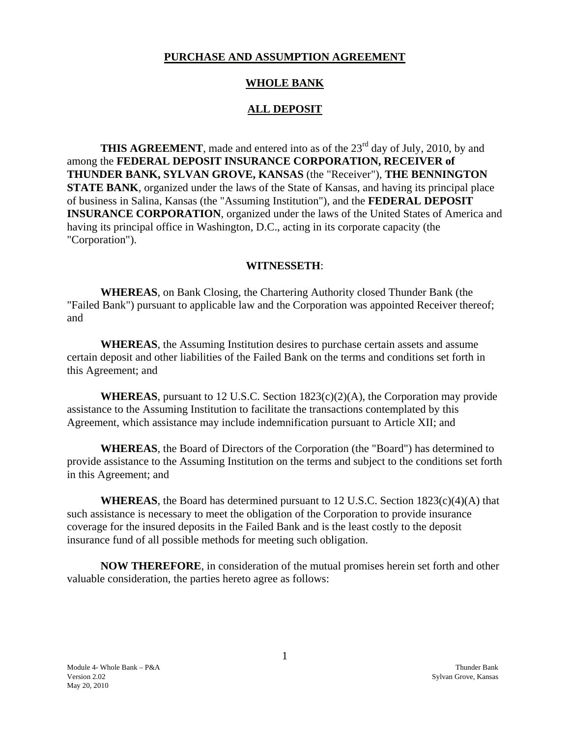**PURCHASE AND ASSUMPTION AGREEMENT**

**WHOLE BANK**

**ALL DEPOSIT**

**THIS AGREEMENT**, made and entered into as of the 23rd day of July, 2010, by and among the **FEDERAL DEPOSIT INSURANCE CORPORATION, RECEIVER of THUNDER BANK, SYLVAN GROVE, KANSAS** (the "Receiver"), **THE BENNINGTON STATE BANK**, organized under the laws of the State of Kansas, and having its principal place of business in Salina, Kansas (the "Assuming Institution"), and the **FEDERAL DEPOSIT INSURANCE CORPORATION**, organized under the laws of the United States of America and having its principal office in Washington, D.C., acting in its corporate capacity (the "Corporation").

**WITNESSETH**:

**WHEREAS**, on Bank Closing, the Chartering Authority closed Thunder Bank (the "Failed Bank") pursuant to applicable law and the Corporation was appointed Receiver thereof; and

**WHEREAS**, the Assuming Institution desires to purchase certain assets and assume certain deposit and other liabilities of the Failed Bank on the terms and conditions set forth in this Agreement; and

**WHEREAS**, pursuant to 12 U.S.C. Section 1823(c)(2)(A), the Corporation may provide assistance to the Assuming Institution to facilitate the transactions contemplated by this Agreement, which assistance may include indemnification pursuant to Article XII; and

**WHEREAS**, the Board of Directors of the Corporation (the "Board") has determined to provide assistance to the Assuming Institution on the terms and subject to the conditions set forth in this Agreement; and

**WHEREAS**, the Board has determined pursuant to 12 U.S.C. Section 1823(c)(4)(A) that such assistance is necessary to meet the obligation of the Corporation to provide insurance coverage for the insured deposits in the Failed Bank and is the least costly to the deposit insurance fund of all possible methods for meeting such obligation.

**NOW THEREFORE**, in consideration of the mutual promises herein set forth and other valuable consideration, the parties hereto agree as follows: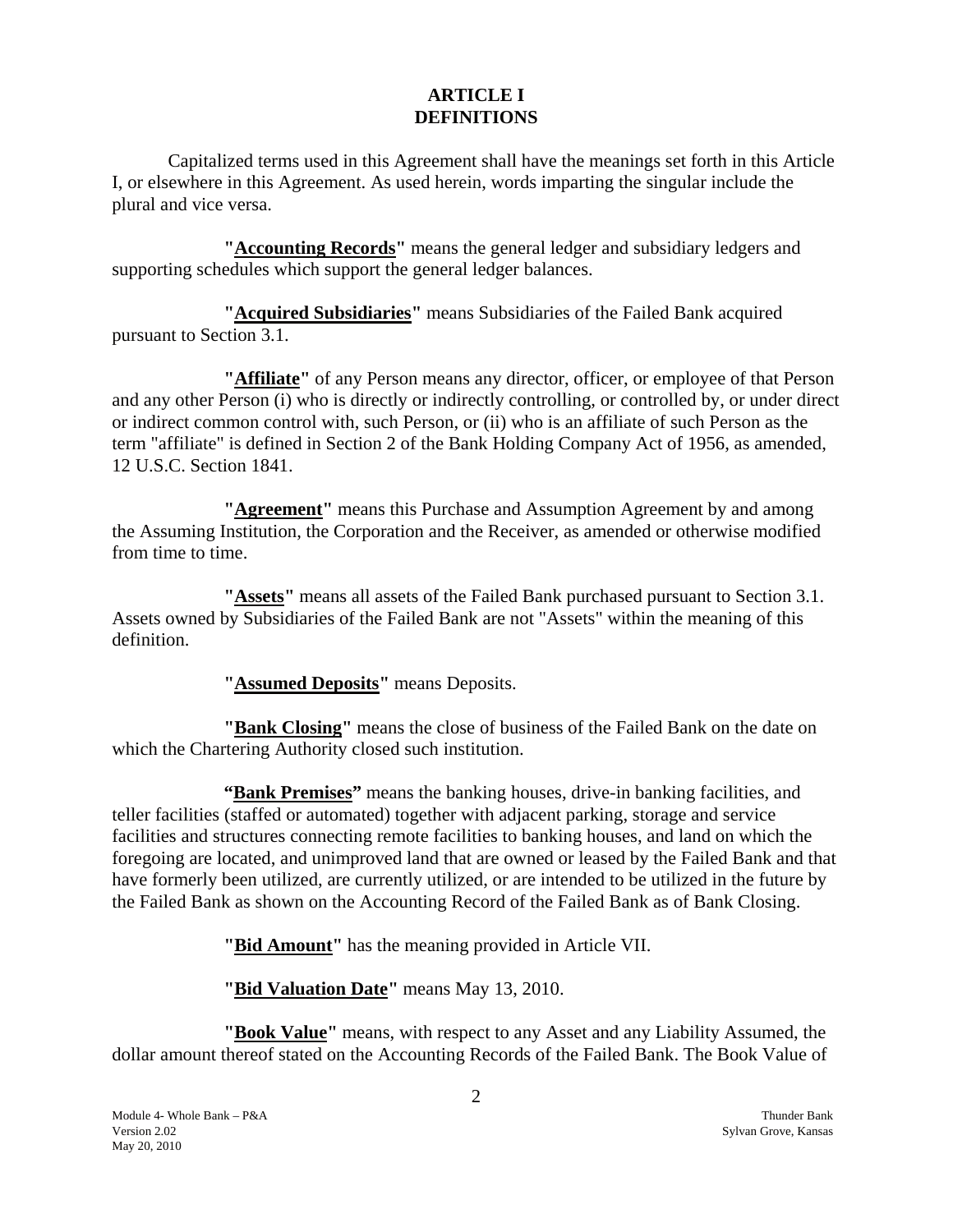# ARTICLE I
# DEFINITIONS

Capitalized terms used in this Agreement shall have the meanings set forth in this Article I, or elsewhere in this Agreement. As used herein, words imparting the singular include the plural and vice versa.

**"Accounting Records"** means the general ledger and subsidiary ledgers and supporting schedules which support the general ledger balances.

**"Acquired Subsidiaries"** means Subsidiaries of the Failed Bank acquired pursuant to Section 3.1.

**"Affiliate"** of any Person means any director, officer, or employee of that Person and any other Person (i) who is directly or indirectly controlling, or controlled by, or under direct or indirect common control with, such Person, or (ii) who is an affiliate of such Person as the term "affiliate" is defined in Section 2 of the Bank Holding Company Act of 1956, as amended, 12 U.S.C. Section 1841.

**"Agreement"** means this Purchase and Assumption Agreement by and among the Assuming Institution, the Corporation and the Receiver, as amended or otherwise modified from time to time.

**"Assets"** means all assets of the Failed Bank purchased pursuant to Section 3.1. Assets owned by Subsidiaries of the Failed Bank are not "Assets" within the meaning of this definition.

**"Assumed Deposits"** means Deposits.

**"Bank Closing"** means the close of business of the Failed Bank on the date on which the Chartering Authority closed such institution.

**"Bank Premises"** means the banking houses, drive-in banking facilities, and teller facilities (staffed or automated) together with adjacent parking, storage and service facilities and structures connecting remote facilities to banking houses, and land on which the foregoing are located, and unimproved land that are owned or leased by the Failed Bank and that have formerly been utilized, are currently utilized, or are intended to be utilized in the future by the Failed Bank as shown on the Accounting Record of the Failed Bank as of Bank Closing.

**"Bid Amount"** has the meaning provided in Article VII.

**"Bid Valuation Date"** means May 13, 2010.

**"Book Value"** means, with respect to any Asset and any Liability Assumed, the dollar amount thereof stated on the Accounting Records of the Failed Bank. The Book Value of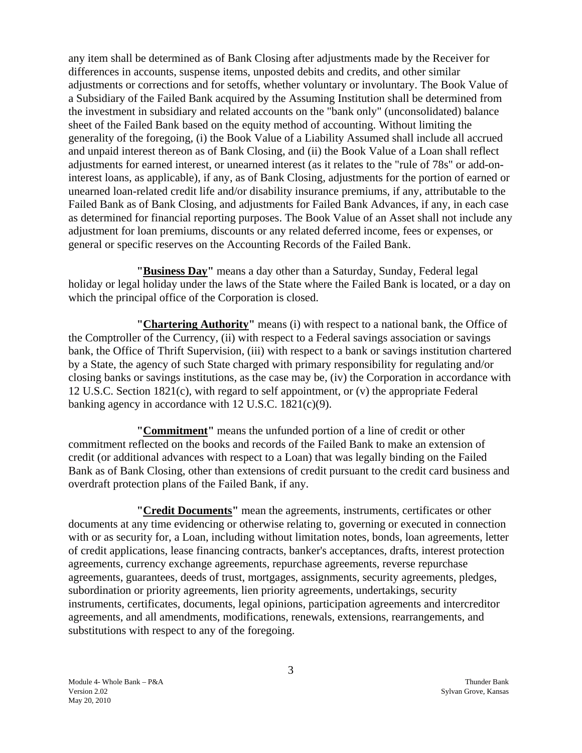any item shall be determined as of Bank Closing after adjustments made by the Receiver for differences in accounts, suspense items, unposted debits and credits, and other similar adjustments or corrections and for setoffs, whether voluntary or involuntary. The Book Value of a Subsidiary of the Failed Bank acquired by the Assuming Institution shall be determined from the investment in subsidiary and related accounts on the "bank only" (unconsolidated) balance sheet of the Failed Bank based on the equity method of accounting. Without limiting the generality of the foregoing, (i) the Book Value of a Liability Assumed shall include all accrued and unpaid interest thereon as of Bank Closing, and (ii) the Book Value of a Loan shall reflect adjustments for earned interest, or unearned interest (as it relates to the "rule of 78s" or add-on-interest loans, as applicable), if any, as of Bank Closing, adjustments for the portion of earned or unearned loan-related credit life and/or disability insurance premiums, if any, attributable to the Failed Bank as of Bank Closing, and adjustments for Failed Bank Advances, if any, in each case as determined for financial reporting purposes. The Book Value of an Asset shall not include any adjustment for loan premiums, discounts or any related deferred income, fees or expenses, or general or specific reserves on the Accounting Records of the Failed Bank.

**"<u>Business Day</u>"** means a day other than a Saturday, Sunday, Federal legal holiday or legal holiday under the laws of the State where the Failed Bank is located, or a day on which the principal office of the Corporation is closed.

**"<u>Chartering Authority</u>"** means (i) with respect to a national bank, the Office of the Comptroller of the Currency, (ii) with respect to a Federal savings association or savings bank, the Office of Thrift Supervision, (iii) with respect to a bank or savings institution chartered by a State, the agency of such State charged with primary responsibility for regulating and/or closing banks or savings institutions, as the case may be, (iv) the Corporation in accordance with 12 U.S.C. Section 1821(c), with regard to self appointment, or (v) the appropriate Federal banking agency in accordance with 12 U.S.C. 1821(c)(9).

**"<u>Commitment</u>"** means the unfunded portion of a line of credit or other commitment reflected on the books and records of the Failed Bank to make an extension of credit (or additional advances with respect to a Loan) that was legally binding on the Failed Bank as of Bank Closing, other than extensions of credit pursuant to the credit card business and overdraft protection plans of the Failed Bank, if any.

**"<u>Credit Documents</u>"** mean the agreements, instruments, certificates or other documents at any time evidencing or otherwise relating to, governing or executed in connection with or as security for, a Loan, including without limitation notes, bonds, loan agreements, letter of credit applications, lease financing contracts, banker's acceptances, drafts, interest protection agreements, currency exchange agreements, repurchase agreements, reverse repurchase agreements, guarantees, deeds of trust, mortgages, assignments, security agreements, pledges, subordination or priority agreements, lien priority agreements, undertakings, security instruments, certificates, documents, legal opinions, participation agreements and intercreditor agreements, and all amendments, modifications, renewals, extensions, rearrangements, and substitutions with respect to any of the foregoing.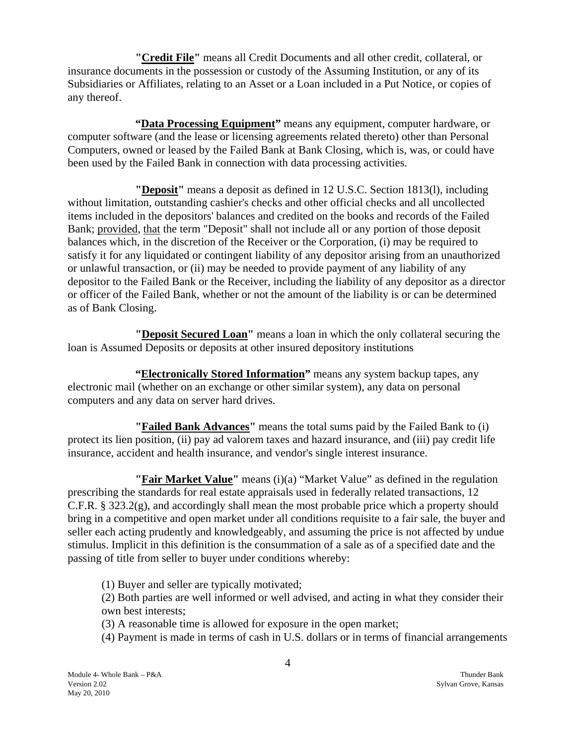**"Credit File"** means all Credit Documents and all other credit, collateral, or insurance documents in the possession or custody of the Assuming Institution, or any of its Subsidiaries or Affiliates, relating to an Asset or a Loan included in a Put Notice, or copies of any thereof.

**"Data Processing Equipment"** means any equipment, computer hardware, or computer software (and the lease or licensing agreements related thereto) other than Personal Computers, owned or leased by the Failed Bank at Bank Closing, which is, was, or could have been used by the Failed Bank in connection with data processing activities.

**"Deposit"** means a deposit as defined in 12 U.S.C. Section 1813(l), including without limitation, outstanding cashier's checks and other official checks and all uncollected items included in the depositors' balances and credited on the books and records of the Failed Bank; provided, that the term "Deposit" shall not include all or any portion of those deposit balances which, in the discretion of the Receiver or the Corporation, (i) may be required to satisfy it for any liquidated or contingent liability of any depositor arising from an unauthorized or unlawful transaction, or (ii) may be needed to provide payment of any liability of any depositor to the Failed Bank or the Receiver, including the liability of any depositor as a director or officer of the Failed Bank, whether or not the amount of the liability is or can be determined as of Bank Closing.

**"Deposit Secured Loan"** means a loan in which the only collateral securing the loan is Assumed Deposits or deposits at other insured depository institutions

**"Electronically Stored Information"** means any system backup tapes, any electronic mail (whether on an exchange or other similar system), any data on personal computers and any data on server hard drives.

**"Failed Bank Advances"** means the total sums paid by the Failed Bank to (i) protect its lien position, (ii) pay ad valorem taxes and hazard insurance, and (iii) pay credit life insurance, accident and health insurance, and vendor's single interest insurance.

**"Fair Market Value"** means (i)(a) "Market Value" as defined in the regulation prescribing the standards for real estate appraisals used in federally related transactions, 12 C.F.R. § 323.2(g), and accordingly shall mean the most probable price which a property should bring in a competitive and open market under all conditions requisite to a fair sale, the buyer and seller each acting prudently and knowledgeably, and assuming the price is not affected by undue stimulus. Implicit in this definition is the consummation of a sale as of a specified date and the passing of title from seller to buyer under conditions whereby:

(1) Buyer and seller are typically motivated;
(2) Both parties are well informed or well advised, and acting in what they consider their own best interests;
(3) A reasonable time is allowed for exposure in the open market;
(4) Payment is made in terms of cash in U.S. dollars or in terms of financial arrangements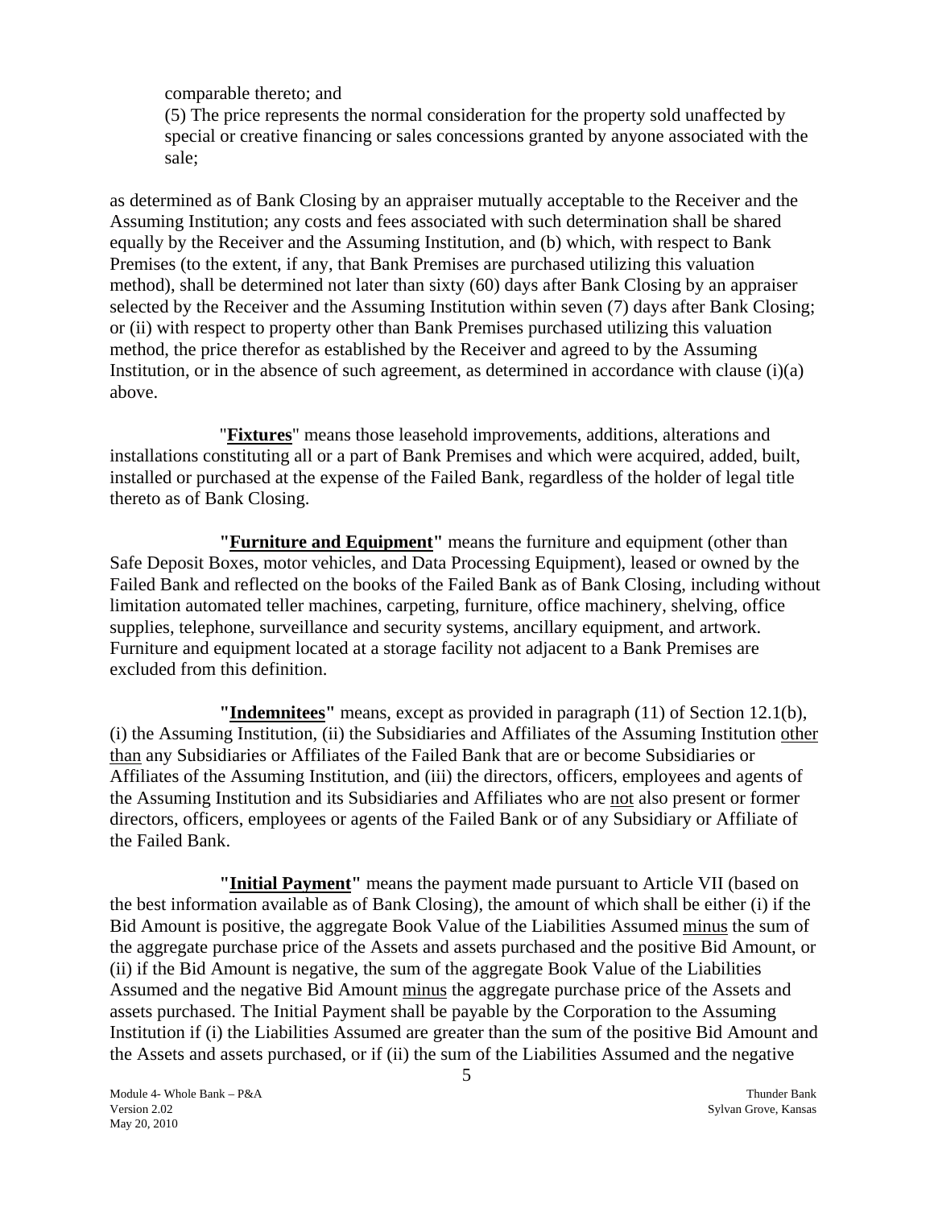comparable thereto; and

(5) The price represents the normal consideration for the property sold unaffected by special or creative financing or sales concessions granted by anyone associated with the sale;

as determined as of Bank Closing by an appraiser mutually acceptable to the Receiver and the Assuming Institution; any costs and fees associated with such determination shall be shared equally by the Receiver and the Assuming Institution, and (b) which, with respect to Bank Premises (to the extent, if any, that Bank Premises are purchased utilizing this valuation method), shall be determined not later than sixty (60) days after Bank Closing by an appraiser selected by the Receiver and the Assuming Institution within seven (7) days after Bank Closing; or (ii) with respect to property other than Bank Premises purchased utilizing this valuation method, the price therefor as established by the Receiver and agreed to by the Assuming Institution, or in the absence of such agreement, as determined in accordance with clause (i)(a) above.

"**Fixtures**" means those leasehold improvements, additions, alterations and installations constituting all or a part of Bank Premises and which were acquired, added, built, installed or purchased at the expense of the Failed Bank, regardless of the holder of legal title thereto as of Bank Closing.

**"Furniture and Equipment"** means the furniture and equipment (other than Safe Deposit Boxes, motor vehicles, and Data Processing Equipment), leased or owned by the Failed Bank and reflected on the books of the Failed Bank as of Bank Closing, including without limitation automated teller machines, carpeting, furniture, office machinery, shelving, office supplies, telephone, surveillance and security systems, ancillary equipment, and artwork. Furniture and equipment located at a storage facility not adjacent to a Bank Premises are excluded from this definition.

**"Indemnitees"** means, except as provided in paragraph (11) of Section 12.1(b), (i) the Assuming Institution, (ii) the Subsidiaries and Affiliates of the Assuming Institution other than any Subsidiaries or Affiliates of the Failed Bank that are or become Subsidiaries or Affiliates of the Assuming Institution, and (iii) the directors, officers, employees and agents of the Assuming Institution and its Subsidiaries and Affiliates who are not also present or former directors, officers, employees or agents of the Failed Bank or of any Subsidiary or Affiliate of the Failed Bank.

**"Initial Payment"** means the payment made pursuant to Article VII (based on the best information available as of Bank Closing), the amount of which shall be either (i) if the Bid Amount is positive, the aggregate Book Value of the Liabilities Assumed minus the sum of the aggregate purchase price of the Assets and assets purchased and the positive Bid Amount, or (ii) if the Bid Amount is negative, the sum of the aggregate Book Value of the Liabilities Assumed and the negative Bid Amount minus the aggregate purchase price of the Assets and assets purchased. The Initial Payment shall be payable by the Corporation to the Assuming Institution if (i) the Liabilities Assumed are greater than the sum of the positive Bid Amount and the Assets and assets purchased, or if (ii) the sum of the Liabilities Assumed and the negative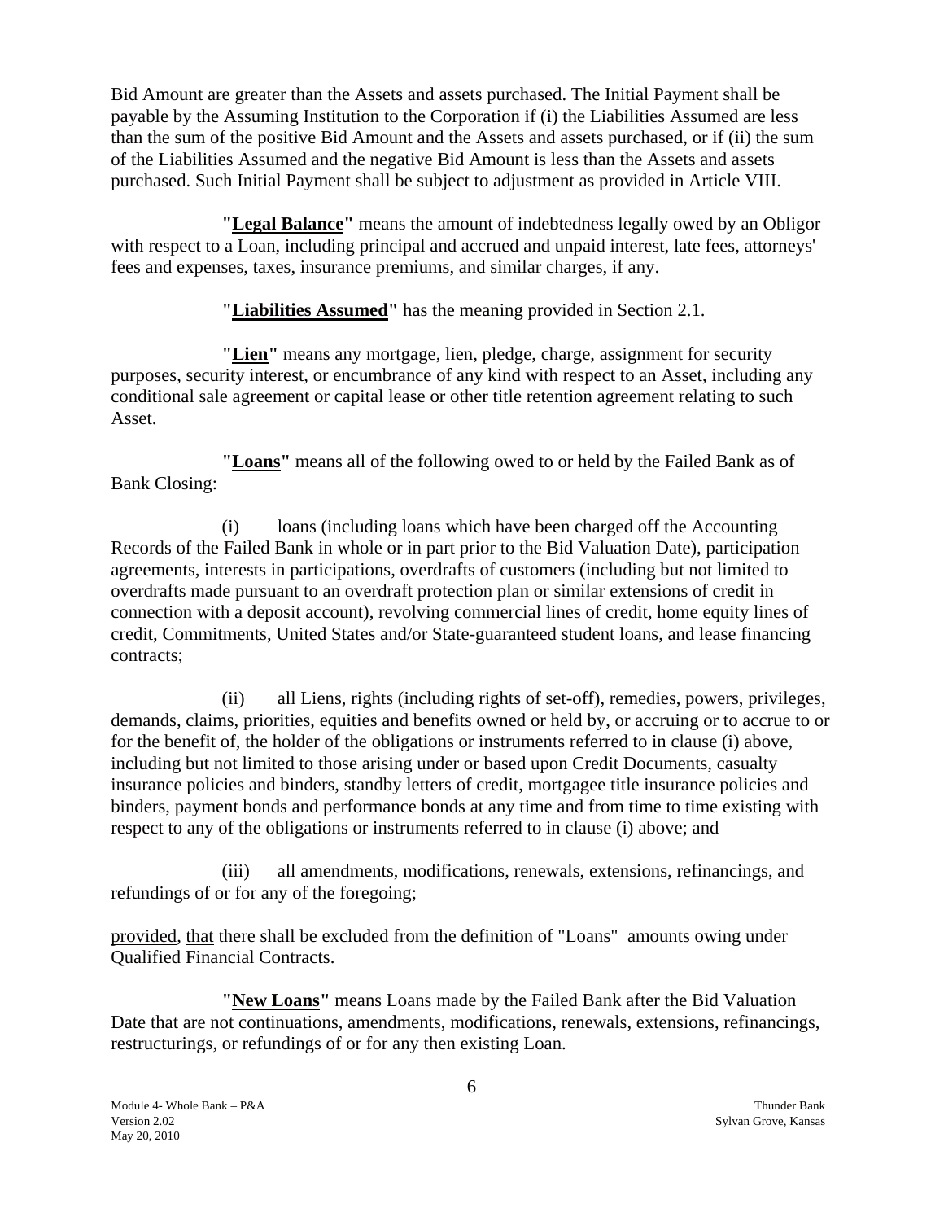Bid Amount are greater than the Assets and assets purchased. The Initial Payment shall be payable by the Assuming Institution to the Corporation if (i) the Liabilities Assumed are less than the sum of the positive Bid Amount and the Assets and assets purchased, or if (ii) the sum of the Liabilities Assumed and the negative Bid Amount is less than the Assets and assets purchased. Such Initial Payment shall be subject to adjustment as provided in Article VIII.

**"Legal Balance"** means the amount of indebtedness legally owed by an Obligor with respect to a Loan, including principal and accrued and unpaid interest, late fees, attorneys' fees and expenses, taxes, insurance premiums, and similar charges, if any.

**"Liabilities Assumed"** has the meaning provided in Section 2.1.

**"Lien"** means any mortgage, lien, pledge, charge, assignment for security purposes, security interest, or encumbrance of any kind with respect to an Asset, including any conditional sale agreement or capital lease or other title retention agreement relating to such Asset.

**"Loans"** means all of the following owed to or held by the Failed Bank as of Bank Closing:

(i) loans (including loans which have been charged off the Accounting Records of the Failed Bank in whole or in part prior to the Bid Valuation Date), participation agreements, interests in participations, overdrafts of customers (including but not limited to overdrafts made pursuant to an overdraft protection plan or similar extensions of credit in connection with a deposit account), revolving commercial lines of credit, home equity lines of credit, Commitments, United States and/or State-guaranteed student loans, and lease financing contracts;

(ii) all Liens, rights (including rights of set-off), remedies, powers, privileges, demands, claims, priorities, equities and benefits owned or held by, or accruing or to accrue to or for the benefit of, the holder of the obligations or instruments referred to in clause (i) above, including but not limited to those arising under or based upon Credit Documents, casualty insurance policies and binders, standby letters of credit, mortgagee title insurance policies and binders, payment bonds and performance bonds at any time and from time to time existing with respect to any of the obligations or instruments referred to in clause (i) above; and

(iii) all amendments, modifications, renewals, extensions, refinancings, and refundings of or for any of the foregoing;

provided, that there shall be excluded from the definition of "Loans" amounts owing under Qualified Financial Contracts.

**"New Loans"** means Loans made by the Failed Bank after the Bid Valuation Date that are not continuations, amendments, modifications, renewals, extensions, refinancings, restructurings, or refundings of or for any then existing Loan.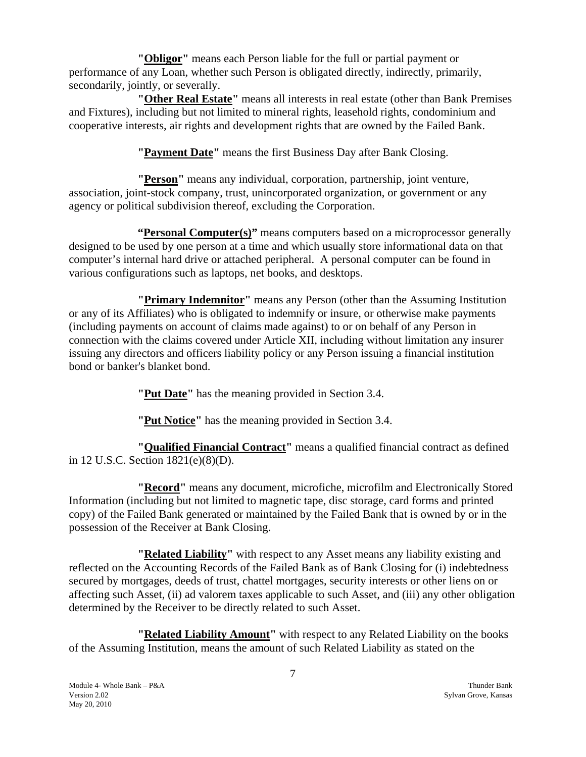**"Obligor"** means each Person liable for the full or partial payment or performance of any Loan, whether such Person is obligated directly, indirectly, primarily, secondarily, jointly, or severally.

**"Other Real Estate"** means all interests in real estate (other than Bank Premises and Fixtures), including but not limited to mineral rights, leasehold rights, condominium and cooperative interests, air rights and development rights that are owned by the Failed Bank.

**"Payment Date"** means the first Business Day after Bank Closing.

**"Person"** means any individual, corporation, partnership, joint venture, association, joint-stock company, trust, unincorporated organization, or government or any agency or political subdivision thereof, excluding the Corporation.

**"Personal Computer(s)"** means computers based on a microprocessor generally designed to be used by one person at a time and which usually store informational data on that computer's internal hard drive or attached peripheral. A personal computer can be found in various configurations such as laptops, net books, and desktops.

**"Primary Indemnitor"** means any Person (other than the Assuming Institution or any of its Affiliates) who is obligated to indemnify or insure, or otherwise make payments (including payments on account of claims made against) to or on behalf of any Person in connection with the claims covered under Article XII, including without limitation any insurer issuing any directors and officers liability policy or any Person issuing a financial institution bond or banker's blanket bond.

**"Put Date"** has the meaning provided in Section 3.4.

**"Put Notice"** has the meaning provided in Section 3.4.

**"Qualified Financial Contract"** means a qualified financial contract as defined in 12 U.S.C. Section 1821(e)(8)(D).

**"Record"** means any document, microfiche, microfilm and Electronically Stored Information (including but not limited to magnetic tape, disc storage, card forms and printed copy) of the Failed Bank generated or maintained by the Failed Bank that is owned by or in the possession of the Receiver at Bank Closing.

**"Related Liability"** with respect to any Asset means any liability existing and reflected on the Accounting Records of the Failed Bank as of Bank Closing for (i) indebtedness secured by mortgages, deeds of trust, chattel mortgages, security interests or other liens on or affecting such Asset, (ii) ad valorem taxes applicable to such Asset, and (iii) any other obligation determined by the Receiver to be directly related to such Asset.

**"Related Liability Amount"** with respect to any Related Liability on the books of the Assuming Institution, means the amount of such Related Liability as stated on the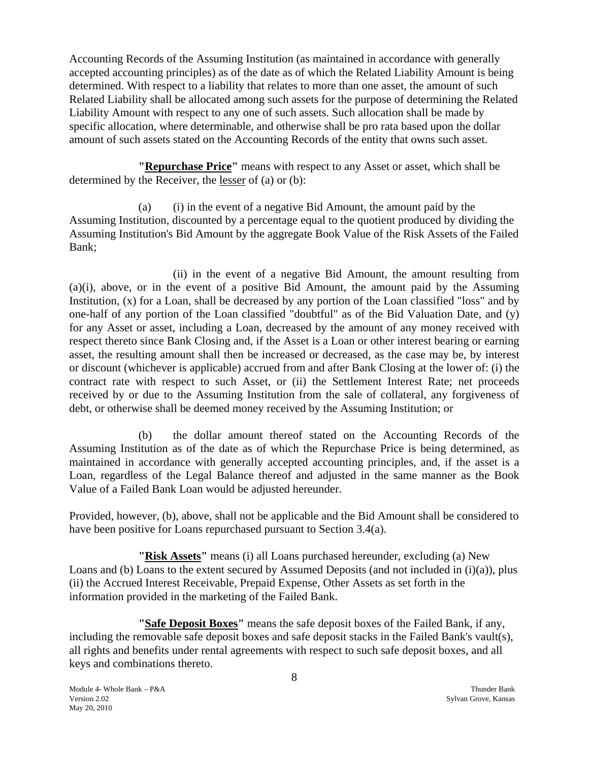Accounting Records of the Assuming Institution (as maintained in accordance with generally accepted accounting principles) as of the date as of which the Related Liability Amount is being determined. With respect to a liability that relates to more than one asset, the amount of such Related Liability shall be allocated among such assets for the purpose of determining the Related Liability Amount with respect to any one of such assets. Such allocation shall be made by specific allocation, where determinable, and otherwise shall be pro rata based upon the dollar amount of such assets stated on the Accounting Records of the entity that owns such asset.

**"Repurchase Price"** means with respect to any Asset or asset, which shall be determined by the Receiver, the lesser of (a) or (b):

(a) (i) in the event of a negative Bid Amount, the amount paid by the Assuming Institution, discounted by a percentage equal to the quotient produced by dividing the Assuming Institution's Bid Amount by the aggregate Book Value of the Risk Assets of the Failed Bank;

(ii) in the event of a negative Bid Amount, the amount resulting from (a)(i), above, or in the event of a positive Bid Amount, the amount paid by the Assuming Institution, (x) for a Loan, shall be decreased by any portion of the Loan classified "loss" and by one-half of any portion of the Loan classified "doubtful" as of the Bid Valuation Date, and (y) for any Asset or asset, including a Loan, decreased by the amount of any money received with respect thereto since Bank Closing and, if the Asset is a Loan or other interest bearing or earning asset, the resulting amount shall then be increased or decreased, as the case may be, by interest or discount (whichever is applicable) accrued from and after Bank Closing at the lower of: (i) the contract rate with respect to such Asset, or (ii) the Settlement Interest Rate; net proceeds received by or due to the Assuming Institution from the sale of collateral, any forgiveness of debt, or otherwise shall be deemed money received by the Assuming Institution; or

(b) the dollar amount thereof stated on the Accounting Records of the Assuming Institution as of the date as of which the Repurchase Price is being determined, as maintained in accordance with generally accepted accounting principles, and, if the asset is a Loan, regardless of the Legal Balance thereof and adjusted in the same manner as the Book Value of a Failed Bank Loan would be adjusted hereunder.

Provided, however, (b), above, shall not be applicable and the Bid Amount shall be considered to have been positive for Loans repurchased pursuant to Section 3.4(a).

**"Risk Assets"** means (i) all Loans purchased hereunder, excluding (a) New Loans and (b) Loans to the extent secured by Assumed Deposits (and not included in (i)(a)), plus (ii) the Accrued Interest Receivable, Prepaid Expense, Other Assets as set forth in the information provided in the marketing of the Failed Bank.

**"Safe Deposit Boxes"** means the safe deposit boxes of the Failed Bank, if any, including the removable safe deposit boxes and safe deposit stacks in the Failed Bank's vault(s), all rights and benefits under rental agreements with respect to such safe deposit boxes, and all keys and combinations thereto.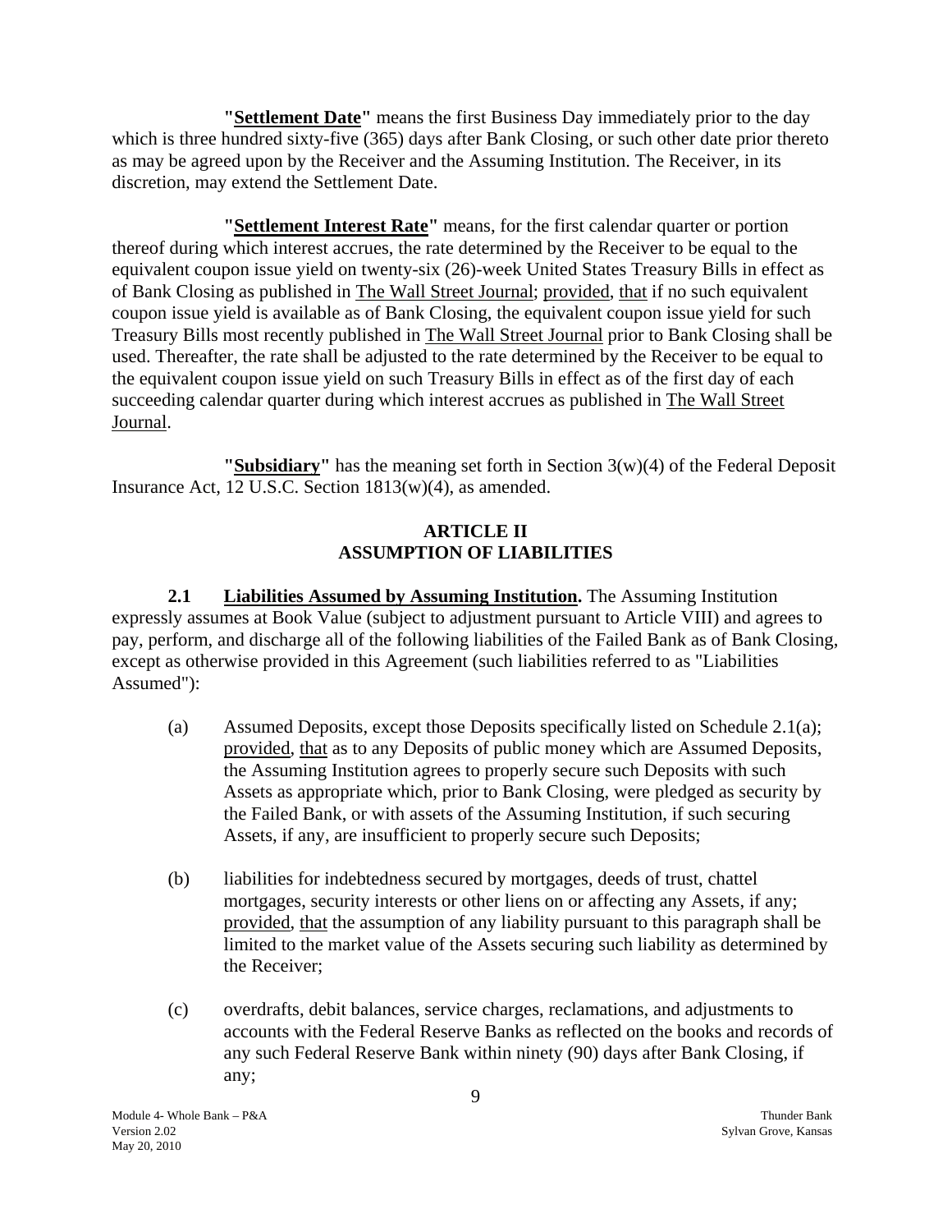**"Settlement Date"** means the first Business Day immediately prior to the day which is three hundred sixty-five (365) days after Bank Closing, or such other date prior thereto as may be agreed upon by the Receiver and the Assuming Institution. The Receiver, in its discretion, may extend the Settlement Date.

**"Settlement Interest Rate"** means, for the first calendar quarter or portion thereof during which interest accrues, the rate determined by the Receiver to be equal to the equivalent coupon issue yield on twenty-six (26)-week United States Treasury Bills in effect as of Bank Closing as published in The Wall Street Journal; provided, that if no such equivalent coupon issue yield is available as of Bank Closing, the equivalent coupon issue yield for such Treasury Bills most recently published in The Wall Street Journal prior to Bank Closing shall be used. Thereafter, the rate shall be adjusted to the rate determined by the Receiver to be equal to the equivalent coupon issue yield on such Treasury Bills in effect as of the first day of each succeeding calendar quarter during which interest accrues as published in The Wall Street Journal.

**"Subsidiary"** has the meaning set forth in Section 3(w)(4) of the Federal Deposit Insurance Act, 12 U.S.C. Section 1813(w)(4), as amended.

## ARTICLE II
## ASSUMPTION OF LIABILITIES

**2.1 Liabilities Assumed by Assuming Institution.** The Assuming Institution expressly assumes at Book Value (subject to adjustment pursuant to Article VIII) and agrees to pay, perform, and discharge all of the following liabilities of the Failed Bank as of Bank Closing, except as otherwise provided in this Agreement (such liabilities referred to as "Liabilities Assumed"):

(a) Assumed Deposits, except those Deposits specifically listed on Schedule 2.1(a); provided, that as to any Deposits of public money which are Assumed Deposits, the Assuming Institution agrees to properly secure such Deposits with such Assets as appropriate which, prior to Bank Closing, were pledged as security by the Failed Bank, or with assets of the Assuming Institution, if such securing Assets, if any, are insufficient to properly secure such Deposits;

(b) liabilities for indebtedness secured by mortgages, deeds of trust, chattel mortgages, security interests or other liens on or affecting any Assets, if any; provided, that the assumption of any liability pursuant to this paragraph shall be limited to the market value of the Assets securing such liability as determined by the Receiver;

(c) overdrafts, debit balances, service charges, reclamations, and adjustments to accounts with the Federal Reserve Banks as reflected on the books and records of any such Federal Reserve Bank within ninety (90) days after Bank Closing, if any;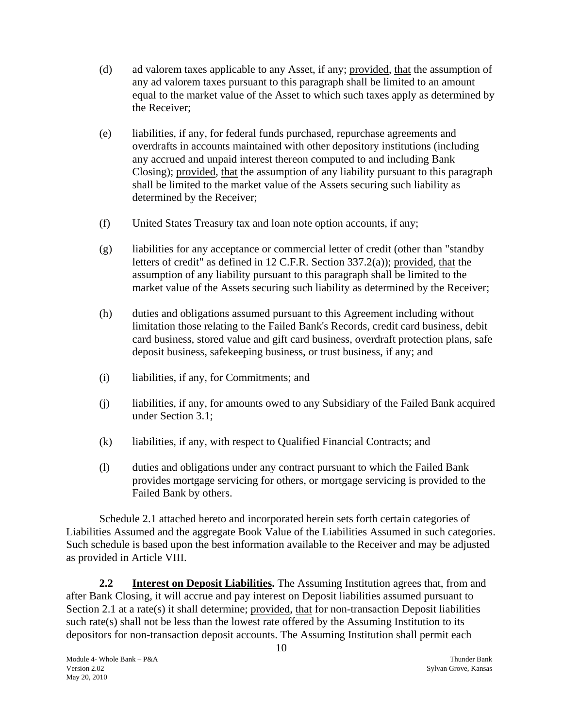(d) ad valorem taxes applicable to any Asset, if any; provided, that the assumption of any ad valorem taxes pursuant to this paragraph shall be limited to an amount equal to the market value of the Asset to which such taxes apply as determined by the Receiver;

(e) liabilities, if any, for federal funds purchased, repurchase agreements and overdrafts in accounts maintained with other depository institutions (including any accrued and unpaid interest thereon computed to and including Bank Closing); provided, that the assumption of any liability pursuant to this paragraph shall be limited to the market value of the Assets securing such liability as determined by the Receiver;

(f) United States Treasury tax and loan note option accounts, if any;

(g) liabilities for any acceptance or commercial letter of credit (other than "standby letters of credit" as defined in 12 C.F.R. Section 337.2(a)); provided, that the assumption of any liability pursuant to this paragraph shall be limited to the market value of the Assets securing such liability as determined by the Receiver;

(h) duties and obligations assumed pursuant to this Agreement including without limitation those relating to the Failed Bank's Records, credit card business, debit card business, stored value and gift card business, overdraft protection plans, safe deposit business, safekeeping business, or trust business, if any; and

(i) liabilities, if any, for Commitments; and

(j) liabilities, if any, for amounts owed to any Subsidiary of the Failed Bank acquired under Section 3.1;

(k) liabilities, if any, with respect to Qualified Financial Contracts; and

(l) duties and obligations under any contract pursuant to which the Failed Bank provides mortgage servicing for others, or mortgage servicing is provided to the Failed Bank by others.

Schedule 2.1 attached hereto and incorporated herein sets forth certain categories of Liabilities Assumed and the aggregate Book Value of the Liabilities Assumed in such categories. Such schedule is based upon the best information available to the Receiver and may be adjusted as provided in Article VIII.

**2.2 Interest on Deposit Liabilities.** The Assuming Institution agrees that, from and after Bank Closing, it will accrue and pay interest on Deposit liabilities assumed pursuant to Section 2.1 at a rate(s) it shall determine; provided, that for non-transaction Deposit liabilities such rate(s) shall not be less than the lowest rate offered by the Assuming Institution to its depositors for non-transaction deposit accounts. The Assuming Institution shall permit each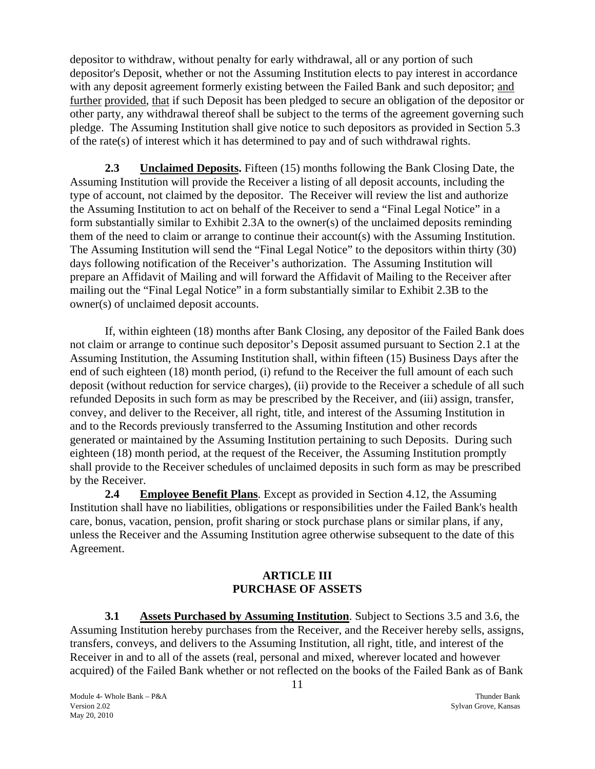depositor to withdraw, without penalty for early withdrawal, all or any portion of such depositor's Deposit, whether or not the Assuming Institution elects to pay interest in accordance with any deposit agreement formerly existing between the Failed Bank and such depositor; and further provided, that if such Deposit has been pledged to secure an obligation of the depositor or other party, any withdrawal thereof shall be subject to the terms of the agreement governing such pledge. The Assuming Institution shall give notice to such depositors as provided in Section 5.3 of the rate(s) of interest which it has determined to pay and of such withdrawal rights.

**2.3 Unclaimed Deposits.** Fifteen (15) months following the Bank Closing Date, the Assuming Institution will provide the Receiver a listing of all deposit accounts, including the type of account, not claimed by the depositor. The Receiver will review the list and authorize the Assuming Institution to act on behalf of the Receiver to send a "Final Legal Notice" in a form substantially similar to Exhibit 2.3A to the owner(s) of the unclaimed deposits reminding them of the need to claim or arrange to continue their account(s) with the Assuming Institution. The Assuming Institution will send the "Final Legal Notice" to the depositors within thirty (30) days following notification of the Receiver's authorization. The Assuming Institution will prepare an Affidavit of Mailing and will forward the Affidavit of Mailing to the Receiver after mailing out the "Final Legal Notice" in a form substantially similar to Exhibit 2.3B to the owner(s) of unclaimed deposit accounts.

If, within eighteen (18) months after Bank Closing, any depositor of the Failed Bank does not claim or arrange to continue such depositor's Deposit assumed pursuant to Section 2.1 at the Assuming Institution, the Assuming Institution shall, within fifteen (15) Business Days after the end of such eighteen (18) month period, (i) refund to the Receiver the full amount of each such deposit (without reduction for service charges), (ii) provide to the Receiver a schedule of all such refunded Deposits in such form as may be prescribed by the Receiver, and (iii) assign, transfer, convey, and deliver to the Receiver, all right, title, and interest of the Assuming Institution in and to the Records previously transferred to the Assuming Institution and other records generated or maintained by the Assuming Institution pertaining to such Deposits. During such eighteen (18) month period, at the request of the Receiver, the Assuming Institution promptly shall provide to the Receiver schedules of unclaimed deposits in such form as may be prescribed by the Receiver.

**2.4 Employee Benefit Plans**. Except as provided in Section 4.12, the Assuming Institution shall have no liabilities, obligations or responsibilities under the Failed Bank's health care, bonus, vacation, pension, profit sharing or stock purchase plans or similar plans, if any, unless the Receiver and the Assuming Institution agree otherwise subsequent to the date of this Agreement.

## ARTICLE III
## PURCHASE OF ASSETS

**3.1 Assets Purchased by Assuming Institution**. Subject to Sections 3.5 and 3.6, the Assuming Institution hereby purchases from the Receiver, and the Receiver hereby sells, assigns, transfers, conveys, and delivers to the Assuming Institution, all right, title, and interest of the Receiver in and to all of the assets (real, personal and mixed, wherever located and however acquired) of the Failed Bank whether or not reflected on the books of the Failed Bank as of Bank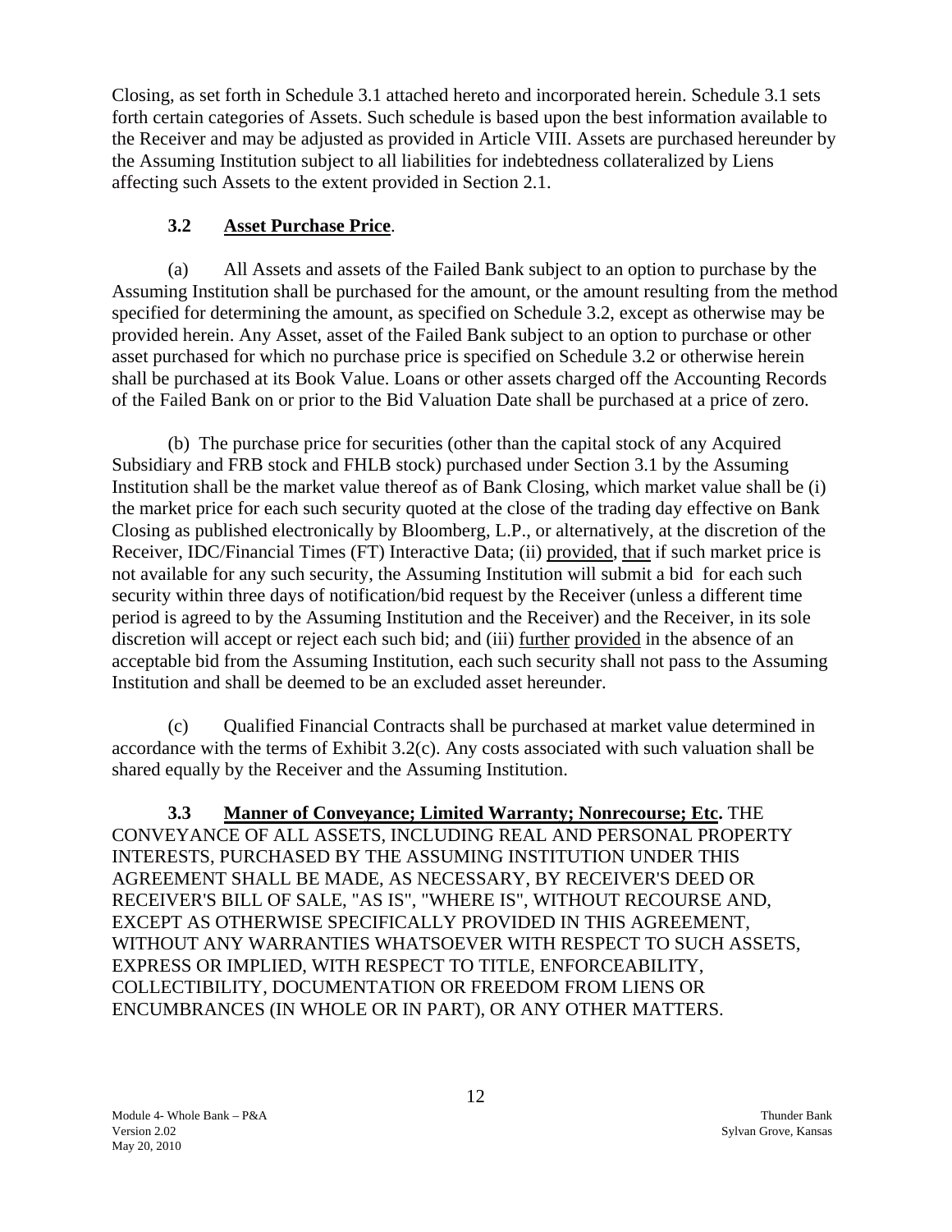Closing, as set forth in Schedule 3.1 attached hereto and incorporated herein. Schedule 3.1 sets forth certain categories of Assets. Such schedule is based upon the best information available to the Receiver and may be adjusted as provided in Article VIII. Assets are purchased hereunder by the Assuming Institution subject to all liabilities for indebtedness collateralized by Liens affecting such Assets to the extent provided in Section 2.1.

**3.2 Asset Purchase Price**.

(a) All Assets and assets of the Failed Bank subject to an option to purchase by the Assuming Institution shall be purchased for the amount, or the amount resulting from the method specified for determining the amount, as specified on Schedule 3.2, except as otherwise may be provided herein. Any Asset, asset of the Failed Bank subject to an option to purchase or other asset purchased for which no purchase price is specified on Schedule 3.2 or otherwise herein shall be purchased at its Book Value. Loans or other assets charged off the Accounting Records of the Failed Bank on or prior to the Bid Valuation Date shall be purchased at a price of zero.

(b) The purchase price for securities (other than the capital stock of any Acquired Subsidiary and FRB stock and FHLB stock) purchased under Section 3.1 by the Assuming Institution shall be the market value thereof as of Bank Closing, which market value shall be (i) the market price for each such security quoted at the close of the trading day effective on Bank Closing as published electronically by Bloomberg, L.P., or alternatively, at the discretion of the Receiver, IDC/Financial Times (FT) Interactive Data; (ii) provided, that if such market price is not available for any such security, the Assuming Institution will submit a bid for each such security within three days of notification/bid request by the Receiver (unless a different time period is agreed to by the Assuming Institution and the Receiver) and the Receiver, in its sole discretion will accept or reject each such bid; and (iii) further provided in the absence of an acceptable bid from the Assuming Institution, each such security shall not pass to the Assuming Institution and shall be deemed to be an excluded asset hereunder.

(c) Qualified Financial Contracts shall be purchased at market value determined in accordance with the terms of Exhibit 3.2(c). Any costs associated with such valuation shall be shared equally by the Receiver and the Assuming Institution.

**3.3 Manner of Conveyance; Limited Warranty; Nonrecourse; Etc.** THE CONVEYANCE OF ALL ASSETS, INCLUDING REAL AND PERSONAL PROPERTY INTERESTS, PURCHASED BY THE ASSUMING INSTITUTION UNDER THIS AGREEMENT SHALL BE MADE, AS NECESSARY, BY RECEIVER'S DEED OR RECEIVER'S BILL OF SALE, "AS IS", "WHERE IS", WITHOUT RECOURSE AND, EXCEPT AS OTHERWISE SPECIFICALLY PROVIDED IN THIS AGREEMENT, WITHOUT ANY WARRANTIES WHATSOEVER WITH RESPECT TO SUCH ASSETS, EXPRESS OR IMPLIED, WITH RESPECT TO TITLE, ENFORCEABILITY, COLLECTIBILITY, DOCUMENTATION OR FREEDOM FROM LIENS OR ENCUMBRANCES (IN WHOLE OR IN PART), OR ANY OTHER MATTERS.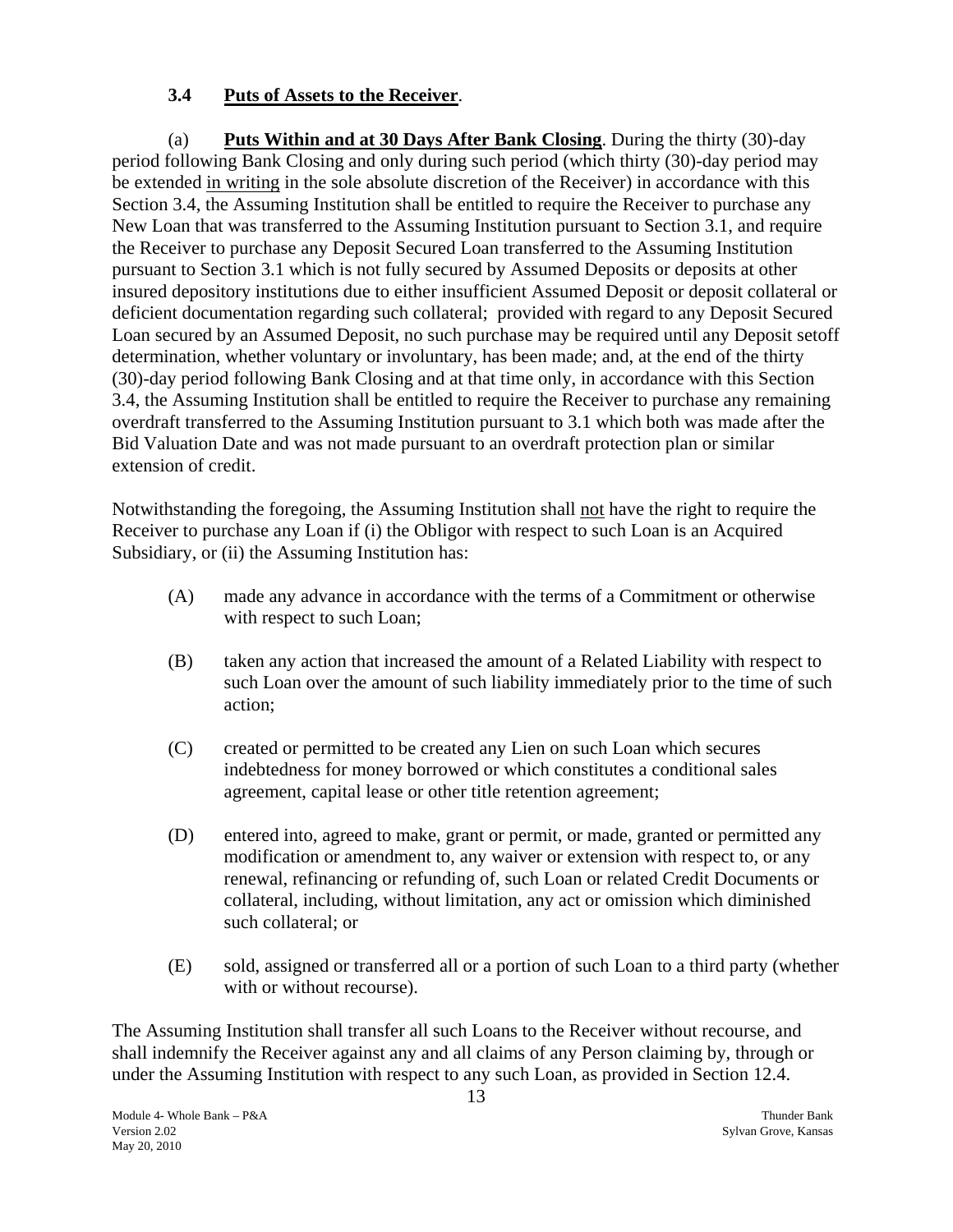### 3.4 <u>Puts of Assets to the Receiver</u>.

(a) **<u>Puts Within and at 30 Days After Bank Closing</u>**. During the thirty (30)-day period following Bank Closing and only during such period (which thirty (30)-day period may be extended <u>in writing</u> in the sole absolute discretion of the Receiver) in accordance with this Section 3.4, the Assuming Institution shall be entitled to require the Receiver to purchase any New Loan that was transferred to the Assuming Institution pursuant to Section 3.1, and require the Receiver to purchase any Deposit Secured Loan transferred to the Assuming Institution pursuant to Section 3.1 which is not fully secured by Assumed Deposits or deposits at other insured depository institutions due to either insufficient Assumed Deposit or deposit collateral or deficient documentation regarding such collateral; provided with regard to any Deposit Secured Loan secured by an Assumed Deposit, no such purchase may be required until any Deposit setoff determination, whether voluntary or involuntary, has been made; and, at the end of the thirty (30)-day period following Bank Closing and at that time only, in accordance with this Section 3.4, the Assuming Institution shall be entitled to require the Receiver to purchase any remaining overdraft transferred to the Assuming Institution pursuant to 3.1 which both was made after the Bid Valuation Date and was not made pursuant to an overdraft protection plan or similar extension of credit.

Notwithstanding the foregoing, the Assuming Institution shall <u>not</u> have the right to require the Receiver to purchase any Loan if (i) the Obligor with respect to such Loan is an Acquired Subsidiary, or (ii) the Assuming Institution has:

(A) made any advance in accordance with the terms of a Commitment or otherwise with respect to such Loan;

(B) taken any action that increased the amount of a Related Liability with respect to such Loan over the amount of such liability immediately prior to the time of such action;

(C) created or permitted to be created any Lien on such Loan which secures indebtedness for money borrowed or which constitutes a conditional sales agreement, capital lease or other title retention agreement;

(D) entered into, agreed to make, grant or permit, or made, granted or permitted any modification or amendment to, any waiver or extension with respect to, or any renewal, refinancing or refunding of, such Loan or related Credit Documents or collateral, including, without limitation, any act or omission which diminished such collateral; or

(E) sold, assigned or transferred all or a portion of such Loan to a third party (whether with or without recourse).

The Assuming Institution shall transfer all such Loans to the Receiver without recourse, and shall indemnify the Receiver against any and all claims of any Person claiming by, through or under the Assuming Institution with respect to any such Loan, as provided in Section 12.4.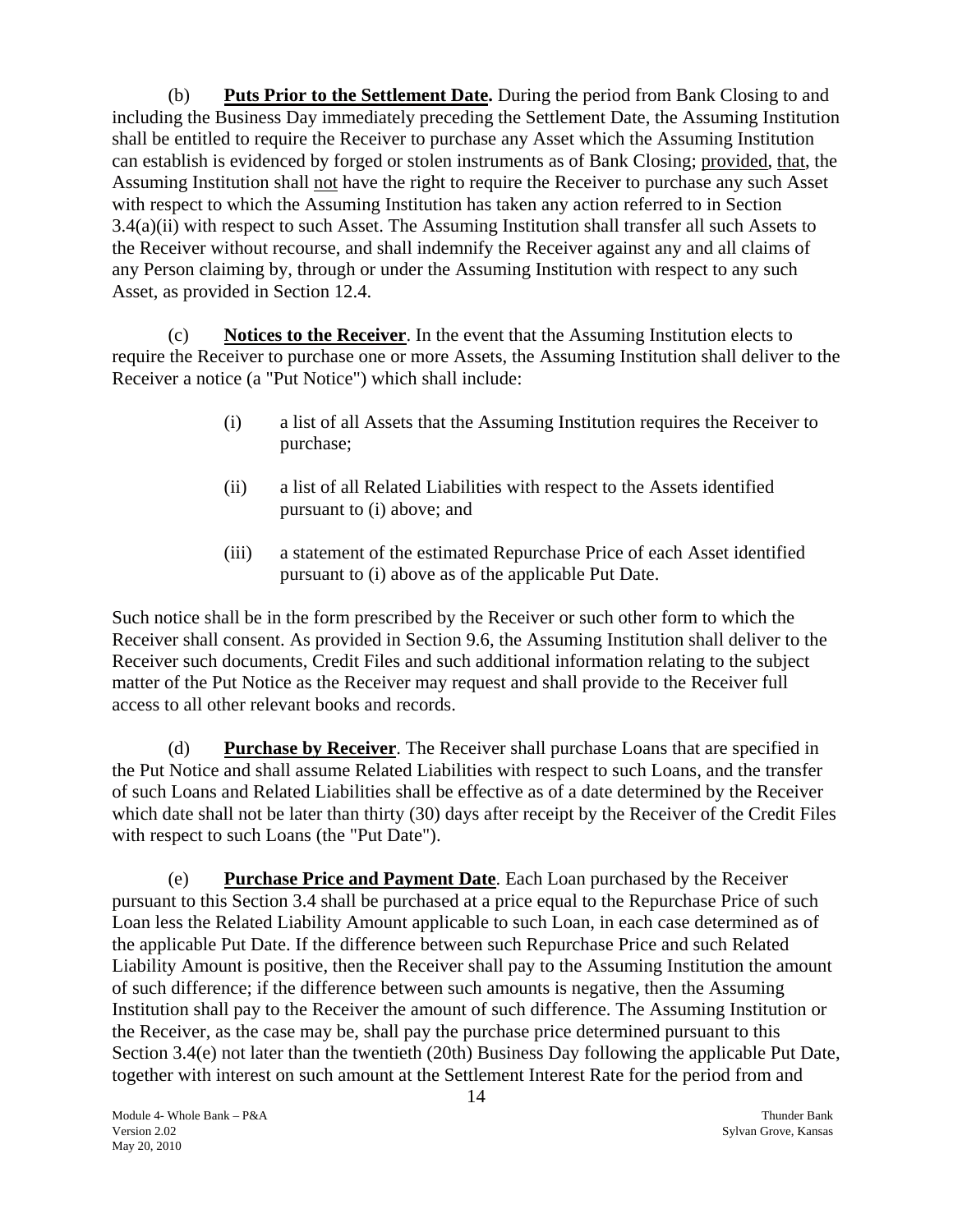(b) **Puts Prior to the Settlement Date.** During the period from Bank Closing to and including the Business Day immediately preceding the Settlement Date, the Assuming Institution shall be entitled to require the Receiver to purchase any Asset which the Assuming Institution can establish is evidenced by forged or stolen instruments as of Bank Closing; provided, that, the Assuming Institution shall not have the right to require the Receiver to purchase any such Asset with respect to which the Assuming Institution has taken any action referred to in Section 3.4(a)(ii) with respect to such Asset. The Assuming Institution shall transfer all such Assets to the Receiver without recourse, and shall indemnify the Receiver against any and all claims of any Person claiming by, through or under the Assuming Institution with respect to any such Asset, as provided in Section 12.4.

(c) **Notices to the Receiver**. In the event that the Assuming Institution elects to require the Receiver to purchase one or more Assets, the Assuming Institution shall deliver to the Receiver a notice (a "Put Notice") which shall include:

> (i) a list of all Assets that the Assuming Institution requires the Receiver to purchase;
>
> (ii) a list of all Related Liabilities with respect to the Assets identified pursuant to (i) above; and
>
> (iii) a statement of the estimated Repurchase Price of each Asset identified pursuant to (i) above as of the applicable Put Date.

Such notice shall be in the form prescribed by the Receiver or such other form to which the Receiver shall consent. As provided in Section 9.6, the Assuming Institution shall deliver to the Receiver such documents, Credit Files and such additional information relating to the subject matter of the Put Notice as the Receiver may request and shall provide to the Receiver full access to all other relevant books and records.

(d) **Purchase by Receiver**. The Receiver shall purchase Loans that are specified in the Put Notice and shall assume Related Liabilities with respect to such Loans, and the transfer of such Loans and Related Liabilities shall be effective as of a date determined by the Receiver which date shall not be later than thirty (30) days after receipt by the Receiver of the Credit Files with respect to such Loans (the "Put Date").

(e) **Purchase Price and Payment Date**. Each Loan purchased by the Receiver pursuant to this Section 3.4 shall be purchased at a price equal to the Repurchase Price of such Loan less the Related Liability Amount applicable to such Loan, in each case determined as of the applicable Put Date. If the difference between such Repurchase Price and such Related Liability Amount is positive, then the Receiver shall pay to the Assuming Institution the amount of such difference; if the difference between such amounts is negative, then the Assuming Institution shall pay to the Receiver the amount of such difference. The Assuming Institution or the Receiver, as the case may be, shall pay the purchase price determined pursuant to this Section 3.4(e) not later than the twentieth (20th) Business Day following the applicable Put Date, together with interest on such amount at the Settlement Interest Rate for the period from and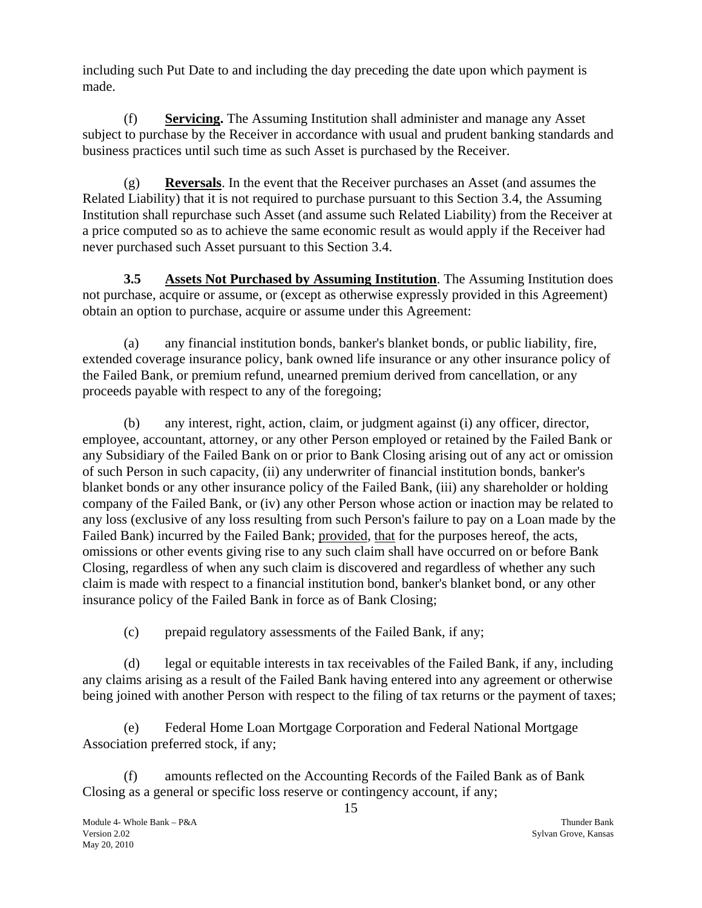including such Put Date to and including the day preceding the date upon which payment is made.

(f) **Servicing.** The Assuming Institution shall administer and manage any Asset subject to purchase by the Receiver in accordance with usual and prudent banking standards and business practices until such time as such Asset is purchased by the Receiver.

(g) **Reversals**. In the event that the Receiver purchases an Asset (and assumes the Related Liability) that it is not required to purchase pursuant to this Section 3.4, the Assuming Institution shall repurchase such Asset (and assume such Related Liability) from the Receiver at a price computed so as to achieve the same economic result as would apply if the Receiver had never purchased such Asset pursuant to this Section 3.4.

**3.5 Assets Not Purchased by Assuming Institution**. The Assuming Institution does not purchase, acquire or assume, or (except as otherwise expressly provided in this Agreement) obtain an option to purchase, acquire or assume under this Agreement:

(a) any financial institution bonds, banker's blanket bonds, or public liability, fire, extended coverage insurance policy, bank owned life insurance or any other insurance policy of the Failed Bank, or premium refund, unearned premium derived from cancellation, or any proceeds payable with respect to any of the foregoing;

(b) any interest, right, action, claim, or judgment against (i) any officer, director, employee, accountant, attorney, or any other Person employed or retained by the Failed Bank or any Subsidiary of the Failed Bank on or prior to Bank Closing arising out of any act or omission of such Person in such capacity, (ii) any underwriter of financial institution bonds, banker's blanket bonds or any other insurance policy of the Failed Bank, (iii) any shareholder or holding company of the Failed Bank, or (iv) any other Person whose action or inaction may be related to any loss (exclusive of any loss resulting from such Person's failure to pay on a Loan made by the Failed Bank) incurred by the Failed Bank; provided, that for the purposes hereof, the acts, omissions or other events giving rise to any such claim shall have occurred on or before Bank Closing, regardless of when any such claim is discovered and regardless of whether any such claim is made with respect to a financial institution bond, banker's blanket bond, or any other insurance policy of the Failed Bank in force as of Bank Closing;

(c) prepaid regulatory assessments of the Failed Bank, if any;

(d) legal or equitable interests in tax receivables of the Failed Bank, if any, including any claims arising as a result of the Failed Bank having entered into any agreement or otherwise being joined with another Person with respect to the filing of tax returns or the payment of taxes;

(e) Federal Home Loan Mortgage Corporation and Federal National Mortgage Association preferred stock, if any;

(f) amounts reflected on the Accounting Records of the Failed Bank as of Bank Closing as a general or specific loss reserve or contingency account, if any;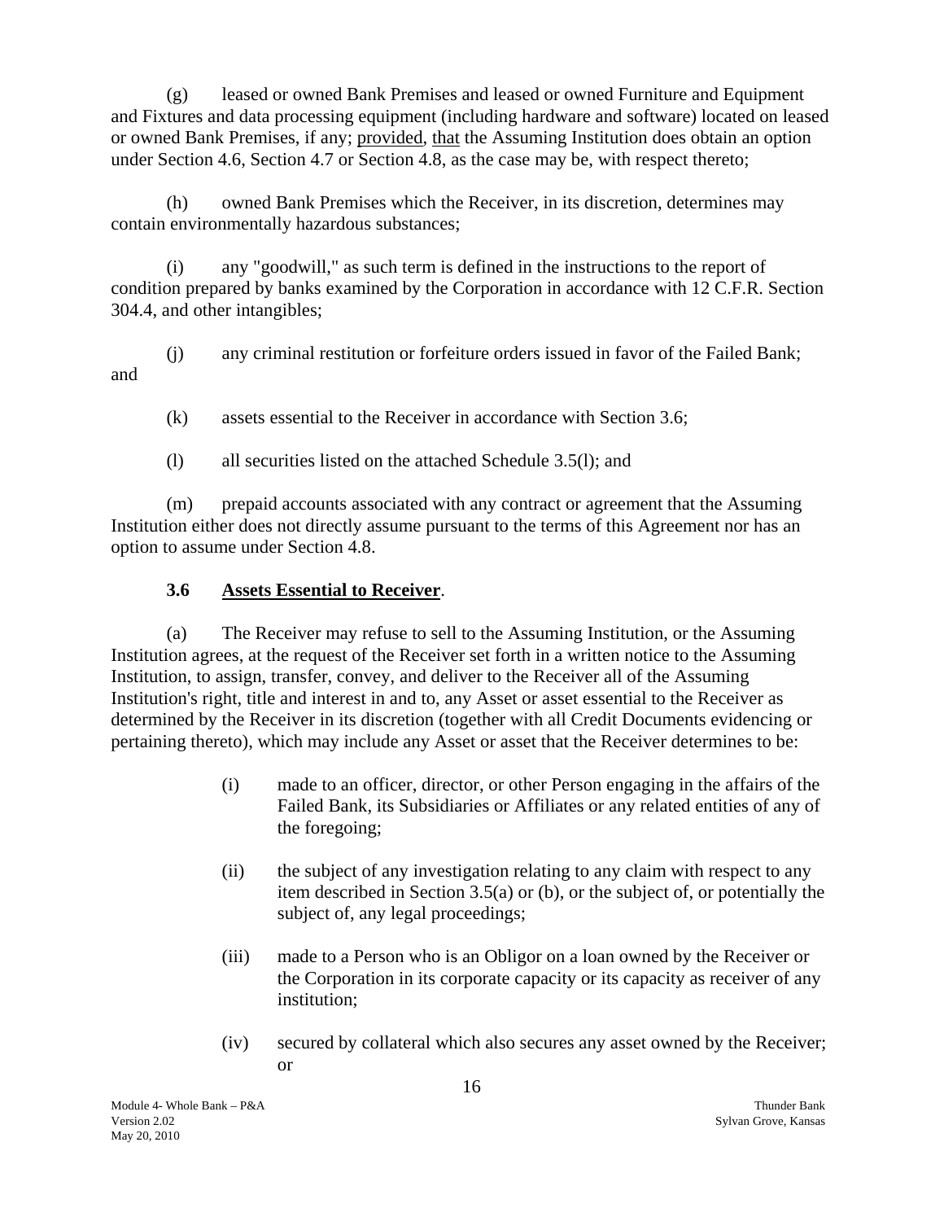(g) leased or owned Bank Premises and leased or owned Furniture and Equipment and Fixtures and data processing equipment (including hardware and software) located on leased or owned Bank Premises, if any; provided, that the Assuming Institution does obtain an option under Section 4.6, Section 4.7 or Section 4.8, as the case may be, with respect thereto;

(h) owned Bank Premises which the Receiver, in its discretion, determines may contain environmentally hazardous substances;

(i) any "goodwill," as such term is defined in the instructions to the report of condition prepared by banks examined by the Corporation in accordance with 12 C.F.R. Section 304.4, and other intangibles;

(j) any criminal restitution or forfeiture orders issued in favor of the Failed Bank; and

(k) assets essential to the Receiver in accordance with Section 3.6;

(l) all securities listed on the attached Schedule 3.5(l); and

(m) prepaid accounts associated with any contract or agreement that the Assuming Institution either does not directly assume pursuant to the terms of this Agreement nor has an option to assume under Section 4.8.

### 3.6 Assets Essential to Receiver.

(a) The Receiver may refuse to sell to the Assuming Institution, or the Assuming Institution agrees, at the request of the Receiver set forth in a written notice to the Assuming Institution, to assign, transfer, convey, and deliver to the Receiver all of the Assuming Institution's right, title and interest in and to, any Asset or asset essential to the Receiver as determined by the Receiver in its discretion (together with all Credit Documents evidencing or pertaining thereto), which may include any Asset or asset that the Receiver determines to be:

(i) made to an officer, director, or other Person engaging in the affairs of the Failed Bank, its Subsidiaries or Affiliates or any related entities of any of the foregoing;

(ii) the subject of any investigation relating to any claim with respect to any item described in Section 3.5(a) or (b), or the subject of, or potentially the subject of, any legal proceedings;

(iii) made to a Person who is an Obligor on a loan owned by the Receiver or the Corporation in its corporate capacity or its capacity as receiver of any institution;

(iv) secured by collateral which also secures any asset owned by the Receiver; or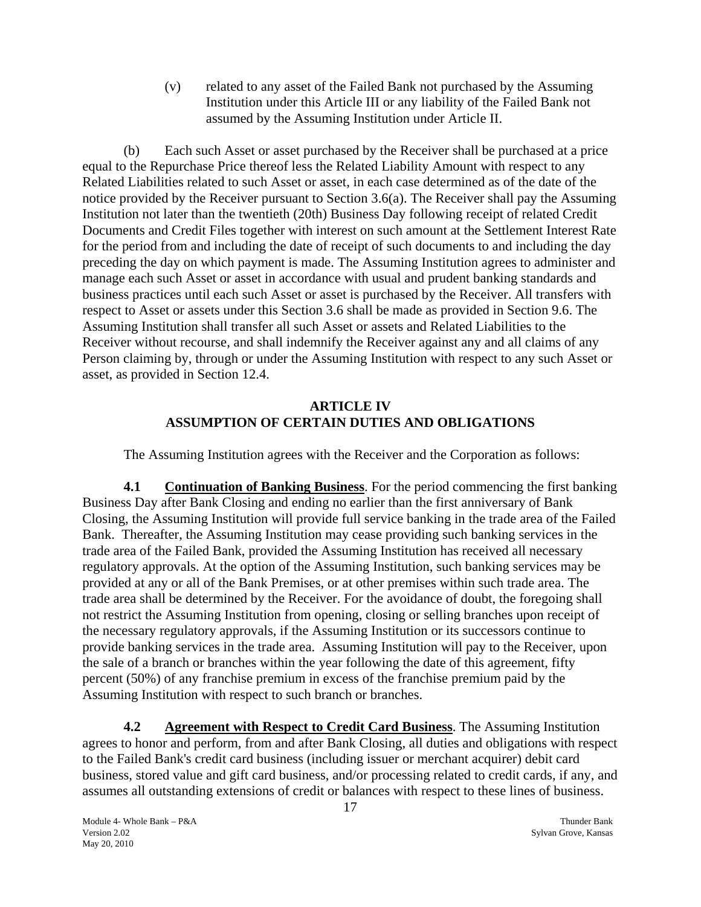(v) related to any asset of the Failed Bank not purchased by the Assuming Institution under this Article III or any liability of the Failed Bank not assumed by the Assuming Institution under Article II.

(b) Each such Asset or asset purchased by the Receiver shall be purchased at a price equal to the Repurchase Price thereof less the Related Liability Amount with respect to any Related Liabilities related to such Asset or asset, in each case determined as of the date of the notice provided by the Receiver pursuant to Section 3.6(a). The Receiver shall pay the Assuming Institution not later than the twentieth (20th) Business Day following receipt of related Credit Documents and Credit Files together with interest on such amount at the Settlement Interest Rate for the period from and including the date of receipt of such documents to and including the day preceding the day on which payment is made. The Assuming Institution agrees to administer and manage each such Asset or asset in accordance with usual and prudent banking standards and business practices until each such Asset or asset is purchased by the Receiver. All transfers with respect to Asset or assets under this Section 3.6 shall be made as provided in Section 9.6. The Assuming Institution shall transfer all such Asset or assets and Related Liabilities to the Receiver without recourse, and shall indemnify the Receiver against any and all claims of any Person claiming by, through or under the Assuming Institution with respect to any such Asset or asset, as provided in Section 12.4.

## ARTICLE IV
## ASSUMPTION OF CERTAIN DUTIES AND OBLIGATIONS

The Assuming Institution agrees with the Receiver and the Corporation as follows:

**4.1 Continuation of Banking Business**. For the period commencing the first banking Business Day after Bank Closing and ending no earlier than the first anniversary of Bank Closing, the Assuming Institution will provide full service banking in the trade area of the Failed Bank. Thereafter, the Assuming Institution may cease providing such banking services in the trade area of the Failed Bank, provided the Assuming Institution has received all necessary regulatory approvals. At the option of the Assuming Institution, such banking services may be provided at any or all of the Bank Premises, or at other premises within such trade area. The trade area shall be determined by the Receiver. For the avoidance of doubt, the foregoing shall not restrict the Assuming Institution from opening, closing or selling branches upon receipt of the necessary regulatory approvals, if the Assuming Institution or its successors continue to provide banking services in the trade area. Assuming Institution will pay to the Receiver, upon the sale of a branch or branches within the year following the date of this agreement, fifty percent (50%) of any franchise premium in excess of the franchise premium paid by the Assuming Institution with respect to such branch or branches.

**4.2 Agreement with Respect to Credit Card Business**. The Assuming Institution agrees to honor and perform, from and after Bank Closing, all duties and obligations with respect to the Failed Bank's credit card business (including issuer or merchant acquirer) debit card business, stored value and gift card business, and/or processing related to credit cards, if any, and assumes all outstanding extensions of credit or balances with respect to these lines of business.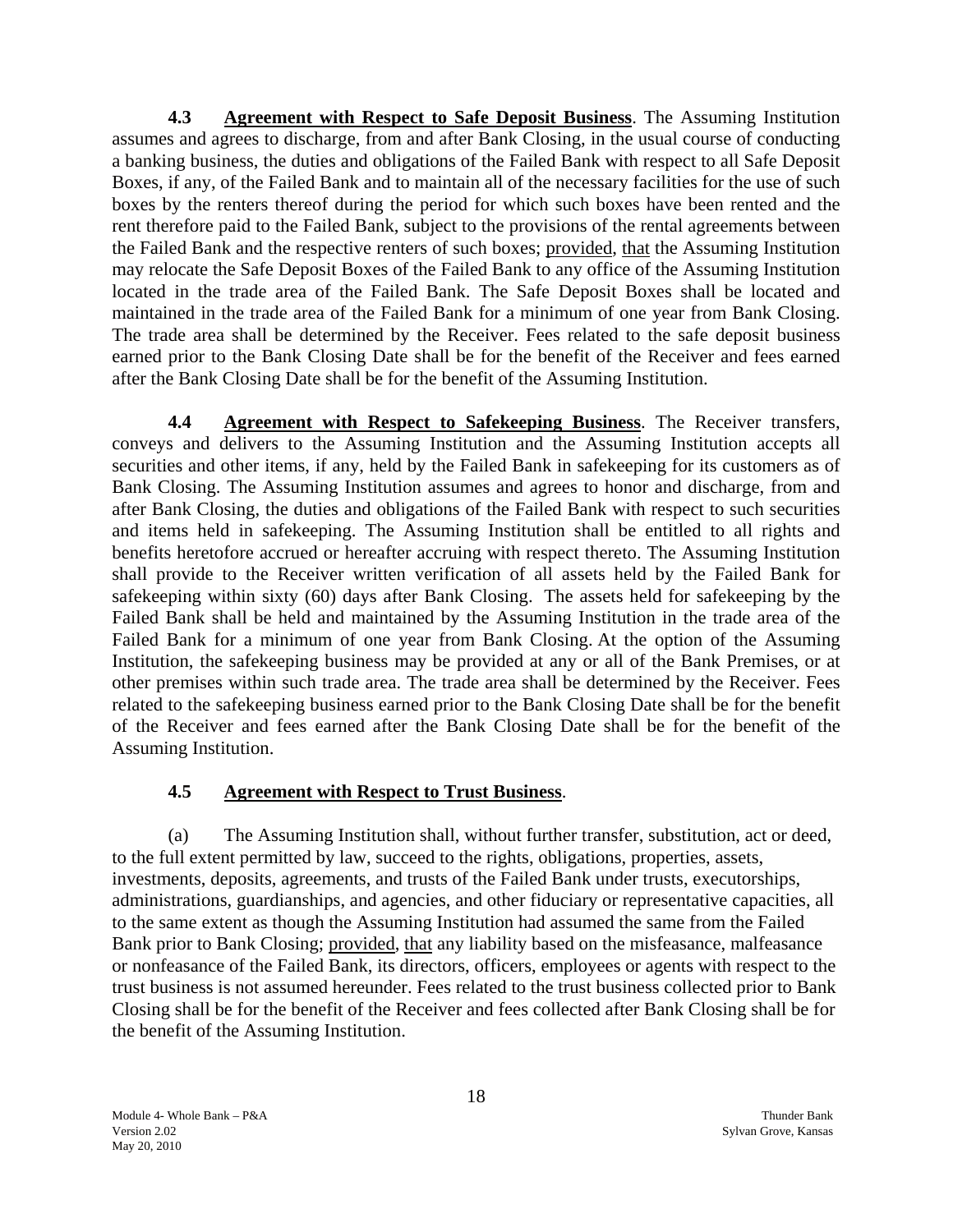**4.3 Agreement with Respect to Safe Deposit Business**. The Assuming Institution assumes and agrees to discharge, from and after Bank Closing, in the usual course of conducting a banking business, the duties and obligations of the Failed Bank with respect to all Safe Deposit Boxes, if any, of the Failed Bank and to maintain all of the necessary facilities for the use of such boxes by the renters thereof during the period for which such boxes have been rented and the rent therefore paid to the Failed Bank, subject to the provisions of the rental agreements between the Failed Bank and the respective renters of such boxes; provided, that the Assuming Institution may relocate the Safe Deposit Boxes of the Failed Bank to any office of the Assuming Institution located in the trade area of the Failed Bank. The Safe Deposit Boxes shall be located and maintained in the trade area of the Failed Bank for a minimum of one year from Bank Closing. The trade area shall be determined by the Receiver. Fees related to the safe deposit business earned prior to the Bank Closing Date shall be for the benefit of the Receiver and fees earned after the Bank Closing Date shall be for the benefit of the Assuming Institution.

**4.4 Agreement with Respect to Safekeeping Business**. The Receiver transfers, conveys and delivers to the Assuming Institution and the Assuming Institution accepts all securities and other items, if any, held by the Failed Bank in safekeeping for its customers as of Bank Closing. The Assuming Institution assumes and agrees to honor and discharge, from and after Bank Closing, the duties and obligations of the Failed Bank with respect to such securities and items held in safekeeping. The Assuming Institution shall be entitled to all rights and benefits heretofore accrued or hereafter accruing with respect thereto. The Assuming Institution shall provide to the Receiver written verification of all assets held by the Failed Bank for safekeeping within sixty (60) days after Bank Closing. The assets held for safekeeping by the Failed Bank shall be held and maintained by the Assuming Institution in the trade area of the Failed Bank for a minimum of one year from Bank Closing. At the option of the Assuming Institution, the safekeeping business may be provided at any or all of the Bank Premises, or at other premises within such trade area. The trade area shall be determined by the Receiver. Fees related to the safekeeping business earned prior to the Bank Closing Date shall be for the benefit of the Receiver and fees earned after the Bank Closing Date shall be for the benefit of the Assuming Institution.

**4.5 Agreement with Respect to Trust Business**.

(a) The Assuming Institution shall, without further transfer, substitution, act or deed, to the full extent permitted by law, succeed to the rights, obligations, properties, assets, investments, deposits, agreements, and trusts of the Failed Bank under trusts, executorships, administrations, guardianships, and agencies, and other fiduciary or representative capacities, all to the same extent as though the Assuming Institution had assumed the same from the Failed Bank prior to Bank Closing; provided, that any liability based on the misfeasance, malfeasance or nonfeasance of the Failed Bank, its directors, officers, employees or agents with respect to the trust business is not assumed hereunder. Fees related to the trust business collected prior to Bank Closing shall be for the benefit of the Receiver and fees collected after Bank Closing shall be for the benefit of the Assuming Institution.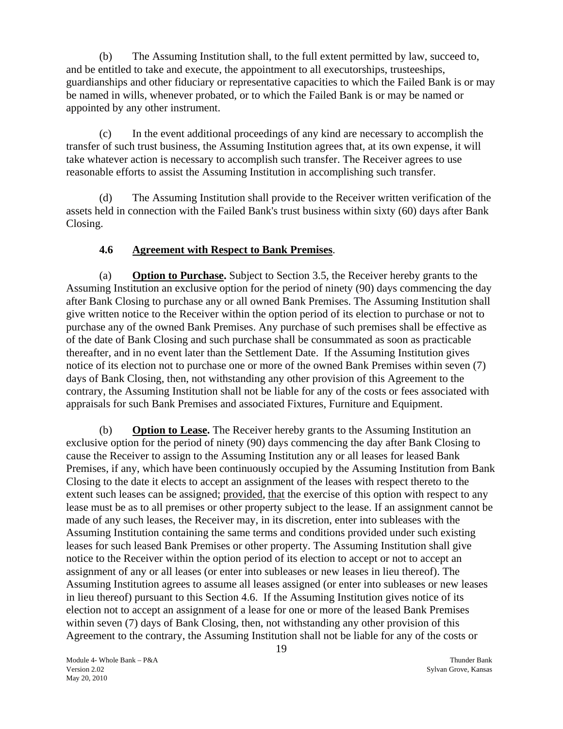(b) The Assuming Institution shall, to the full extent permitted by law, succeed to, and be entitled to take and execute, the appointment to all executorships, trusteeships, guardianships and other fiduciary or representative capacities to which the Failed Bank is or may be named in wills, whenever probated, or to which the Failed Bank is or may be named or appointed by any other instrument.

(c) In the event additional proceedings of any kind are necessary to accomplish the transfer of such trust business, the Assuming Institution agrees that, at its own expense, it will take whatever action is necessary to accomplish such transfer. The Receiver agrees to use reasonable efforts to assist the Assuming Institution in accomplishing such transfer.

(d) The Assuming Institution shall provide to the Receiver written verification of the assets held in connection with the Failed Bank's trust business within sixty (60) days after Bank Closing.

### 4.6 Agreement with Respect to Bank Premises.

(a) **Option to Purchase.** Subject to Section 3.5, the Receiver hereby grants to the Assuming Institution an exclusive option for the period of ninety (90) days commencing the day after Bank Closing to purchase any or all owned Bank Premises. The Assuming Institution shall give written notice to the Receiver within the option period of its election to purchase or not to purchase any of the owned Bank Premises. Any purchase of such premises shall be effective as of the date of Bank Closing and such purchase shall be consummated as soon as practicable thereafter, and in no event later than the Settlement Date. If the Assuming Institution gives notice of its election not to purchase one or more of the owned Bank Premises within seven (7) days of Bank Closing, then, not withstanding any other provision of this Agreement to the contrary, the Assuming Institution shall not be liable for any of the costs or fees associated with appraisals for such Bank Premises and associated Fixtures, Furniture and Equipment.

(b) **Option to Lease.** The Receiver hereby grants to the Assuming Institution an exclusive option for the period of ninety (90) days commencing the day after Bank Closing to cause the Receiver to assign to the Assuming Institution any or all leases for leased Bank Premises, if any, which have been continuously occupied by the Assuming Institution from Bank Closing to the date it elects to accept an assignment of the leases with respect thereto to the extent such leases can be assigned; provided, that the exercise of this option with respect to any lease must be as to all premises or other property subject to the lease. If an assignment cannot be made of any such leases, the Receiver may, in its discretion, enter into subleases with the Assuming Institution containing the same terms and conditions provided under such existing leases for such leased Bank Premises or other property. The Assuming Institution shall give notice to the Receiver within the option period of its election to accept or not to accept an assignment of any or all leases (or enter into subleases or new leases in lieu thereof). The Assuming Institution agrees to assume all leases assigned (or enter into subleases or new leases in lieu thereof) pursuant to this Section 4.6. If the Assuming Institution gives notice of its election not to accept an assignment of a lease for one or more of the leased Bank Premises within seven (7) days of Bank Closing, then, not withstanding any other provision of this Agreement to the contrary, the Assuming Institution shall not be liable for any of the costs or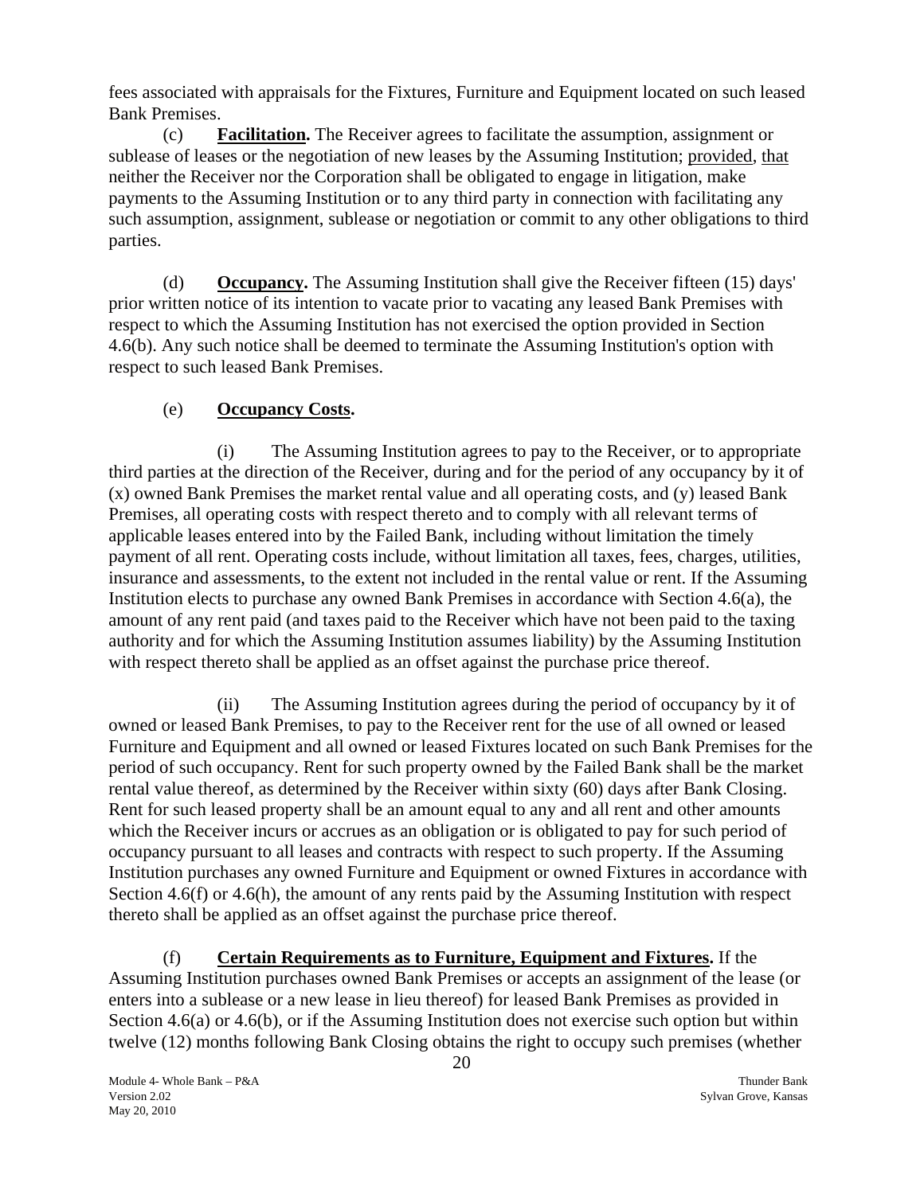fees associated with appraisals for the Fixtures, Furniture and Equipment located on such leased Bank Premises.

(c) **Facilitation.** The Receiver agrees to facilitate the assumption, assignment or sublease of leases or the negotiation of new leases by the Assuming Institution; provided, that neither the Receiver nor the Corporation shall be obligated to engage in litigation, make payments to the Assuming Institution or to any third party in connection with facilitating any such assumption, assignment, sublease or negotiation or commit to any other obligations to third parties.

(d) **Occupancy.** The Assuming Institution shall give the Receiver fifteen (15) days' prior written notice of its intention to vacate prior to vacating any leased Bank Premises with respect to which the Assuming Institution has not exercised the option provided in Section 4.6(b). Any such notice shall be deemed to terminate the Assuming Institution's option with respect to such leased Bank Premises.

(e) **Occupancy Costs.**

(i) The Assuming Institution agrees to pay to the Receiver, or to appropriate third parties at the direction of the Receiver, during and for the period of any occupancy by it of (x) owned Bank Premises the market rental value and all operating costs, and (y) leased Bank Premises, all operating costs with respect thereto and to comply with all relevant terms of applicable leases entered into by the Failed Bank, including without limitation the timely payment of all rent. Operating costs include, without limitation all taxes, fees, charges, utilities, insurance and assessments, to the extent not included in the rental value or rent. If the Assuming Institution elects to purchase any owned Bank Premises in accordance with Section 4.6(a), the amount of any rent paid (and taxes paid to the Receiver which have not been paid to the taxing authority and for which the Assuming Institution assumes liability) by the Assuming Institution with respect thereto shall be applied as an offset against the purchase price thereof.

(ii) The Assuming Institution agrees during the period of occupancy by it of owned or leased Bank Premises, to pay to the Receiver rent for the use of all owned or leased Furniture and Equipment and all owned or leased Fixtures located on such Bank Premises for the period of such occupancy. Rent for such property owned by the Failed Bank shall be the market rental value thereof, as determined by the Receiver within sixty (60) days after Bank Closing. Rent for such leased property shall be an amount equal to any and all rent and other amounts which the Receiver incurs or accrues as an obligation or is obligated to pay for such period of occupancy pursuant to all leases and contracts with respect to such property. If the Assuming Institution purchases any owned Furniture and Equipment or owned Fixtures in accordance with Section 4.6(f) or 4.6(h), the amount of any rents paid by the Assuming Institution with respect thereto shall be applied as an offset against the purchase price thereof.

(f) **Certain Requirements as to Furniture, Equipment and Fixtures.** If the Assuming Institution purchases owned Bank Premises or accepts an assignment of the lease (or enters into a sublease or a new lease in lieu thereof) for leased Bank Premises as provided in Section 4.6(a) or 4.6(b), or if the Assuming Institution does not exercise such option but within twelve (12) months following Bank Closing obtains the right to occupy such premises (whether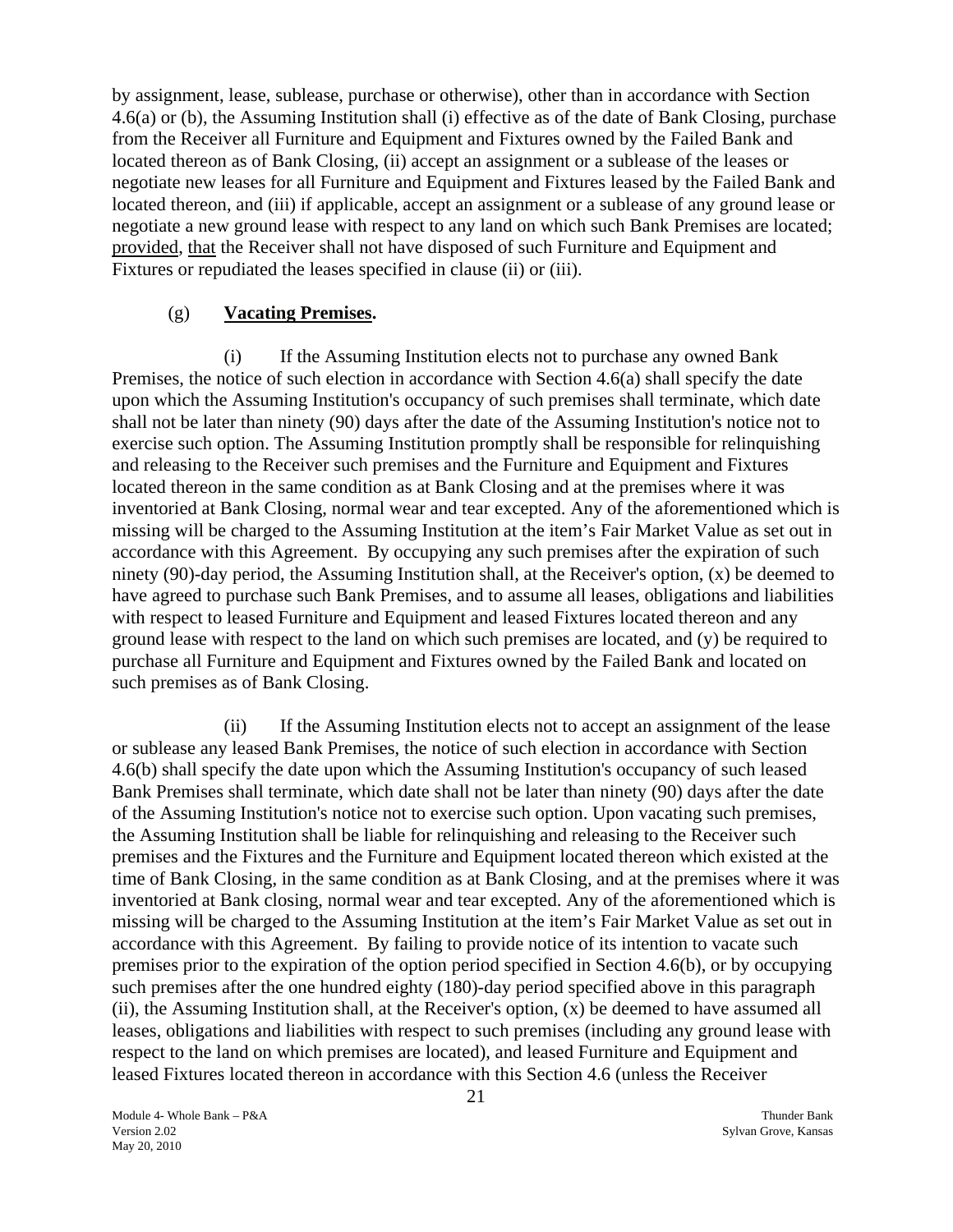by assignment, lease, sublease, purchase or otherwise), other than in accordance with Section 4.6(a) or (b), the Assuming Institution shall (i) effective as of the date of Bank Closing, purchase from the Receiver all Furniture and Equipment and Fixtures owned by the Failed Bank and located thereon as of Bank Closing, (ii) accept an assignment or a sublease of the leases or negotiate new leases for all Furniture and Equipment and Fixtures leased by the Failed Bank and located thereon, and (iii) if applicable, accept an assignment or a sublease of any ground lease or negotiate a new ground lease with respect to any land on which such Bank Premises are located; provided, that the Receiver shall not have disposed of such Furniture and Equipment and Fixtures or repudiated the leases specified in clause (ii) or (iii).

(g) **Vacating Premises.**

(i) If the Assuming Institution elects not to purchase any owned Bank Premises, the notice of such election in accordance with Section 4.6(a) shall specify the date upon which the Assuming Institution's occupancy of such premises shall terminate, which date shall not be later than ninety (90) days after the date of the Assuming Institution's notice not to exercise such option. The Assuming Institution promptly shall be responsible for relinquishing and releasing to the Receiver such premises and the Furniture and Equipment and Fixtures located thereon in the same condition as at Bank Closing and at the premises where it was inventoried at Bank Closing, normal wear and tear excepted. Any of the aforementioned which is missing will be charged to the Assuming Institution at the item's Fair Market Value as set out in accordance with this Agreement. By occupying any such premises after the expiration of such ninety (90)-day period, the Assuming Institution shall, at the Receiver's option, (x) be deemed to have agreed to purchase such Bank Premises, and to assume all leases, obligations and liabilities with respect to leased Furniture and Equipment and leased Fixtures located thereon and any ground lease with respect to the land on which such premises are located, and (y) be required to purchase all Furniture and Equipment and Fixtures owned by the Failed Bank and located on such premises as of Bank Closing.

(ii) If the Assuming Institution elects not to accept an assignment of the lease or sublease any leased Bank Premises, the notice of such election in accordance with Section 4.6(b) shall specify the date upon which the Assuming Institution's occupancy of such leased Bank Premises shall terminate, which date shall not be later than ninety (90) days after the date of the Assuming Institution's notice not to exercise such option. Upon vacating such premises, the Assuming Institution shall be liable for relinquishing and releasing to the Receiver such premises and the Fixtures and the Furniture and Equipment located thereon which existed at the time of Bank Closing, in the same condition as at Bank Closing, and at the premises where it was inventoried at Bank closing, normal wear and tear excepted. Any of the aforementioned which is missing will be charged to the Assuming Institution at the item's Fair Market Value as set out in accordance with this Agreement. By failing to provide notice of its intention to vacate such premises prior to the expiration of the option period specified in Section 4.6(b), or by occupying such premises after the one hundred eighty (180)-day period specified above in this paragraph (ii), the Assuming Institution shall, at the Receiver's option, (x) be deemed to have assumed all leases, obligations and liabilities with respect to such premises (including any ground lease with respect to the land on which premises are located), and leased Furniture and Equipment and leased Fixtures located thereon in accordance with this Section 4.6 (unless the Receiver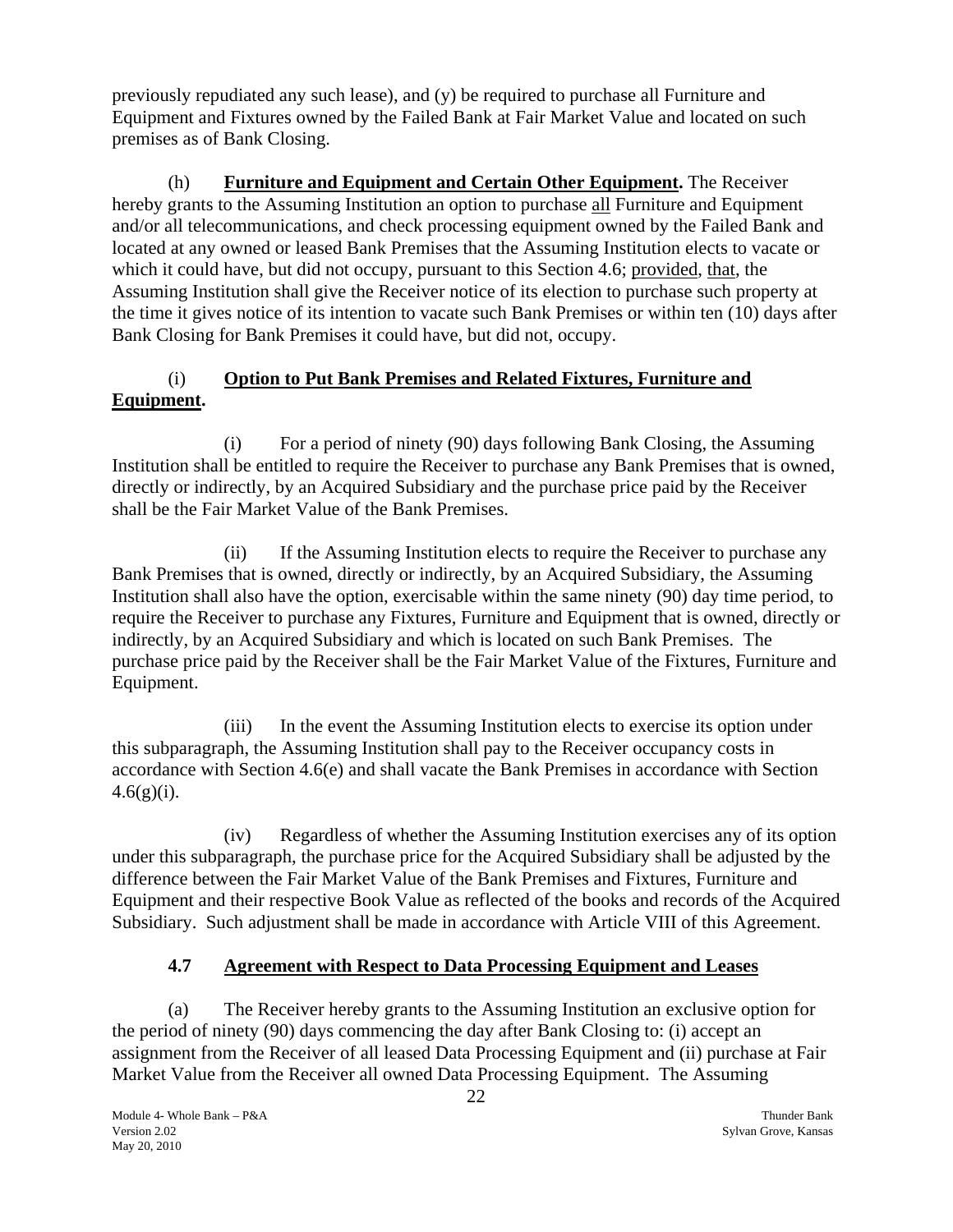previously repudiated any such lease), and (y) be required to purchase all Furniture and Equipment and Fixtures owned by the Failed Bank at Fair Market Value and located on such premises as of Bank Closing.

(h) **Furniture and Equipment and Certain Other Equipment.** The Receiver hereby grants to the Assuming Institution an option to purchase all Furniture and Equipment and/or all telecommunications, and check processing equipment owned by the Failed Bank and located at any owned or leased Bank Premises that the Assuming Institution elects to vacate or which it could have, but did not occupy, pursuant to this Section 4.6; provided, that, the Assuming Institution shall give the Receiver notice of its election to purchase such property at the time it gives notice of its intention to vacate such Bank Premises or within ten (10) days after Bank Closing for Bank Premises it could have, but did not, occupy.

(i) **Option to Put Bank Premises and Related Fixtures, Furniture and Equipment.**

(i) For a period of ninety (90) days following Bank Closing, the Assuming Institution shall be entitled to require the Receiver to purchase any Bank Premises that is owned, directly or indirectly, by an Acquired Subsidiary and the purchase price paid by the Receiver shall be the Fair Market Value of the Bank Premises.

(ii) If the Assuming Institution elects to require the Receiver to purchase any Bank Premises that is owned, directly or indirectly, by an Acquired Subsidiary, the Assuming Institution shall also have the option, exercisable within the same ninety (90) day time period, to require the Receiver to purchase any Fixtures, Furniture and Equipment that is owned, directly or indirectly, by an Acquired Subsidiary and which is located on such Bank Premises. The purchase price paid by the Receiver shall be the Fair Market Value of the Fixtures, Furniture and Equipment.

(iii) In the event the Assuming Institution elects to exercise its option under this subparagraph, the Assuming Institution shall pay to the Receiver occupancy costs in accordance with Section 4.6(e) and shall vacate the Bank Premises in accordance with Section 4.6(g)(i).

(iv) Regardless of whether the Assuming Institution exercises any of its option under this subparagraph, the purchase price for the Acquired Subsidiary shall be adjusted by the difference between the Fair Market Value of the Bank Premises and Fixtures, Furniture and Equipment and their respective Book Value as reflected of the books and records of the Acquired Subsidiary. Such adjustment shall be made in accordance with Article VIII of this Agreement.

## 4.7 Agreement with Respect to Data Processing Equipment and Leases

(a) The Receiver hereby grants to the Assuming Institution an exclusive option for the period of ninety (90) days commencing the day after Bank Closing to: (i) accept an assignment from the Receiver of all leased Data Processing Equipment and (ii) purchase at Fair Market Value from the Receiver all owned Data Processing Equipment. The Assuming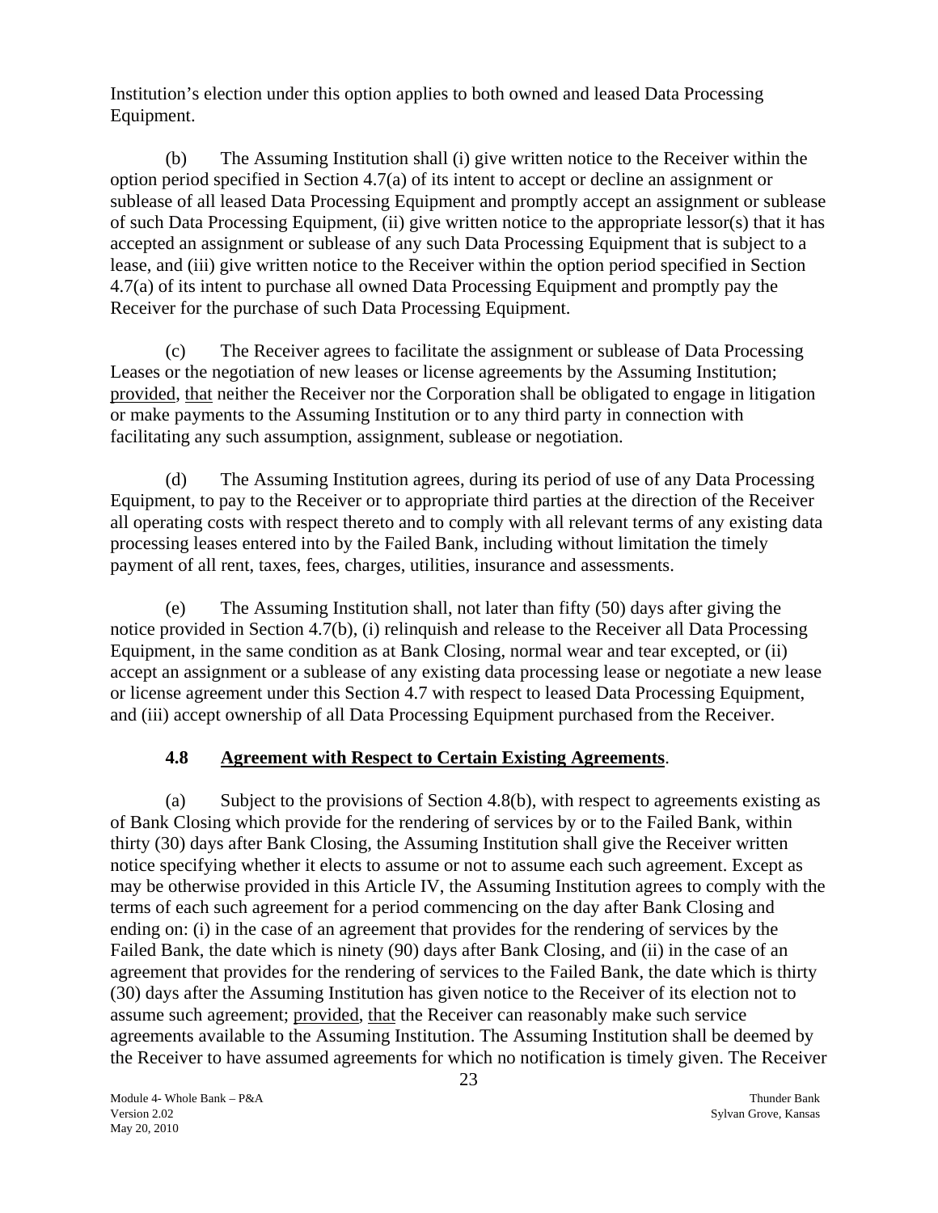Institution's election under this option applies to both owned and leased Data Processing Equipment.

(b) The Assuming Institution shall (i) give written notice to the Receiver within the option period specified in Section 4.7(a) of its intent to accept or decline an assignment or sublease of all leased Data Processing Equipment and promptly accept an assignment or sublease of such Data Processing Equipment, (ii) give written notice to the appropriate lessor(s) that it has accepted an assignment or sublease of any such Data Processing Equipment that is subject to a lease, and (iii) give written notice to the Receiver within the option period specified in Section 4.7(a) of its intent to purchase all owned Data Processing Equipment and promptly pay the Receiver for the purchase of such Data Processing Equipment.

(c) The Receiver agrees to facilitate the assignment or sublease of Data Processing Leases or the negotiation of new leases or license agreements by the Assuming Institution; provided, that neither the Receiver nor the Corporation shall be obligated to engage in litigation or make payments to the Assuming Institution or to any third party in connection with facilitating any such assumption, assignment, sublease or negotiation.

(d) The Assuming Institution agrees, during its period of use of any Data Processing Equipment, to pay to the Receiver or to appropriate third parties at the direction of the Receiver all operating costs with respect thereto and to comply with all relevant terms of any existing data processing leases entered into by the Failed Bank, including without limitation the timely payment of all rent, taxes, fees, charges, utilities, insurance and assessments.

(e) The Assuming Institution shall, not later than fifty (50) days after giving the notice provided in Section 4.7(b), (i) relinquish and release to the Receiver all Data Processing Equipment, in the same condition as at Bank Closing, normal wear and tear excepted, or (ii) accept an assignment or a sublease of any existing data processing lease or negotiate a new lease or license agreement under this Section 4.7 with respect to leased Data Processing Equipment, and (iii) accept ownership of all Data Processing Equipment purchased from the Receiver.

### 4.8 Agreement with Respect to Certain Existing Agreements.

(a) Subject to the provisions of Section 4.8(b), with respect to agreements existing as of Bank Closing which provide for the rendering of services by or to the Failed Bank, within thirty (30) days after Bank Closing, the Assuming Institution shall give the Receiver written notice specifying whether it elects to assume or not to assume each such agreement. Except as may be otherwise provided in this Article IV, the Assuming Institution agrees to comply with the terms of each such agreement for a period commencing on the day after Bank Closing and ending on: (i) in the case of an agreement that provides for the rendering of services by the Failed Bank, the date which is ninety (90) days after Bank Closing, and (ii) in the case of an agreement that provides for the rendering of services to the Failed Bank, the date which is thirty (30) days after the Assuming Institution has given notice to the Receiver of its election not to assume such agreement; provided, that the Receiver can reasonably make such service agreements available to the Assuming Institution. The Assuming Institution shall be deemed by the Receiver to have assumed agreements for which no notification is timely given. The Receiver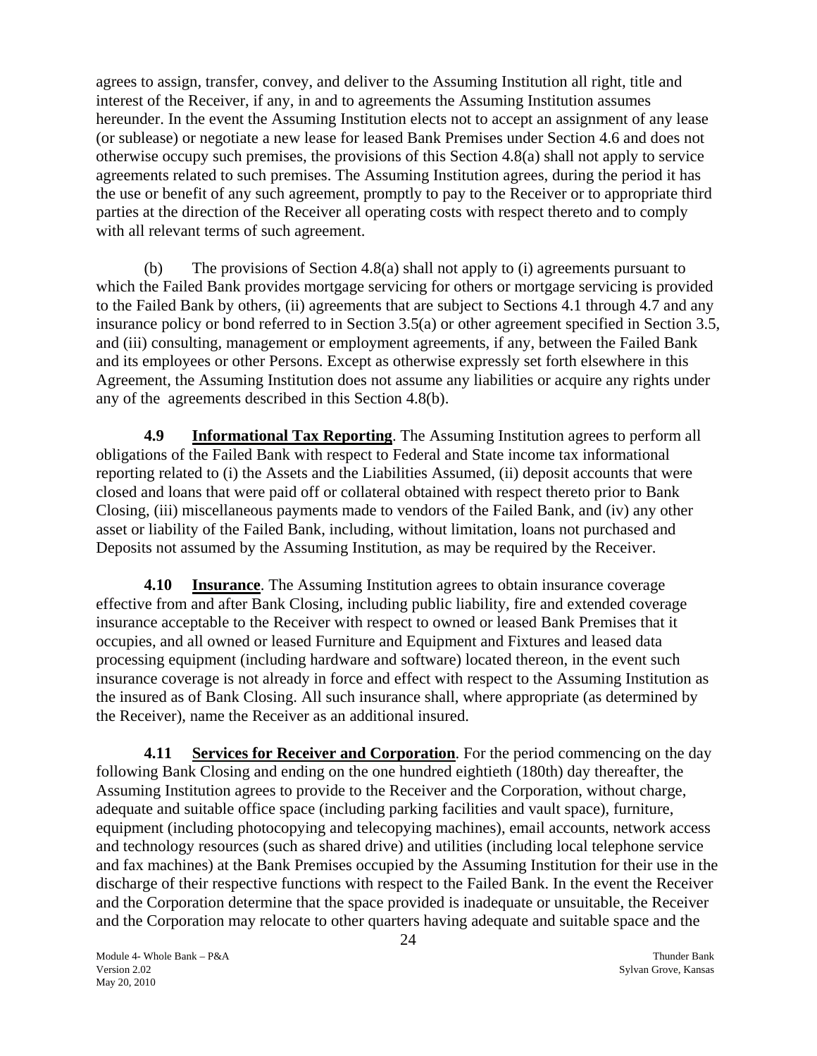agrees to assign, transfer, convey, and deliver to the Assuming Institution all right, title and interest of the Receiver, if any, in and to agreements the Assuming Institution assumes hereunder. In the event the Assuming Institution elects not to accept an assignment of any lease (or sublease) or negotiate a new lease for leased Bank Premises under Section 4.6 and does not otherwise occupy such premises, the provisions of this Section 4.8(a) shall not apply to service agreements related to such premises. The Assuming Institution agrees, during the period it has the use or benefit of any such agreement, promptly to pay to the Receiver or to appropriate third parties at the direction of the Receiver all operating costs with respect thereto and to comply with all relevant terms of such agreement.

(b) The provisions of Section 4.8(a) shall not apply to (i) agreements pursuant to which the Failed Bank provides mortgage servicing for others or mortgage servicing is provided to the Failed Bank by others, (ii) agreements that are subject to Sections 4.1 through 4.7 and any insurance policy or bond referred to in Section 3.5(a) or other agreement specified in Section 3.5, and (iii) consulting, management or employment agreements, if any, between the Failed Bank and its employees or other Persons. Except as otherwise expressly set forth elsewhere in this Agreement, the Assuming Institution does not assume any liabilities or acquire any rights under any of the agreements described in this Section 4.8(b).

**4.9 Informational Tax Reporting**. The Assuming Institution agrees to perform all obligations of the Failed Bank with respect to Federal and State income tax informational reporting related to (i) the Assets and the Liabilities Assumed, (ii) deposit accounts that were closed and loans that were paid off or collateral obtained with respect thereto prior to Bank Closing, (iii) miscellaneous payments made to vendors of the Failed Bank, and (iv) any other asset or liability of the Failed Bank, including, without limitation, loans not purchased and Deposits not assumed by the Assuming Institution, as may be required by the Receiver.

**4.10 Insurance**. The Assuming Institution agrees to obtain insurance coverage effective from and after Bank Closing, including public liability, fire and extended coverage insurance acceptable to the Receiver with respect to owned or leased Bank Premises that it occupies, and all owned or leased Furniture and Equipment and Fixtures and leased data processing equipment (including hardware and software) located thereon, in the event such insurance coverage is not already in force and effect with respect to the Assuming Institution as the insured as of Bank Closing. All such insurance shall, where appropriate (as determined by the Receiver), name the Receiver as an additional insured.

**4.11 Services for Receiver and Corporation**. For the period commencing on the day following Bank Closing and ending on the one hundred eightieth (180th) day thereafter, the Assuming Institution agrees to provide to the Receiver and the Corporation, without charge, adequate and suitable office space (including parking facilities and vault space), furniture, equipment (including photocopying and telecopying machines), email accounts, network access and technology resources (such as shared drive) and utilities (including local telephone service and fax machines) at the Bank Premises occupied by the Assuming Institution for their use in the discharge of their respective functions with respect to the Failed Bank. In the event the Receiver and the Corporation determine that the space provided is inadequate or unsuitable, the Receiver and the Corporation may relocate to other quarters having adequate and suitable space and the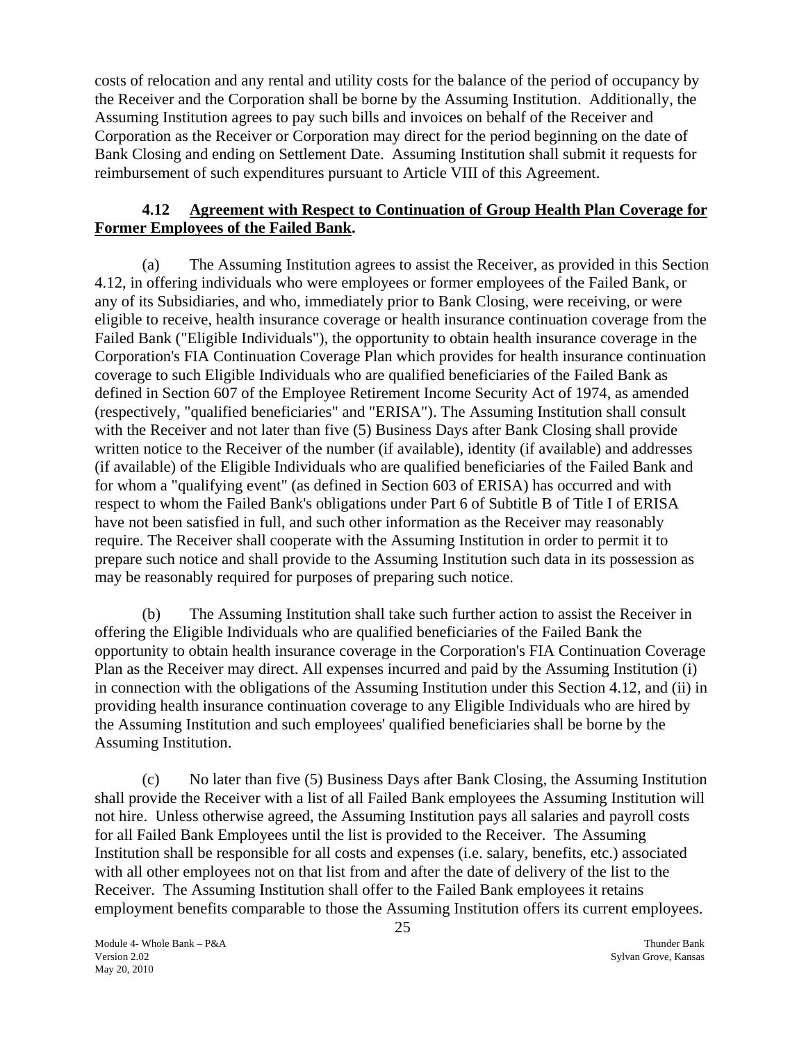costs of relocation and any rental and utility costs for the balance of the period of occupancy by the Receiver and the Corporation shall be borne by the Assuming Institution. Additionally, the Assuming Institution agrees to pay such bills and invoices on behalf of the Receiver and Corporation as the Receiver or Corporation may direct for the period beginning on the date of Bank Closing and ending on Settlement Date. Assuming Institution shall submit it requests for reimbursement of such expenditures pursuant to Article VIII of this Agreement.

**4.12 <u>Agreement with Respect to Continuation of Group Health Plan Coverage for Former Employees of the Failed Bank</u>.**

(a) The Assuming Institution agrees to assist the Receiver, as provided in this Section 4.12, in offering individuals who were employees or former employees of the Failed Bank, or any of its Subsidiaries, and who, immediately prior to Bank Closing, were receiving, or were eligible to receive, health insurance coverage or health insurance continuation coverage from the Failed Bank ("Eligible Individuals"), the opportunity to obtain health insurance coverage in the Corporation's FIA Continuation Coverage Plan which provides for health insurance continuation coverage to such Eligible Individuals who are qualified beneficiaries of the Failed Bank as defined in Section 607 of the Employee Retirement Income Security Act of 1974, as amended (respectively, "qualified beneficiaries" and "ERISA"). The Assuming Institution shall consult with the Receiver and not later than five (5) Business Days after Bank Closing shall provide written notice to the Receiver of the number (if available), identity (if available) and addresses (if available) of the Eligible Individuals who are qualified beneficiaries of the Failed Bank and for whom a "qualifying event" (as defined in Section 603 of ERISA) has occurred and with respect to whom the Failed Bank's obligations under Part 6 of Subtitle B of Title I of ERISA have not been satisfied in full, and such other information as the Receiver may reasonably require. The Receiver shall cooperate with the Assuming Institution in order to permit it to prepare such notice and shall provide to the Assuming Institution such data in its possession as may be reasonably required for purposes of preparing such notice.

(b) The Assuming Institution shall take such further action to assist the Receiver in offering the Eligible Individuals who are qualified beneficiaries of the Failed Bank the opportunity to obtain health insurance coverage in the Corporation's FIA Continuation Coverage Plan as the Receiver may direct. All expenses incurred and paid by the Assuming Institution (i) in connection with the obligations of the Assuming Institution under this Section 4.12, and (ii) in providing health insurance continuation coverage to any Eligible Individuals who are hired by the Assuming Institution and such employees' qualified beneficiaries shall be borne by the Assuming Institution.

(c) No later than five (5) Business Days after Bank Closing, the Assuming Institution shall provide the Receiver with a list of all Failed Bank employees the Assuming Institution will not hire. Unless otherwise agreed, the Assuming Institution pays all salaries and payroll costs for all Failed Bank Employees until the list is provided to the Receiver. The Assuming Institution shall be responsible for all costs and expenses (i.e. salary, benefits, etc.) associated with all other employees not on that list from and after the date of delivery of the list to the Receiver. The Assuming Institution shall offer to the Failed Bank employees it retains employment benefits comparable to those the Assuming Institution offers its current employees.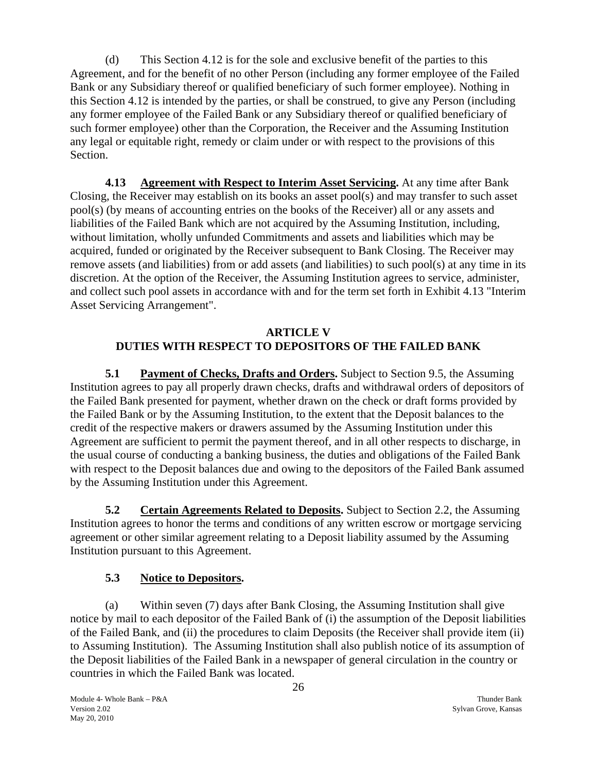(d) This Section 4.12 is for the sole and exclusive benefit of the parties to this Agreement, and for the benefit of no other Person (including any former employee of the Failed Bank or any Subsidiary thereof or qualified beneficiary of such former employee). Nothing in this Section 4.12 is intended by the parties, or shall be construed, to give any Person (including any former employee of the Failed Bank or any Subsidiary thereof or qualified beneficiary of such former employee) other than the Corporation, the Receiver and the Assuming Institution any legal or equitable right, remedy or claim under or with respect to the provisions of this Section.

**4.13 Agreement with Respect to Interim Asset Servicing.** At any time after Bank Closing, the Receiver may establish on its books an asset pool(s) and may transfer to such asset pool(s) (by means of accounting entries on the books of the Receiver) all or any assets and liabilities of the Failed Bank which are not acquired by the Assuming Institution, including, without limitation, wholly unfunded Commitments and assets and liabilities which may be acquired, funded or originated by the Receiver subsequent to Bank Closing. The Receiver may remove assets (and liabilities) from or add assets (and liabilities) to such pool(s) at any time in its discretion. At the option of the Receiver, the Assuming Institution agrees to service, administer, and collect such pool assets in accordance with and for the term set forth in Exhibit 4.13 "Interim Asset Servicing Arrangement".

## ARTICLE V
## DUTIES WITH RESPECT TO DEPOSITORS OF THE FAILED BANK

**5.1 Payment of Checks, Drafts and Orders.** Subject to Section 9.5, the Assuming Institution agrees to pay all properly drawn checks, drafts and withdrawal orders of depositors of the Failed Bank presented for payment, whether drawn on the check or draft forms provided by the Failed Bank or by the Assuming Institution, to the extent that the Deposit balances to the credit of the respective makers or drawers assumed by the Assuming Institution under this Agreement are sufficient to permit the payment thereof, and in all other respects to discharge, in the usual course of conducting a banking business, the duties and obligations of the Failed Bank with respect to the Deposit balances due and owing to the depositors of the Failed Bank assumed by the Assuming Institution under this Agreement.

**5.2 Certain Agreements Related to Deposits.** Subject to Section 2.2, the Assuming Institution agrees to honor the terms and conditions of any written escrow or mortgage servicing agreement or other similar agreement relating to a Deposit liability assumed by the Assuming Institution pursuant to this Agreement.

**5.3 Notice to Depositors.**

(a) Within seven (7) days after Bank Closing, the Assuming Institution shall give notice by mail to each depositor of the Failed Bank of (i) the assumption of the Deposit liabilities of the Failed Bank, and (ii) the procedures to claim Deposits (the Receiver shall provide item (ii) to Assuming Institution). The Assuming Institution shall also publish notice of its assumption of the Deposit liabilities of the Failed Bank in a newspaper of general circulation in the country or countries in which the Failed Bank was located.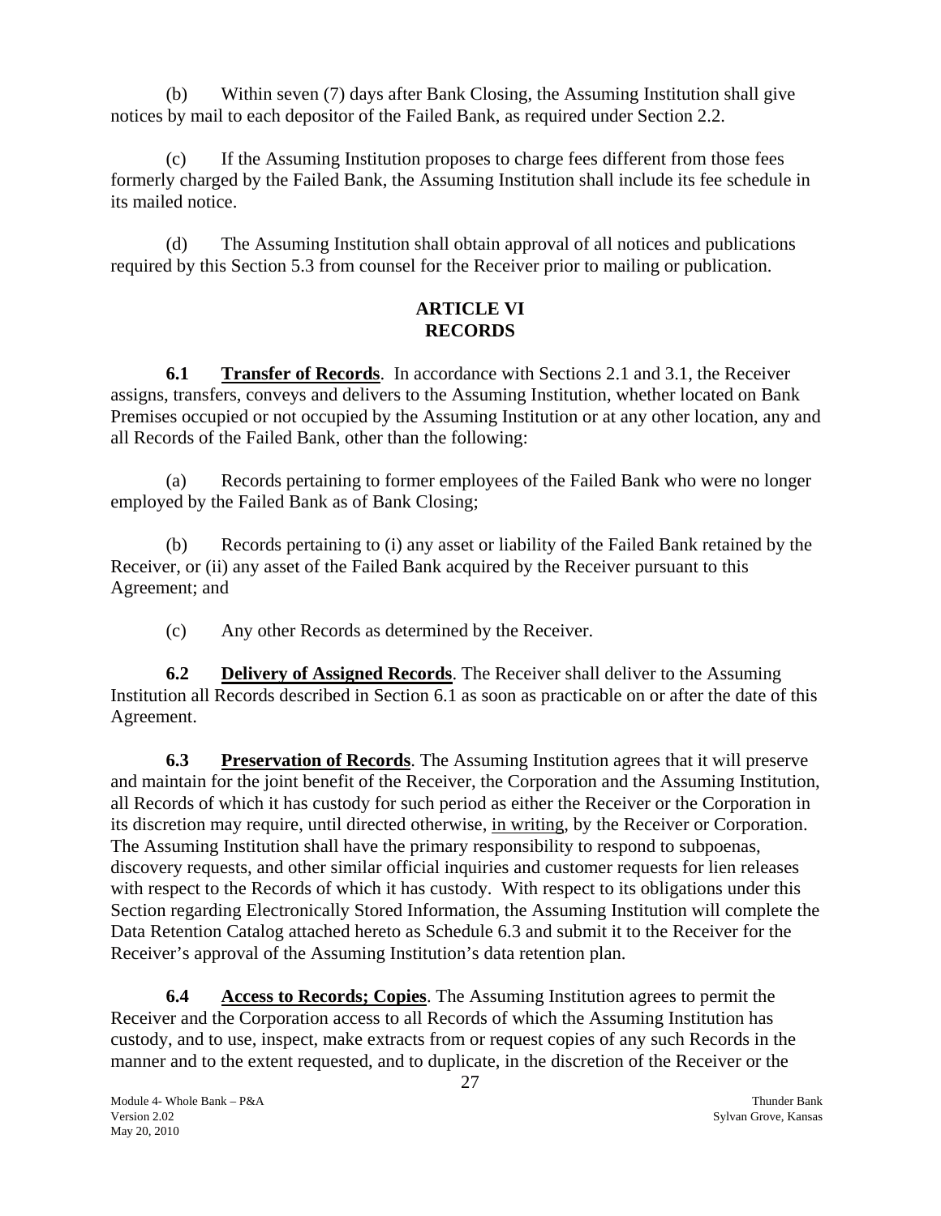(b) Within seven (7) days after Bank Closing, the Assuming Institution shall give notices by mail to each depositor of the Failed Bank, as required under Section 2.2.

(c) If the Assuming Institution proposes to charge fees different from those fees formerly charged by the Failed Bank, the Assuming Institution shall include its fee schedule in its mailed notice.

(d) The Assuming Institution shall obtain approval of all notices and publications required by this Section 5.3 from counsel for the Receiver prior to mailing or publication.

## ARTICLE VI
## RECORDS

**6.1 Transfer of Records**. In accordance with Sections 2.1 and 3.1, the Receiver assigns, transfers, conveys and delivers to the Assuming Institution, whether located on Bank Premises occupied or not occupied by the Assuming Institution or at any other location, any and all Records of the Failed Bank, other than the following:

(a) Records pertaining to former employees of the Failed Bank who were no longer employed by the Failed Bank as of Bank Closing;

(b) Records pertaining to (i) any asset or liability of the Failed Bank retained by the Receiver, or (ii) any asset of the Failed Bank acquired by the Receiver pursuant to this Agreement; and

(c) Any other Records as determined by the Receiver.

**6.2 Delivery of Assigned Records**. The Receiver shall deliver to the Assuming Institution all Records described in Section 6.1 as soon as practicable on or after the date of this Agreement.

**6.3 Preservation of Records**. The Assuming Institution agrees that it will preserve and maintain for the joint benefit of the Receiver, the Corporation and the Assuming Institution, all Records of which it has custody for such period as either the Receiver or the Corporation in its discretion may require, until directed otherwise, in writing, by the Receiver or Corporation. The Assuming Institution shall have the primary responsibility to respond to subpoenas, discovery requests, and other similar official inquiries and customer requests for lien releases with respect to the Records of which it has custody. With respect to its obligations under this Section regarding Electronically Stored Information, the Assuming Institution will complete the Data Retention Catalog attached hereto as Schedule 6.3 and submit it to the Receiver for the Receiver's approval of the Assuming Institution's data retention plan.

**6.4 Access to Records; Copies**. The Assuming Institution agrees to permit the Receiver and the Corporation access to all Records of which the Assuming Institution has custody, and to use, inspect, make extracts from or request copies of any such Records in the manner and to the extent requested, and to duplicate, in the discretion of the Receiver or the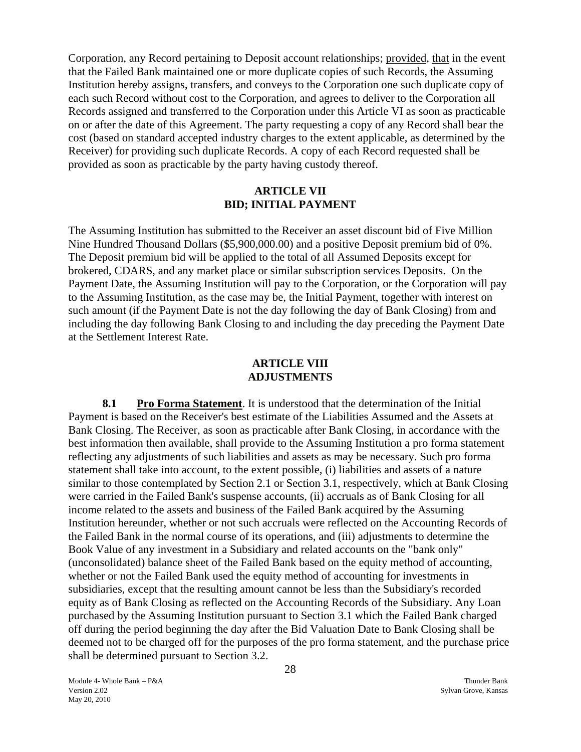Corporation, any Record pertaining to Deposit account relationships; provided, that in the event that the Failed Bank maintained one or more duplicate copies of such Records, the Assuming Institution hereby assigns, transfers, and conveys to the Corporation one such duplicate copy of each such Record without cost to the Corporation, and agrees to deliver to the Corporation all Records assigned and transferred to the Corporation under this Article VI as soon as practicable on or after the date of this Agreement. The party requesting a copy of any Record shall bear the cost (based on standard accepted industry charges to the extent applicable, as determined by the Receiver) for providing such duplicate Records. A copy of each Record requested shall be provided as soon as practicable by the party having custody thereof.

## ARTICLE VII
## BID; INITIAL PAYMENT

The Assuming Institution has submitted to the Receiver an asset discount bid of Five Million Nine Hundred Thousand Dollars ($5,900,000.00) and a positive Deposit premium bid of 0%. The Deposit premium bid will be applied to the total of all Assumed Deposits except for brokered, CDARS, and any market place or similar subscription services Deposits. On the Payment Date, the Assuming Institution will pay to the Corporation, or the Corporation will pay to the Assuming Institution, as the case may be, the Initial Payment, together with interest on such amount (if the Payment Date is not the day following the day of Bank Closing) from and including the day following Bank Closing to and including the day preceding the Payment Date at the Settlement Interest Rate.

## ARTICLE VIII
## ADJUSTMENTS

**8.1 Pro Forma Statement**. It is understood that the determination of the Initial Payment is based on the Receiver's best estimate of the Liabilities Assumed and the Assets at Bank Closing. The Receiver, as soon as practicable after Bank Closing, in accordance with the best information then available, shall provide to the Assuming Institution a pro forma statement reflecting any adjustments of such liabilities and assets as may be necessary. Such pro forma statement shall take into account, to the extent possible, (i) liabilities and assets of a nature similar to those contemplated by Section 2.1 or Section 3.1, respectively, which at Bank Closing were carried in the Failed Bank's suspense accounts, (ii) accruals as of Bank Closing for all income related to the assets and business of the Failed Bank acquired by the Assuming Institution hereunder, whether or not such accruals were reflected on the Accounting Records of the Failed Bank in the normal course of its operations, and (iii) adjustments to determine the Book Value of any investment in a Subsidiary and related accounts on the "bank only" (unconsolidated) balance sheet of the Failed Bank based on the equity method of accounting, whether or not the Failed Bank used the equity method of accounting for investments in subsidiaries, except that the resulting amount cannot be less than the Subsidiary's recorded equity as of Bank Closing as reflected on the Accounting Records of the Subsidiary. Any Loan purchased by the Assuming Institution pursuant to Section 3.1 which the Failed Bank charged off during the period beginning the day after the Bid Valuation Date to Bank Closing shall be deemed not to be charged off for the purposes of the pro forma statement, and the purchase price shall be determined pursuant to Section 3.2.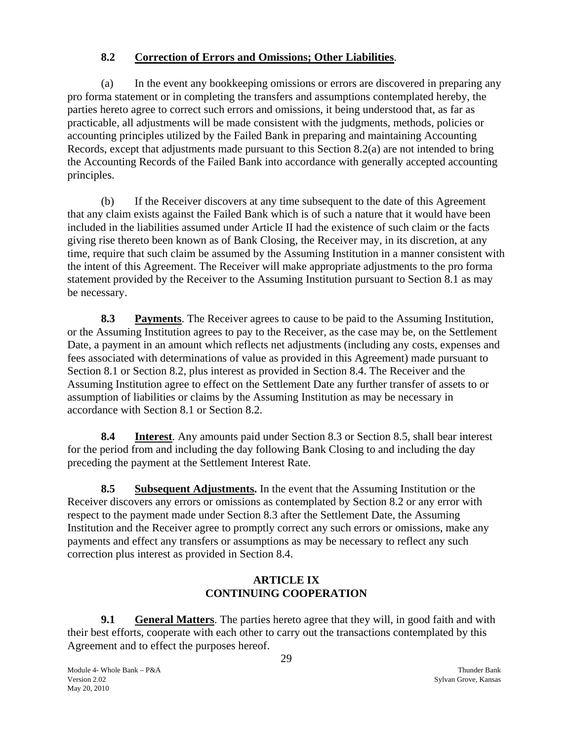**8.2 Correction of Errors and Omissions; Other Liabilities**.

(a) In the event any bookkeeping omissions or errors are discovered in preparing any pro forma statement or in completing the transfers and assumptions contemplated hereby, the parties hereto agree to correct such errors and omissions, it being understood that, as far as practicable, all adjustments will be made consistent with the judgments, methods, policies or accounting principles utilized by the Failed Bank in preparing and maintaining Accounting Records, except that adjustments made pursuant to this Section 8.2(a) are not intended to bring the Accounting Records of the Failed Bank into accordance with generally accepted accounting principles.

(b) If the Receiver discovers at any time subsequent to the date of this Agreement that any claim exists against the Failed Bank which is of such a nature that it would have been included in the liabilities assumed under Article II had the existence of such claim or the facts giving rise thereto been known as of Bank Closing, the Receiver may, in its discretion, at any time, require that such claim be assumed by the Assuming Institution in a manner consistent with the intent of this Agreement. The Receiver will make appropriate adjustments to the pro forma statement provided by the Receiver to the Assuming Institution pursuant to Section 8.1 as may be necessary.

**8.3 Payments**. The Receiver agrees to cause to be paid to the Assuming Institution, or the Assuming Institution agrees to pay to the Receiver, as the case may be, on the Settlement Date, a payment in an amount which reflects net adjustments (including any costs, expenses and fees associated with determinations of value as provided in this Agreement) made pursuant to Section 8.1 or Section 8.2, plus interest as provided in Section 8.4. The Receiver and the Assuming Institution agree to effect on the Settlement Date any further transfer of assets to or assumption of liabilities or claims by the Assuming Institution as may be necessary in accordance with Section 8.1 or Section 8.2.

**8.4 Interest**. Any amounts paid under Section 8.3 or Section 8.5, shall bear interest for the period from and including the day following Bank Closing to and including the day preceding the payment at the Settlement Interest Rate.

**8.5 Subsequent Adjustments.** In the event that the Assuming Institution or the Receiver discovers any errors or omissions as contemplated by Section 8.2 or any error with respect to the payment made under Section 8.3 after the Settlement Date, the Assuming Institution and the Receiver agree to promptly correct any such errors or omissions, make any payments and effect any transfers or assumptions as may be necessary to reflect any such correction plus interest as provided in Section 8.4.

## ARTICLE IX
## CONTINUING COOPERATION

**9.1 General Matters**. The parties hereto agree that they will, in good faith and with their best efforts, cooperate with each other to carry out the transactions contemplated by this Agreement and to effect the purposes hereof.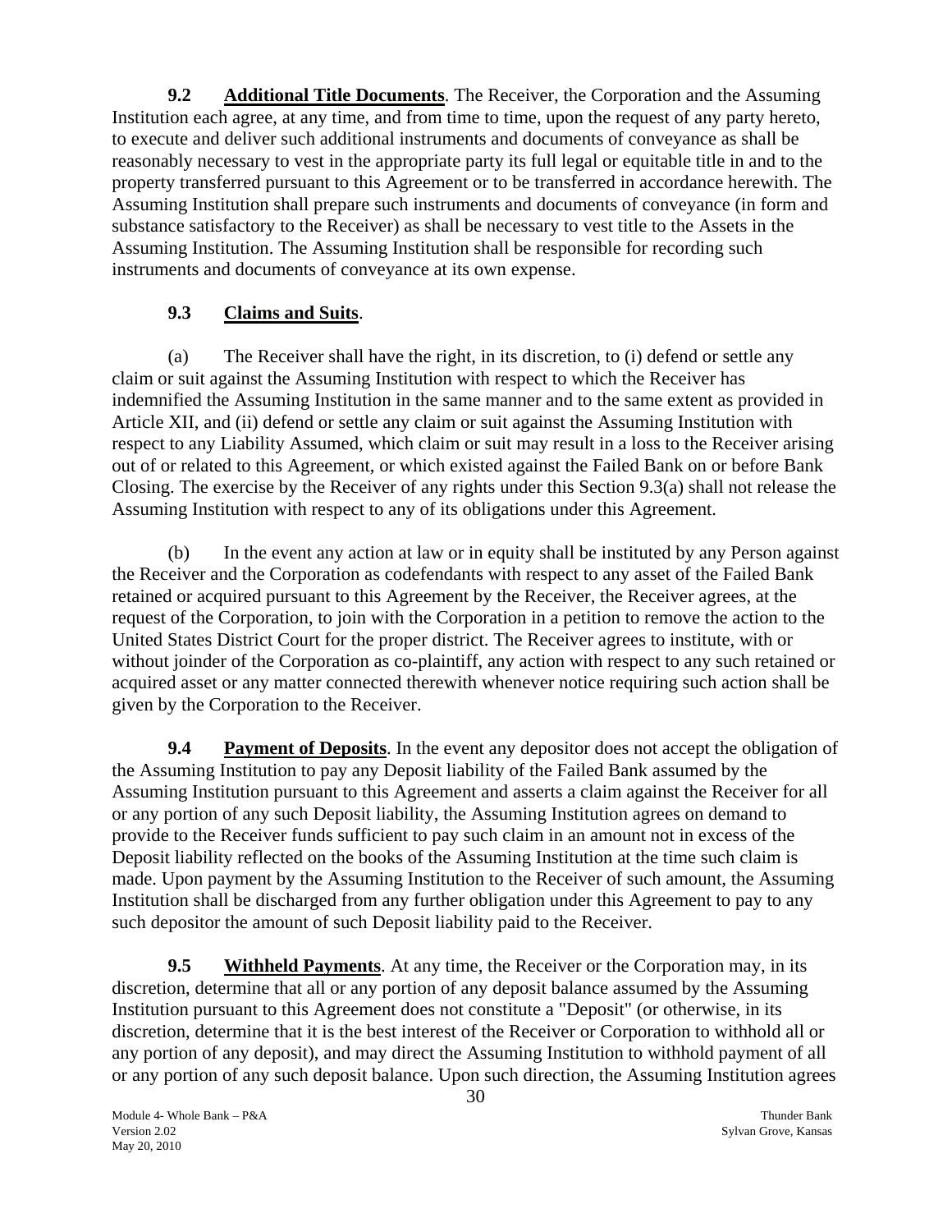**9.2 Additional Title Documents**. The Receiver, the Corporation and the Assuming Institution each agree, at any time, and from time to time, upon the request of any party hereto, to execute and deliver such additional instruments and documents of conveyance as shall be reasonably necessary to vest in the appropriate party its full legal or equitable title in and to the property transferred pursuant to this Agreement or to be transferred in accordance herewith. The Assuming Institution shall prepare such instruments and documents of conveyance (in form and substance satisfactory to the Receiver) as shall be necessary to vest title to the Assets in the Assuming Institution. The Assuming Institution shall be responsible for recording such instruments and documents of conveyance at its own expense.

**9.3 Claims and Suits**.

(a) The Receiver shall have the right, in its discretion, to (i) defend or settle any claim or suit against the Assuming Institution with respect to which the Receiver has indemnified the Assuming Institution in the same manner and to the same extent as provided in Article XII, and (ii) defend or settle any claim or suit against the Assuming Institution with respect to any Liability Assumed, which claim or suit may result in a loss to the Receiver arising out of or related to this Agreement, or which existed against the Failed Bank on or before Bank Closing. The exercise by the Receiver of any rights under this Section 9.3(a) shall not release the Assuming Institution with respect to any of its obligations under this Agreement.

(b) In the event any action at law or in equity shall be instituted by any Person against the Receiver and the Corporation as codefendants with respect to any asset of the Failed Bank retained or acquired pursuant to this Agreement by the Receiver, the Receiver agrees, at the request of the Corporation, to join with the Corporation in a petition to remove the action to the United States District Court for the proper district. The Receiver agrees to institute, with or without joinder of the Corporation as co-plaintiff, any action with respect to any such retained or acquired asset or any matter connected therewith whenever notice requiring such action shall be given by the Corporation to the Receiver.

**9.4 Payment of Deposits**. In the event any depositor does not accept the obligation of the Assuming Institution to pay any Deposit liability of the Failed Bank assumed by the Assuming Institution pursuant to this Agreement and asserts a claim against the Receiver for all or any portion of any such Deposit liability, the Assuming Institution agrees on demand to provide to the Receiver funds sufficient to pay such claim in an amount not in excess of the Deposit liability reflected on the books of the Assuming Institution at the time such claim is made. Upon payment by the Assuming Institution to the Receiver of such amount, the Assuming Institution shall be discharged from any further obligation under this Agreement to pay to any such depositor the amount of such Deposit liability paid to the Receiver.

**9.5 Withheld Payments**. At any time, the Receiver or the Corporation may, in its discretion, determine that all or any portion of any deposit balance assumed by the Assuming Institution pursuant to this Agreement does not constitute a "Deposit" (or otherwise, in its discretion, determine that it is the best interest of the Receiver or Corporation to withhold all or any portion of any deposit), and may direct the Assuming Institution to withhold payment of all or any portion of any such deposit balance. Upon such direction, the Assuming Institution agrees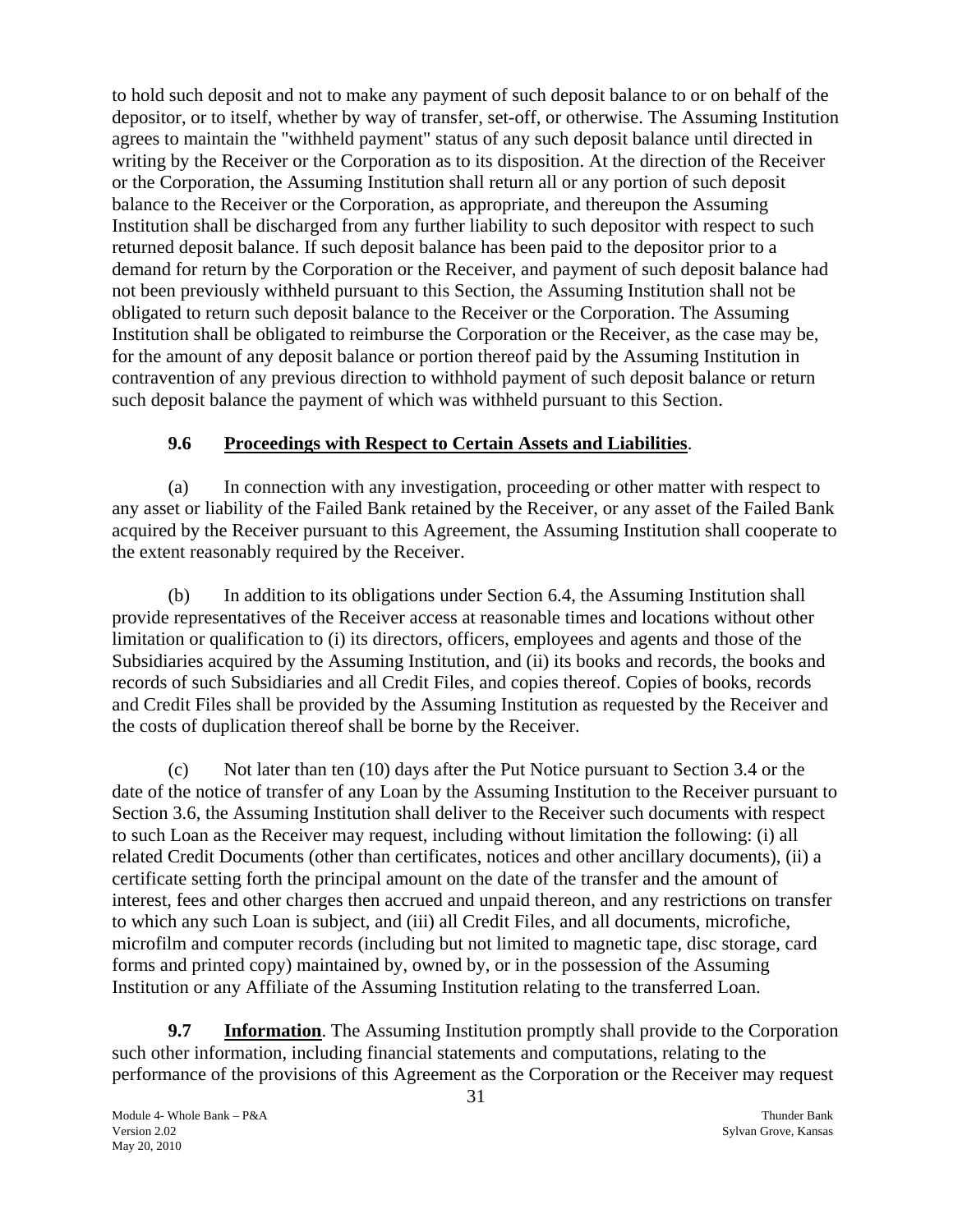to hold such deposit and not to make any payment of such deposit balance to or on behalf of the depositor, or to itself, whether by way of transfer, set-off, or otherwise. The Assuming Institution agrees to maintain the "withheld payment" status of any such deposit balance until directed in writing by the Receiver or the Corporation as to its disposition. At the direction of the Receiver or the Corporation, the Assuming Institution shall return all or any portion of such deposit balance to the Receiver or the Corporation, as appropriate, and thereupon the Assuming Institution shall be discharged from any further liability to such depositor with respect to such returned deposit balance. If such deposit balance has been paid to the depositor prior to a demand for return by the Corporation or the Receiver, and payment of such deposit balance had not been previously withheld pursuant to this Section, the Assuming Institution shall not be obligated to return such deposit balance to the Receiver or the Corporation. The Assuming Institution shall be obligated to reimburse the Corporation or the Receiver, as the case may be, for the amount of any deposit balance or portion thereof paid by the Assuming Institution in contravention of any previous direction to withhold payment of such deposit balance or return such deposit balance the payment of which was withheld pursuant to this Section.

**9.6 Proceedings with Respect to Certain Assets and Liabilities**.

(a) In connection with any investigation, proceeding or other matter with respect to any asset or liability of the Failed Bank retained by the Receiver, or any asset of the Failed Bank acquired by the Receiver pursuant to this Agreement, the Assuming Institution shall cooperate to the extent reasonably required by the Receiver.

(b) In addition to its obligations under Section 6.4, the Assuming Institution shall provide representatives of the Receiver access at reasonable times and locations without other limitation or qualification to (i) its directors, officers, employees and agents and those of the Subsidiaries acquired by the Assuming Institution, and (ii) its books and records, the books and records of such Subsidiaries and all Credit Files, and copies thereof. Copies of books, records and Credit Files shall be provided by the Assuming Institution as requested by the Receiver and the costs of duplication thereof shall be borne by the Receiver.

(c) Not later than ten (10) days after the Put Notice pursuant to Section 3.4 or the date of the notice of transfer of any Loan by the Assuming Institution to the Receiver pursuant to Section 3.6, the Assuming Institution shall deliver to the Receiver such documents with respect to such Loan as the Receiver may request, including without limitation the following: (i) all related Credit Documents (other than certificates, notices and other ancillary documents), (ii) a certificate setting forth the principal amount on the date of the transfer and the amount of interest, fees and other charges then accrued and unpaid thereon, and any restrictions on transfer to which any such Loan is subject, and (iii) all Credit Files, and all documents, microfiche, microfilm and computer records (including but not limited to magnetic tape, disc storage, card forms and printed copy) maintained by, owned by, or in the possession of the Assuming Institution or any Affiliate of the Assuming Institution relating to the transferred Loan.

**9.7 Information**. The Assuming Institution promptly shall provide to the Corporation such other information, including financial statements and computations, relating to the performance of the provisions of this Agreement as the Corporation or the Receiver may request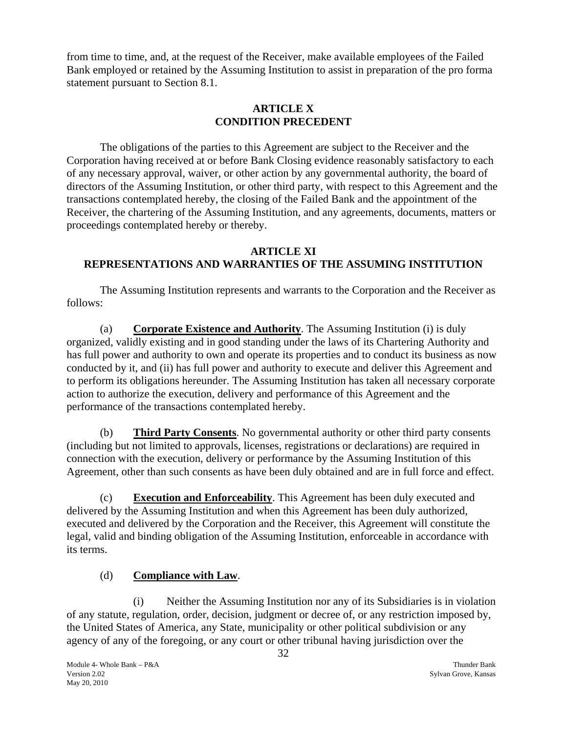from time to time, and, at the request of the Receiver, make available employees of the Failed Bank employed or retained by the Assuming Institution to assist in preparation of the pro forma statement pursuant to Section 8.1.

## ARTICLE X
## CONDITION PRECEDENT

The obligations of the parties to this Agreement are subject to the Receiver and the Corporation having received at or before Bank Closing evidence reasonably satisfactory to each of any necessary approval, waiver, or other action by any governmental authority, the board of directors of the Assuming Institution, or other third party, with respect to this Agreement and the transactions contemplated hereby, the closing of the Failed Bank and the appointment of the Receiver, the chartering of the Assuming Institution, and any agreements, documents, matters or proceedings contemplated hereby or thereby.

## ARTICLE XI
## REPRESENTATIONS AND WARRANTIES OF THE ASSUMING INSTITUTION

The Assuming Institution represents and warrants to the Corporation and the Receiver as follows:

(a) **Corporate Existence and Authority**. The Assuming Institution (i) is duly organized, validly existing and in good standing under the laws of its Chartering Authority and has full power and authority to own and operate its properties and to conduct its business as now conducted by it, and (ii) has full power and authority to execute and deliver this Agreement and to perform its obligations hereunder. The Assuming Institution has taken all necessary corporate action to authorize the execution, delivery and performance of this Agreement and the performance of the transactions contemplated hereby.

(b) **Third Party Consents**. No governmental authority or other third party consents (including but not limited to approvals, licenses, registrations or declarations) are required in connection with the execution, delivery or performance by the Assuming Institution of this Agreement, other than such consents as have been duly obtained and are in full force and effect.

(c) **Execution and Enforceability**. This Agreement has been duly executed and delivered by the Assuming Institution and when this Agreement has been duly authorized, executed and delivered by the Corporation and the Receiver, this Agreement will constitute the legal, valid and binding obligation of the Assuming Institution, enforceable in accordance with its terms.

(d) **Compliance with Law**.

(i) Neither the Assuming Institution nor any of its Subsidiaries is in violation of any statute, regulation, order, decision, judgment or decree of, or any restriction imposed by, the United States of America, any State, municipality or other political subdivision or any agency of any of the foregoing, or any court or other tribunal having jurisdiction over the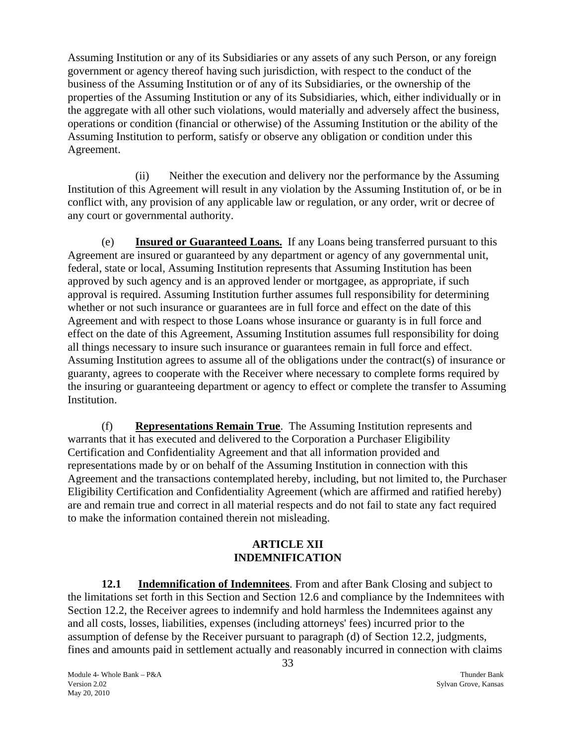Assuming Institution or any of its Subsidiaries or any assets of any such Person, or any foreign government or agency thereof having such jurisdiction, with respect to the conduct of the business of the Assuming Institution or of any of its Subsidiaries, or the ownership of the properties of the Assuming Institution or any of its Subsidiaries, which, either individually or in the aggregate with all other such violations, would materially and adversely affect the business, operations or condition (financial or otherwise) of the Assuming Institution or the ability of the Assuming Institution to perform, satisfy or observe any obligation or condition under this Agreement.

(ii) Neither the execution and delivery nor the performance by the Assuming Institution of this Agreement will result in any violation by the Assuming Institution of, or be in conflict with, any provision of any applicable law or regulation, or any order, writ or decree of any court or governmental authority.

(e) **Insured or Guaranteed Loans.** If any Loans being transferred pursuant to this Agreement are insured or guaranteed by any department or agency of any governmental unit, federal, state or local, Assuming Institution represents that Assuming Institution has been approved by such agency and is an approved lender or mortgagee, as appropriate, if such approval is required. Assuming Institution further assumes full responsibility for determining whether or not such insurance or guarantees are in full force and effect on the date of this Agreement and with respect to those Loans whose insurance or guaranty is in full force and effect on the date of this Agreement, Assuming Institution assumes full responsibility for doing all things necessary to insure such insurance or guarantees remain in full force and effect. Assuming Institution agrees to assume all of the obligations under the contract(s) of insurance or guaranty, agrees to cooperate with the Receiver where necessary to complete forms required by the insuring or guaranteeing department or agency to effect or complete the transfer to Assuming Institution.

(f) **Representations Remain True**. The Assuming Institution represents and warrants that it has executed and delivered to the Corporation a Purchaser Eligibility Certification and Confidentiality Agreement and that all information provided and representations made by or on behalf of the Assuming Institution in connection with this Agreement and the transactions contemplated hereby, including, but not limited to, the Purchaser Eligibility Certification and Confidentiality Agreement (which are affirmed and ratified hereby) are and remain true and correct in all material respects and do not fail to state any fact required to make the information contained therein not misleading.

## ARTICLE XII
## INDEMNIFICATION

**12.1 Indemnification of Indemnitees**. From and after Bank Closing and subject to the limitations set forth in this Section and Section 12.6 and compliance by the Indemnitees with Section 12.2, the Receiver agrees to indemnify and hold harmless the Indemnitees against any and all costs, losses, liabilities, expenses (including attorneys' fees) incurred prior to the assumption of defense by the Receiver pursuant to paragraph (d) of Section 12.2, judgments, fines and amounts paid in settlement actually and reasonably incurred in connection with claims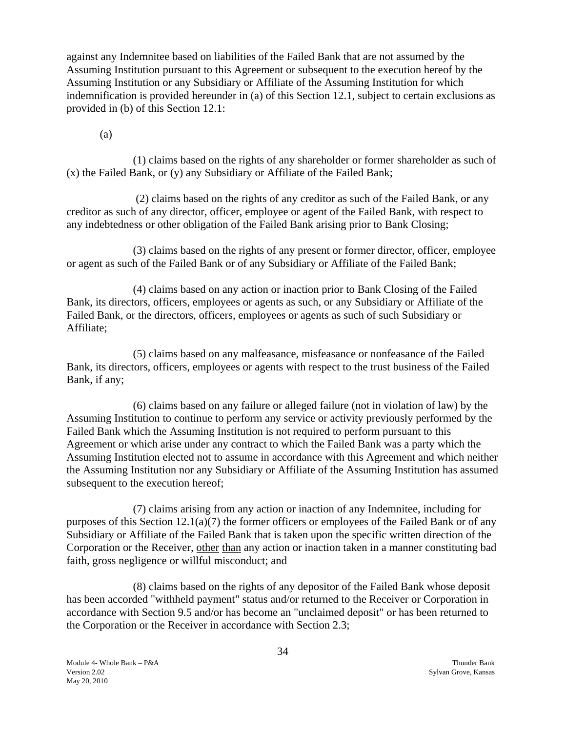against any Indemnitee based on liabilities of the Failed Bank that are not assumed by the Assuming Institution pursuant to this Agreement or subsequent to the execution hereof by the Assuming Institution or any Subsidiary or Affiliate of the Assuming Institution for which indemnification is provided hereunder in (a) of this Section 12.1, subject to certain exclusions as provided in (b) of this Section 12.1:

(a)

(1) claims based on the rights of any shareholder or former shareholder as such of (x) the Failed Bank, or (y) any Subsidiary or Affiliate of the Failed Bank;

(2) claims based on the rights of any creditor as such of the Failed Bank, or any creditor as such of any director, officer, employee or agent of the Failed Bank, with respect to any indebtedness or other obligation of the Failed Bank arising prior to Bank Closing;

(3) claims based on the rights of any present or former director, officer, employee or agent as such of the Failed Bank or of any Subsidiary or Affiliate of the Failed Bank;

(4) claims based on any action or inaction prior to Bank Closing of the Failed Bank, its directors, officers, employees or agents as such, or any Subsidiary or Affiliate of the Failed Bank, or the directors, officers, employees or agents as such of such Subsidiary or Affiliate;

(5) claims based on any malfeasance, misfeasance or nonfeasance of the Failed Bank, its directors, officers, employees or agents with respect to the trust business of the Failed Bank, if any;

(6) claims based on any failure or alleged failure (not in violation of law) by the Assuming Institution to continue to perform any service or activity previously performed by the Failed Bank which the Assuming Institution is not required to perform pursuant to this Agreement or which arise under any contract to which the Failed Bank was a party which the Assuming Institution elected not to assume in accordance with this Agreement and which neither the Assuming Institution nor any Subsidiary or Affiliate of the Assuming Institution has assumed subsequent to the execution hereof;

(7) claims arising from any action or inaction of any Indemnitee, including for purposes of this Section 12.1(a)(7) the former officers or employees of the Failed Bank or of any Subsidiary or Affiliate of the Failed Bank that is taken upon the specific written direction of the Corporation or the Receiver, other than any action or inaction taken in a manner constituting bad faith, gross negligence or willful misconduct; and

(8) claims based on the rights of any depositor of the Failed Bank whose deposit has been accorded "withheld payment" status and/or returned to the Receiver or Corporation in accordance with Section 9.5 and/or has become an "unclaimed deposit" or has been returned to the Corporation or the Receiver in accordance with Section 2.3;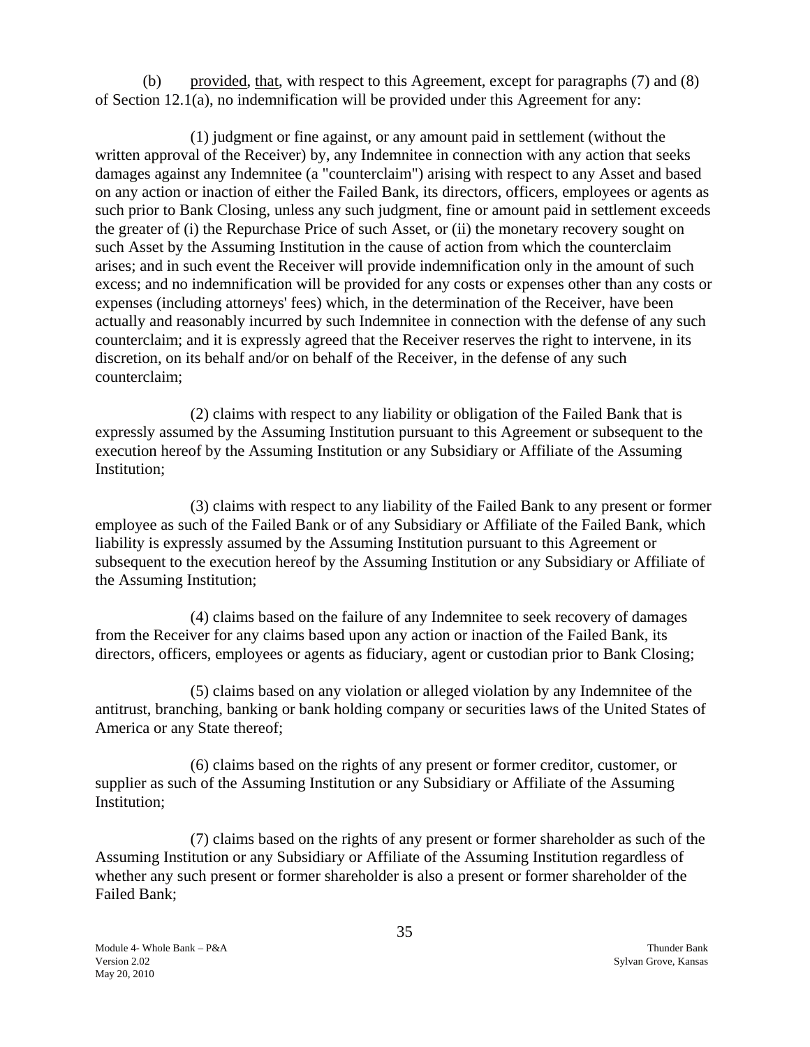(b) provided, that, with respect to this Agreement, except for paragraphs (7) and (8) of Section 12.1(a), no indemnification will be provided under this Agreement for any:

(1) judgment or fine against, or any amount paid in settlement (without the written approval of the Receiver) by, any Indemnitee in connection with any action that seeks damages against any Indemnitee (a "counterclaim") arising with respect to any Asset and based on any action or inaction of either the Failed Bank, its directors, officers, employees or agents as such prior to Bank Closing, unless any such judgment, fine or amount paid in settlement exceeds the greater of (i) the Repurchase Price of such Asset, or (ii) the monetary recovery sought on such Asset by the Assuming Institution in the cause of action from which the counterclaim arises; and in such event the Receiver will provide indemnification only in the amount of such excess; and no indemnification will be provided for any costs or expenses other than any costs or expenses (including attorneys' fees) which, in the determination of the Receiver, have been actually and reasonably incurred by such Indemnitee in connection with the defense of any such counterclaim; and it is expressly agreed that the Receiver reserves the right to intervene, in its discretion, on its behalf and/or on behalf of the Receiver, in the defense of any such counterclaim;

(2) claims with respect to any liability or obligation of the Failed Bank that is expressly assumed by the Assuming Institution pursuant to this Agreement or subsequent to the execution hereof by the Assuming Institution or any Subsidiary or Affiliate of the Assuming Institution;

(3) claims with respect to any liability of the Failed Bank to any present or former employee as such of the Failed Bank or of any Subsidiary or Affiliate of the Failed Bank, which liability is expressly assumed by the Assuming Institution pursuant to this Agreement or subsequent to the execution hereof by the Assuming Institution or any Subsidiary or Affiliate of the Assuming Institution;

(4) claims based on the failure of any Indemnitee to seek recovery of damages from the Receiver for any claims based upon any action or inaction of the Failed Bank, its directors, officers, employees or agents as fiduciary, agent or custodian prior to Bank Closing;

(5) claims based on any violation or alleged violation by any Indemnitee of the antitrust, branching, banking or bank holding company or securities laws of the United States of America or any State thereof;

(6) claims based on the rights of any present or former creditor, customer, or supplier as such of the Assuming Institution or any Subsidiary or Affiliate of the Assuming Institution;

(7) claims based on the rights of any present or former shareholder as such of the Assuming Institution or any Subsidiary or Affiliate of the Assuming Institution regardless of whether any such present or former shareholder is also a present or former shareholder of the Failed Bank;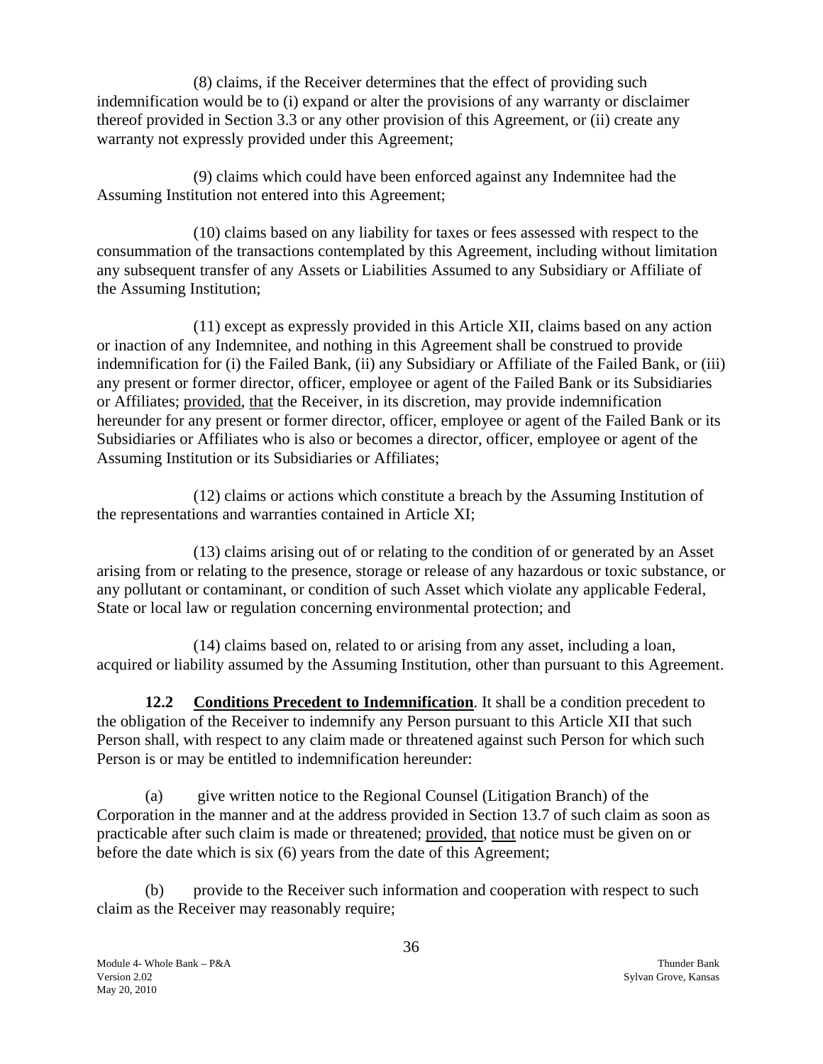(8) claims, if the Receiver determines that the effect of providing such indemnification would be to (i) expand or alter the provisions of any warranty or disclaimer thereof provided in Section 3.3 or any other provision of this Agreement, or (ii) create any warranty not expressly provided under this Agreement;

(9) claims which could have been enforced against any Indemnitee had the Assuming Institution not entered into this Agreement;

(10) claims based on any liability for taxes or fees assessed with respect to the consummation of the transactions contemplated by this Agreement, including without limitation any subsequent transfer of any Assets or Liabilities Assumed to any Subsidiary or Affiliate of the Assuming Institution;

(11) except as expressly provided in this Article XII, claims based on any action or inaction of any Indemnitee, and nothing in this Agreement shall be construed to provide indemnification for (i) the Failed Bank, (ii) any Subsidiary or Affiliate of the Failed Bank, or (iii) any present or former director, officer, employee or agent of the Failed Bank or its Subsidiaries or Affiliates; provided, that the Receiver, in its discretion, may provide indemnification hereunder for any present or former director, officer, employee or agent of the Failed Bank or its Subsidiaries or Affiliates who is also or becomes a director, officer, employee or agent of the Assuming Institution or its Subsidiaries or Affiliates;

(12) claims or actions which constitute a breach by the Assuming Institution of the representations and warranties contained in Article XI;

(13) claims arising out of or relating to the condition of or generated by an Asset arising from or relating to the presence, storage or release of any hazardous or toxic substance, or any pollutant or contaminant, or condition of such Asset which violate any applicable Federal, State or local law or regulation concerning environmental protection; and

(14) claims based on, related to or arising from any asset, including a loan, acquired or liability assumed by the Assuming Institution, other than pursuant to this Agreement.

**12.2 Conditions Precedent to Indemnification**. It shall be a condition precedent to the obligation of the Receiver to indemnify any Person pursuant to this Article XII that such Person shall, with respect to any claim made or threatened against such Person for which such Person is or may be entitled to indemnification hereunder:

(a) give written notice to the Regional Counsel (Litigation Branch) of the Corporation in the manner and at the address provided in Section 13.7 of such claim as soon as practicable after such claim is made or threatened; provided, that notice must be given on or before the date which is six (6) years from the date of this Agreement;

(b) provide to the Receiver such information and cooperation with respect to such claim as the Receiver may reasonably require;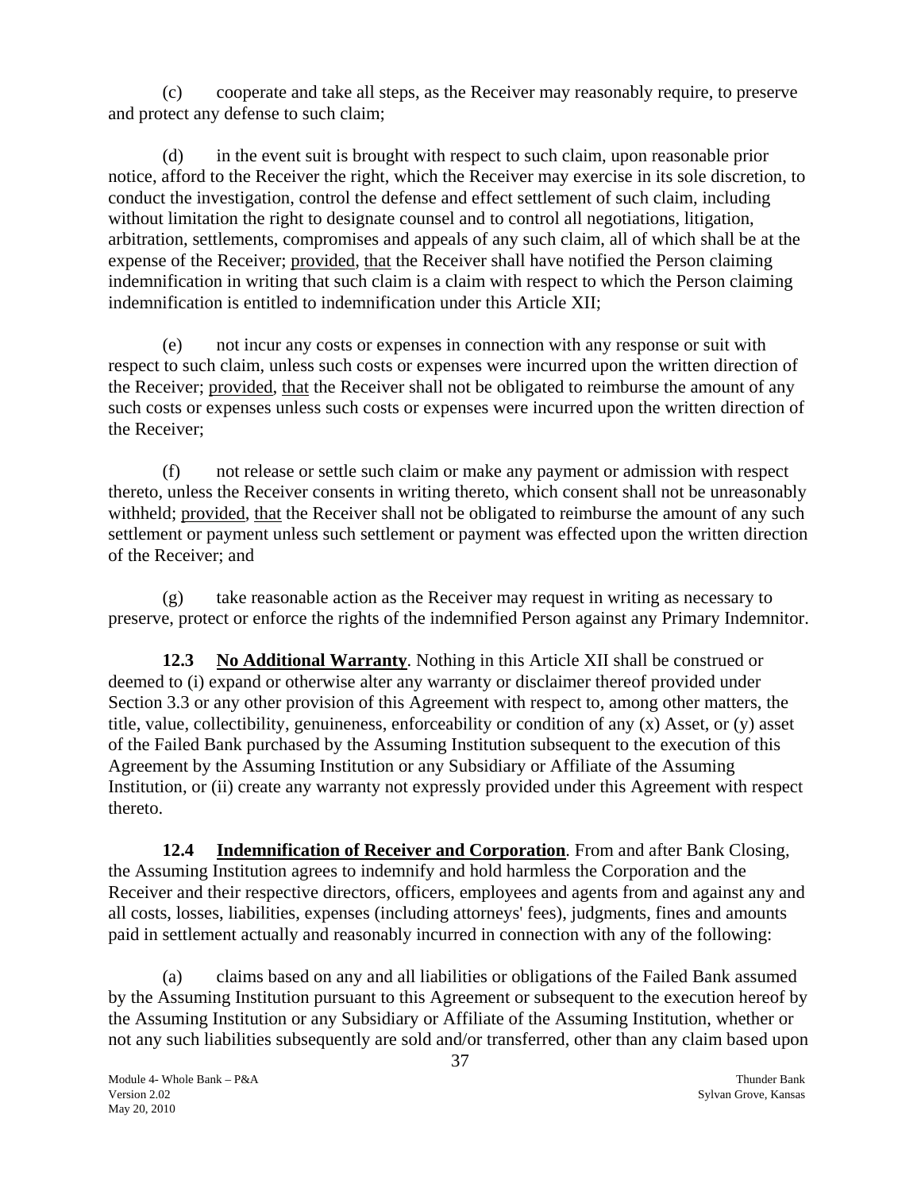(c) cooperate and take all steps, as the Receiver may reasonably require, to preserve and protect any defense to such claim;

(d) in the event suit is brought with respect to such claim, upon reasonable prior notice, afford to the Receiver the right, which the Receiver may exercise in its sole discretion, to conduct the investigation, control the defense and effect settlement of such claim, including without limitation the right to designate counsel and to control all negotiations, litigation, arbitration, settlements, compromises and appeals of any such claim, all of which shall be at the expense of the Receiver; provided, that the Receiver shall have notified the Person claiming indemnification in writing that such claim is a claim with respect to which the Person claiming indemnification is entitled to indemnification under this Article XII;

(e) not incur any costs or expenses in connection with any response or suit with respect to such claim, unless such costs or expenses were incurred upon the written direction of the Receiver; provided, that the Receiver shall not be obligated to reimburse the amount of any such costs or expenses unless such costs or expenses were incurred upon the written direction of the Receiver;

(f) not release or settle such claim or make any payment or admission with respect thereto, unless the Receiver consents in writing thereto, which consent shall not be unreasonably withheld; provided, that the Receiver shall not be obligated to reimburse the amount of any such settlement or payment unless such settlement or payment was effected upon the written direction of the Receiver; and

(g) take reasonable action as the Receiver may request in writing as necessary to preserve, protect or enforce the rights of the indemnified Person against any Primary Indemnitor.

**12.3 No Additional Warranty**. Nothing in this Article XII shall be construed or deemed to (i) expand or otherwise alter any warranty or disclaimer thereof provided under Section 3.3 or any other provision of this Agreement with respect to, among other matters, the title, value, collectibility, genuineness, enforceability or condition of any (x) Asset, or (y) asset of the Failed Bank purchased by the Assuming Institution subsequent to the execution of this Agreement by the Assuming Institution or any Subsidiary or Affiliate of the Assuming Institution, or (ii) create any warranty not expressly provided under this Agreement with respect thereto.

**12.4 Indemnification of Receiver and Corporation**. From and after Bank Closing, the Assuming Institution agrees to indemnify and hold harmless the Corporation and the Receiver and their respective directors, officers, employees and agents from and against any and all costs, losses, liabilities, expenses (including attorneys' fees), judgments, fines and amounts paid in settlement actually and reasonably incurred in connection with any of the following:

(a) claims based on any and all liabilities or obligations of the Failed Bank assumed by the Assuming Institution pursuant to this Agreement or subsequent to the execution hereof by the Assuming Institution or any Subsidiary or Affiliate of the Assuming Institution, whether or not any such liabilities subsequently are sold and/or transferred, other than any claim based upon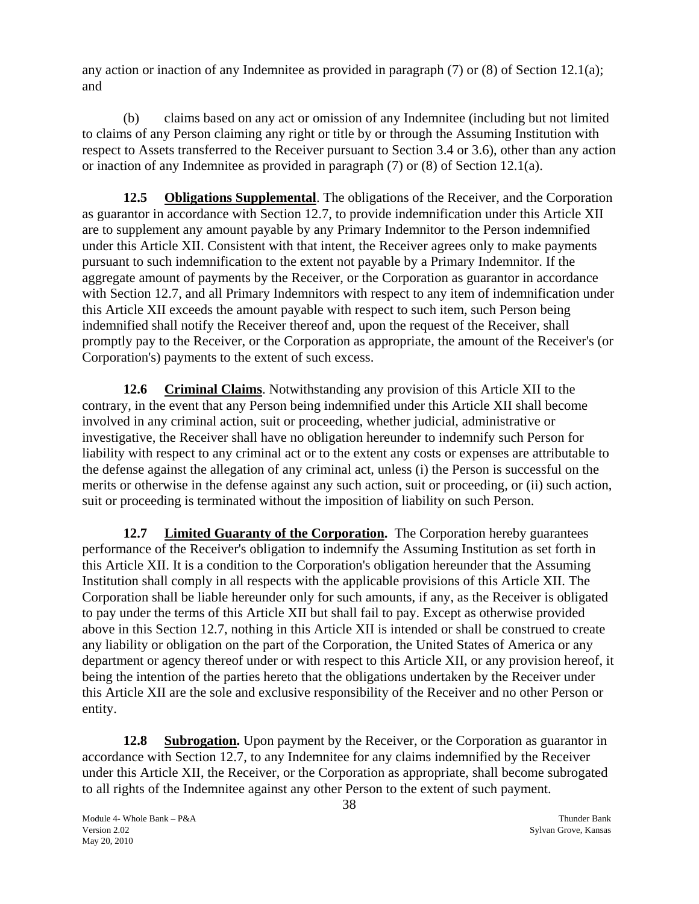any action or inaction of any Indemnitee as provided in paragraph (7) or (8) of Section 12.1(a); and

(b) claims based on any act or omission of any Indemnitee (including but not limited to claims of any Person claiming any right or title by or through the Assuming Institution with respect to Assets transferred to the Receiver pursuant to Section 3.4 or 3.6), other than any action or inaction of any Indemnitee as provided in paragraph (7) or (8) of Section 12.1(a).

**12.5 Obligations Supplemental**. The obligations of the Receiver, and the Corporation as guarantor in accordance with Section 12.7, to provide indemnification under this Article XII are to supplement any amount payable by any Primary Indemnitor to the Person indemnified under this Article XII. Consistent with that intent, the Receiver agrees only to make payments pursuant to such indemnification to the extent not payable by a Primary Indemnitor. If the aggregate amount of payments by the Receiver, or the Corporation as guarantor in accordance with Section 12.7, and all Primary Indemnitors with respect to any item of indemnification under this Article XII exceeds the amount payable with respect to such item, such Person being indemnified shall notify the Receiver thereof and, upon the request of the Receiver, shall promptly pay to the Receiver, or the Corporation as appropriate, the amount of the Receiver's (or Corporation's) payments to the extent of such excess.

**12.6 Criminal Claims**. Notwithstanding any provision of this Article XII to the contrary, in the event that any Person being indemnified under this Article XII shall become involved in any criminal action, suit or proceeding, whether judicial, administrative or investigative, the Receiver shall have no obligation hereunder to indemnify such Person for liability with respect to any criminal act or to the extent any costs or expenses are attributable to the defense against the allegation of any criminal act, unless (i) the Person is successful on the merits or otherwise in the defense against any such action, suit or proceeding, or (ii) such action, suit or proceeding is terminated without the imposition of liability on such Person.

**12.7 Limited Guaranty of the Corporation.** The Corporation hereby guarantees performance of the Receiver's obligation to indemnify the Assuming Institution as set forth in this Article XII. It is a condition to the Corporation's obligation hereunder that the Assuming Institution shall comply in all respects with the applicable provisions of this Article XII. The Corporation shall be liable hereunder only for such amounts, if any, as the Receiver is obligated to pay under the terms of this Article XII but shall fail to pay. Except as otherwise provided above in this Section 12.7, nothing in this Article XII is intended or shall be construed to create any liability or obligation on the part of the Corporation, the United States of America or any department or agency thereof under or with respect to this Article XII, or any provision hereof, it being the intention of the parties hereto that the obligations undertaken by the Receiver under this Article XII are the sole and exclusive responsibility of the Receiver and no other Person or entity.

**12.8 Subrogation.** Upon payment by the Receiver, or the Corporation as guarantor in accordance with Section 12.7, to any Indemnitee for any claims indemnified by the Receiver under this Article XII, the Receiver, or the Corporation as appropriate, shall become subrogated to all rights of the Indemnitee against any other Person to the extent of such payment.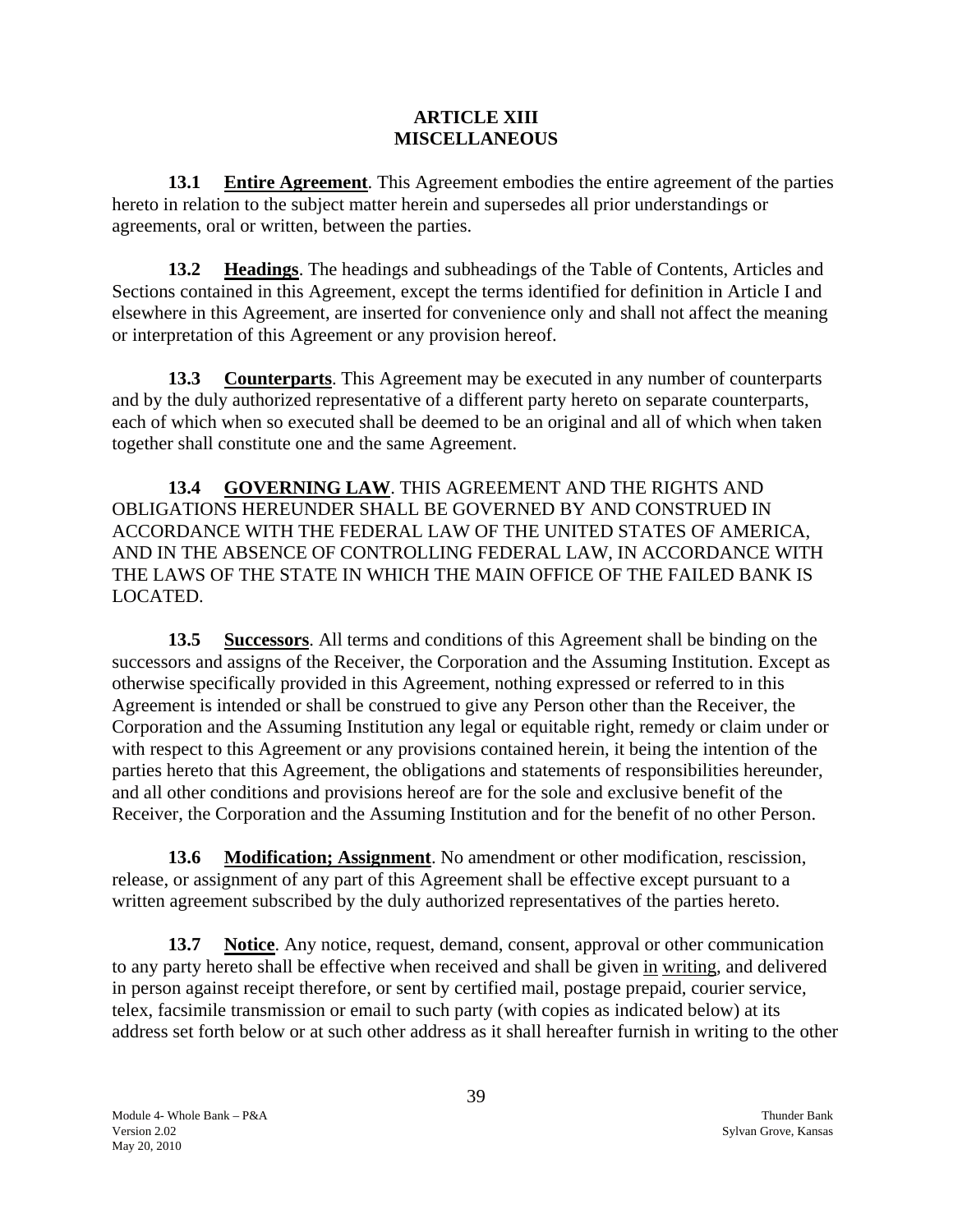# ARTICLE XIII
# MISCELLANEOUS

**13.1 Entire Agreement**. This Agreement embodies the entire agreement of the parties hereto in relation to the subject matter herein and supersedes all prior understandings or agreements, oral or written, between the parties.

**13.2 Headings**. The headings and subheadings of the Table of Contents, Articles and Sections contained in this Agreement, except the terms identified for definition in Article I and elsewhere in this Agreement, are inserted for convenience only and shall not affect the meaning or interpretation of this Agreement or any provision hereof.

**13.3 Counterparts**. This Agreement may be executed in any number of counterparts and by the duly authorized representative of a different party hereto on separate counterparts, each of which when so executed shall be deemed to be an original and all of which when taken together shall constitute one and the same Agreement.

**13.4 GOVERNING LAW**. THIS AGREEMENT AND THE RIGHTS AND OBLIGATIONS HEREUNDER SHALL BE GOVERNED BY AND CONSTRUED IN ACCORDANCE WITH THE FEDERAL LAW OF THE UNITED STATES OF AMERICA, AND IN THE ABSENCE OF CONTROLLING FEDERAL LAW, IN ACCORDANCE WITH THE LAWS OF THE STATE IN WHICH THE MAIN OFFICE OF THE FAILED BANK IS LOCATED.

**13.5 Successors**. All terms and conditions of this Agreement shall be binding on the successors and assigns of the Receiver, the Corporation and the Assuming Institution. Except as otherwise specifically provided in this Agreement, nothing expressed or referred to in this Agreement is intended or shall be construed to give any Person other than the Receiver, the Corporation and the Assuming Institution any legal or equitable right, remedy or claim under or with respect to this Agreement or any provisions contained herein, it being the intention of the parties hereto that this Agreement, the obligations and statements of responsibilities hereunder, and all other conditions and provisions hereof are for the sole and exclusive benefit of the Receiver, the Corporation and the Assuming Institution and for the benefit of no other Person.

**13.6 Modification; Assignment**. No amendment or other modification, rescission, release, or assignment of any part of this Agreement shall be effective except pursuant to a written agreement subscribed by the duly authorized representatives of the parties hereto.

**13.7 Notice**. Any notice, request, demand, consent, approval or other communication to any party hereto shall be effective when received and shall be given in writing, and delivered in person against receipt therefore, or sent by certified mail, postage prepaid, courier service, telex, facsimile transmission or email to such party (with copies as indicated below) at its address set forth below or at such other address as it shall hereafter furnish in writing to the other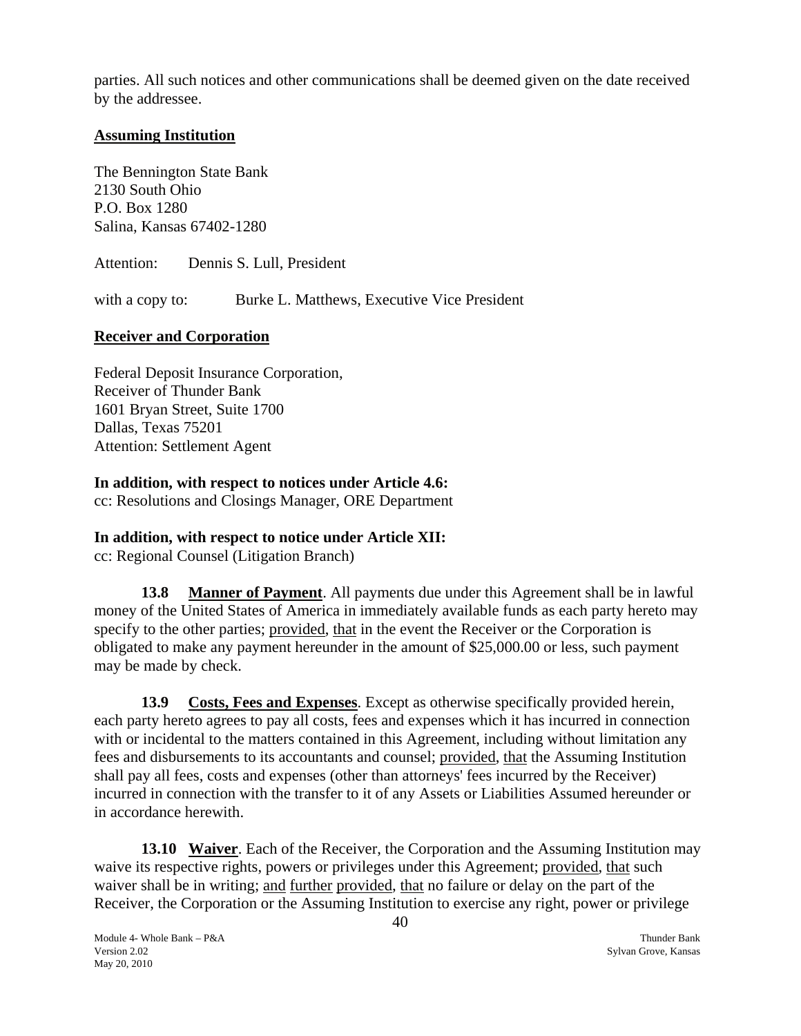parties. All such notices and other communications shall be deemed given on the date received by the addressee.

**Assuming Institution**

The Bennington State Bank
2130 South Ohio
P.O. Box 1280
Salina, Kansas 67402-1280

Attention: Dennis S. Lull, President

with a copy to: Burke L. Matthews, Executive Vice President

**Receiver and Corporation**

Federal Deposit Insurance Corporation,
Receiver of Thunder Bank
1601 Bryan Street, Suite 1700
Dallas, Texas 75201
Attention: Settlement Agent

**In addition, with respect to notices under Article 4.6:**
cc: Resolutions and Closings Manager, ORE Department

**In addition, with respect to notice under Article XII:**
cc: Regional Counsel (Litigation Branch)

**13.8 Manner of Payment**. All payments due under this Agreement shall be in lawful money of the United States of America in immediately available funds as each party hereto may specify to the other parties; provided, that in the event the Receiver or the Corporation is obligated to make any payment hereunder in the amount of $25,000.00 or less, such payment may be made by check.

**13.9 Costs, Fees and Expenses**. Except as otherwise specifically provided herein, each party hereto agrees to pay all costs, fees and expenses which it has incurred in connection with or incidental to the matters contained in this Agreement, including without limitation any fees and disbursements to its accountants and counsel; provided, that the Assuming Institution shall pay all fees, costs and expenses (other than attorneys' fees incurred by the Receiver) incurred in connection with the transfer to it of any Assets or Liabilities Assumed hereunder or in accordance herewith.

**13.10 Waiver**. Each of the Receiver, the Corporation and the Assuming Institution may waive its respective rights, powers or privileges under this Agreement; provided, that such waiver shall be in writing; and further provided, that no failure or delay on the part of the Receiver, the Corporation or the Assuming Institution to exercise any right, power or privilege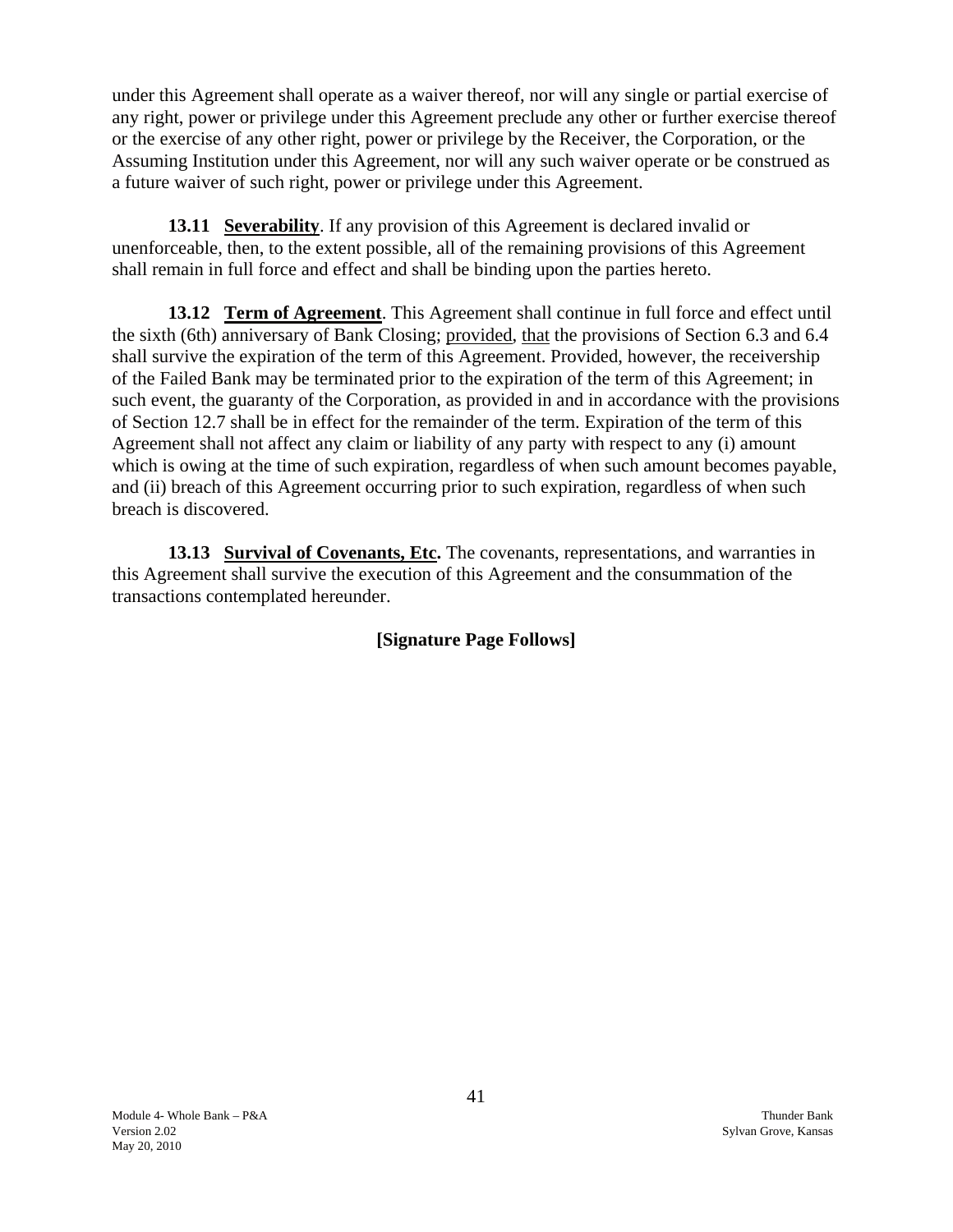under this Agreement shall operate as a waiver thereof, nor will any single or partial exercise of any right, power or privilege under this Agreement preclude any other or further exercise thereof or the exercise of any other right, power or privilege by the Receiver, the Corporation, or the Assuming Institution under this Agreement, nor will any such waiver operate or be construed as a future waiver of such right, power or privilege under this Agreement.

**13.11 Severability**. If any provision of this Agreement is declared invalid or unenforceable, then, to the extent possible, all of the remaining provisions of this Agreement shall remain in full force and effect and shall be binding upon the parties hereto.

**13.12 Term of Agreement**. This Agreement shall continue in full force and effect until the sixth (6th) anniversary of Bank Closing; provided, that the provisions of Section 6.3 and 6.4 shall survive the expiration of the term of this Agreement. Provided, however, the receivership of the Failed Bank may be terminated prior to the expiration of the term of this Agreement; in such event, the guaranty of the Corporation, as provided in and in accordance with the provisions of Section 12.7 shall be in effect for the remainder of the term. Expiration of the term of this Agreement shall not affect any claim or liability of any party with respect to any (i) amount which is owing at the time of such expiration, regardless of when such amount becomes payable, and (ii) breach of this Agreement occurring prior to such expiration, regardless of when such breach is discovered.

**13.13 Survival of Covenants, Etc.** The covenants, representations, and warranties in this Agreement shall survive the execution of this Agreement and the consummation of the transactions contemplated hereunder.

**[Signature Page Follows]**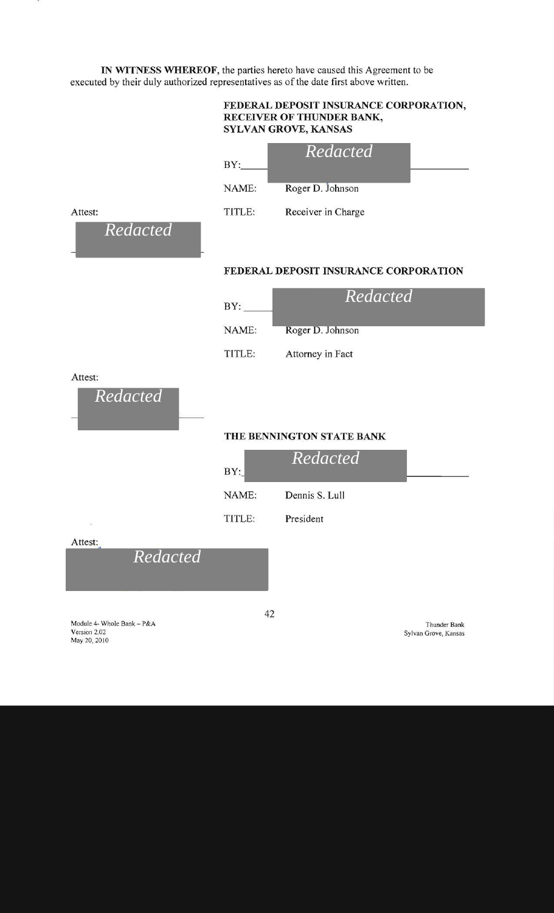**IN WITNESS WHEREOF**, the parties hereto have caused this Agreement to be executed by their duly authorized representatives as of the date first above written.

**FEDERAL DEPOSIT INSURANCE CORPORATION, RECEIVER OF THUNDER BANK, SYLVAN GROVE, KANSAS**

BY: *Redacted*

NAME: Roger D. Johnson

TITLE: Receiver in Charge

Attest:

*Redacted*

**FEDERAL DEPOSIT INSURANCE CORPORATION**

BY: *Redacted*

NAME: Roger D. Johnson

TITLE: Attorney in Fact

Attest:

*Redacted*

**THE BENNINGTON STATE BANK**

BY: *Redacted*

NAME: Dennis S. Lull

TITLE: President

Attest:

*Redacted*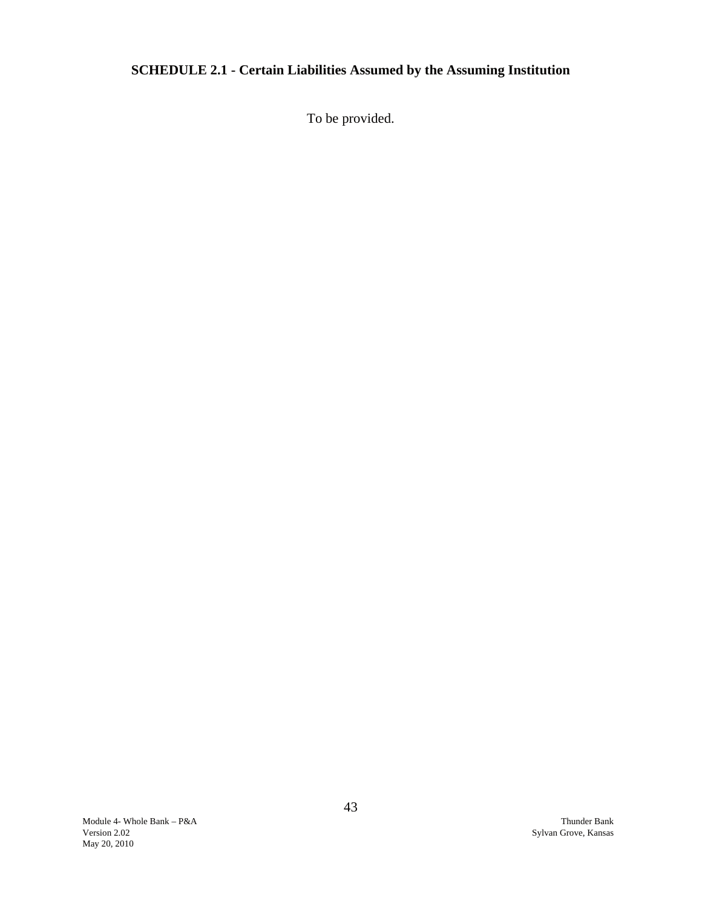**SCHEDULE 2.1 - Certain Liabilities Assumed by the Assuming Institution**

To be provided.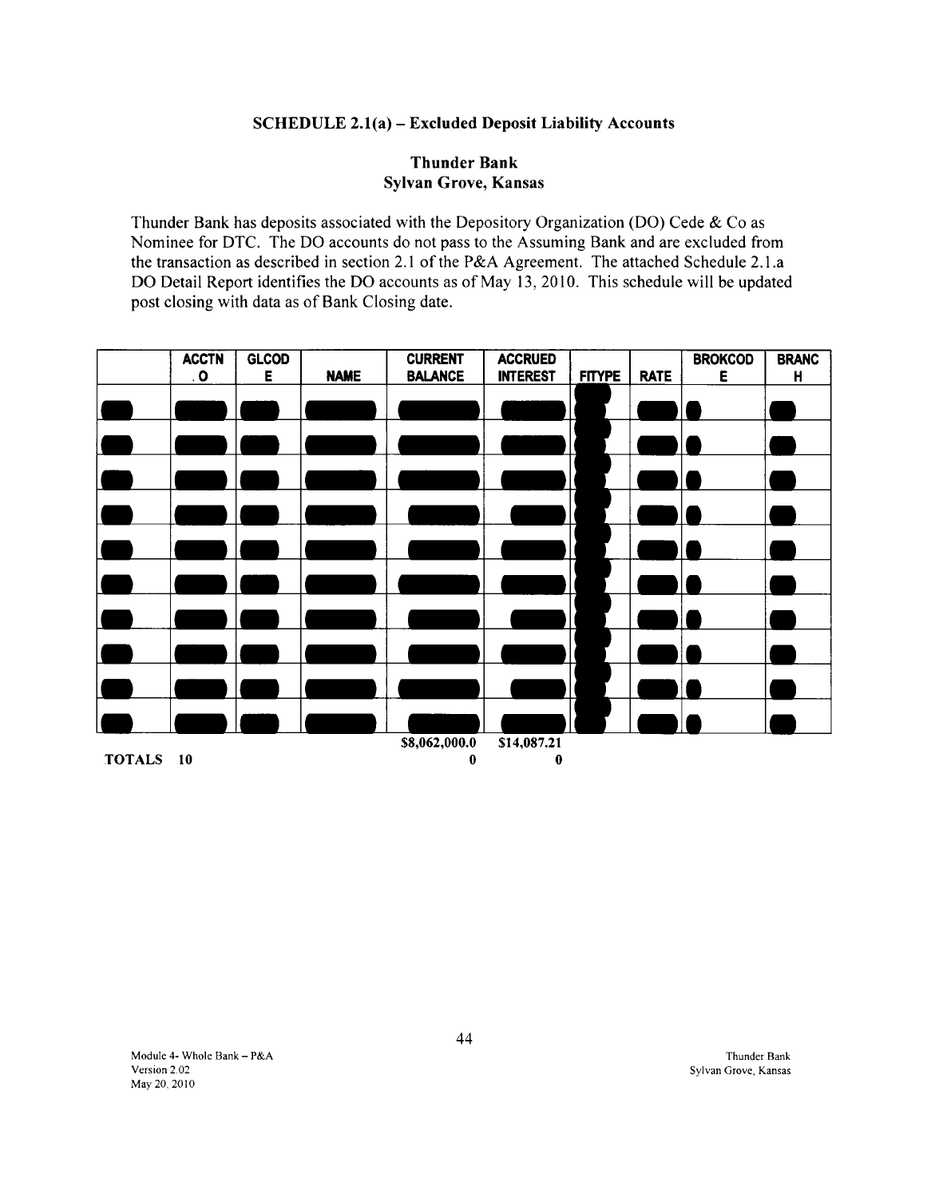**SCHEDULE 2.1(a) – Excluded Deposit Liability Accounts**

**Thunder Bank**
**Sylvan Grove, Kansas**

Thunder Bank has deposits associated with the Depository Organization (DO) Cede & Co as Nominee for DTC. The DO accounts do not pass to the Assuming Bank and are excluded from the transaction as described in section 2.1 of the P&A Agreement. The attached Schedule 2.1.a DO Detail Report identifies the DO accounts as of May 13, 2010. This schedule will be updated post closing with data as of Bank Closing date.

| | ACCTN.O | GLCODE | NAME | CURRENT BALANCE | ACCRUED INTEREST | FITYPE | RATE | BROKCODE | BRANCH |
|---|---|---|---|---|---|---|---|---|---|
| | | | | | | | | | |
| | | | | | | | | | |
| | | | | | | | | | |
| | | | | | | | | | |
| | | | | | | | | | |
| | | | | | | | | | |
| | | | | | | | | | |
| | | | | | | | | | |
| | | | | | | | | | |
| | | | | | | | | | |
| **TOTALS** | **10** | | | **$8,062,000.00** | **$14,087.210** | | | | |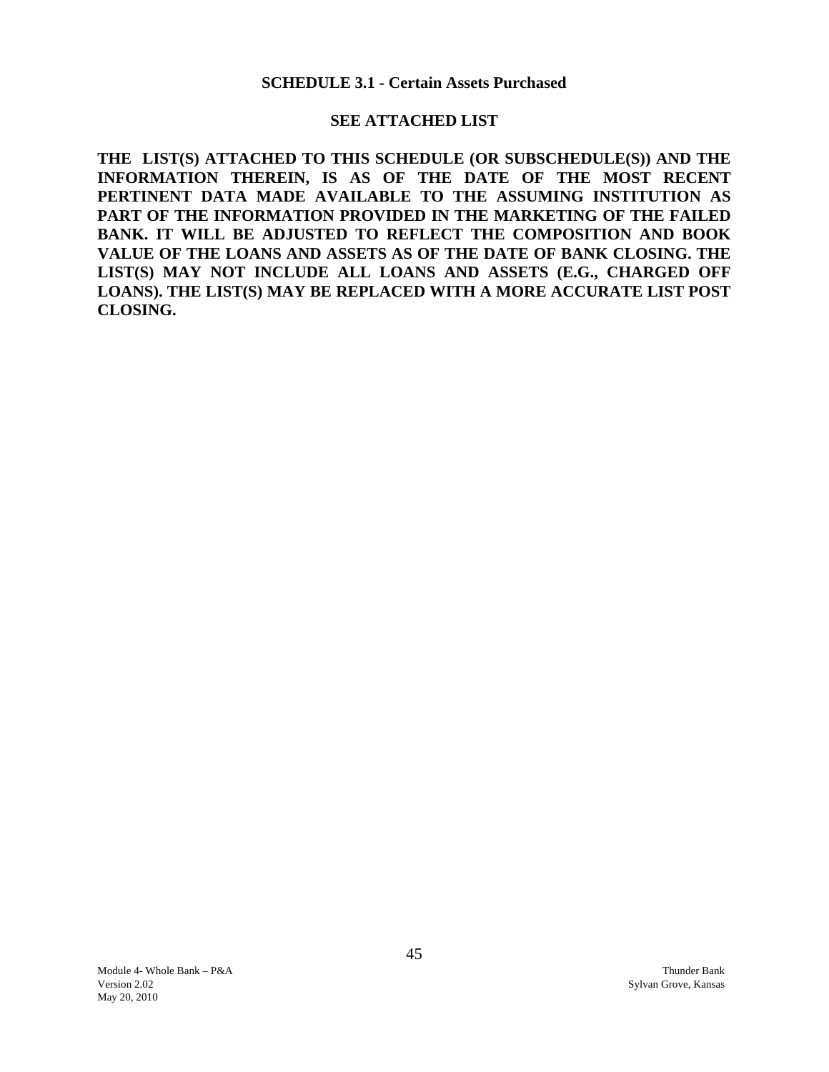**SCHEDULE 3.1 - Certain Assets Purchased**

**SEE ATTACHED LIST**

**THE LIST(S) ATTACHED TO THIS SCHEDULE (OR SUBSCHEDULE(S)) AND THE INFORMATION THEREIN, IS AS OF THE DATE OF THE MOST RECENT PERTINENT DATA MADE AVAILABLE TO THE ASSUMING INSTITUTION AS PART OF THE INFORMATION PROVIDED IN THE MARKETING OF THE FAILED BANK. IT WILL BE ADJUSTED TO REFLECT THE COMPOSITION AND BOOK VALUE OF THE LOANS AND ASSETS AS OF THE DATE OF BANK CLOSING. THE LIST(S) MAY NOT INCLUDE ALL LOANS AND ASSETS (E.G., CHARGED OFF LOANS). THE LIST(S) MAY BE REPLACED WITH A MORE ACCURATE LIST POST CLOSING.**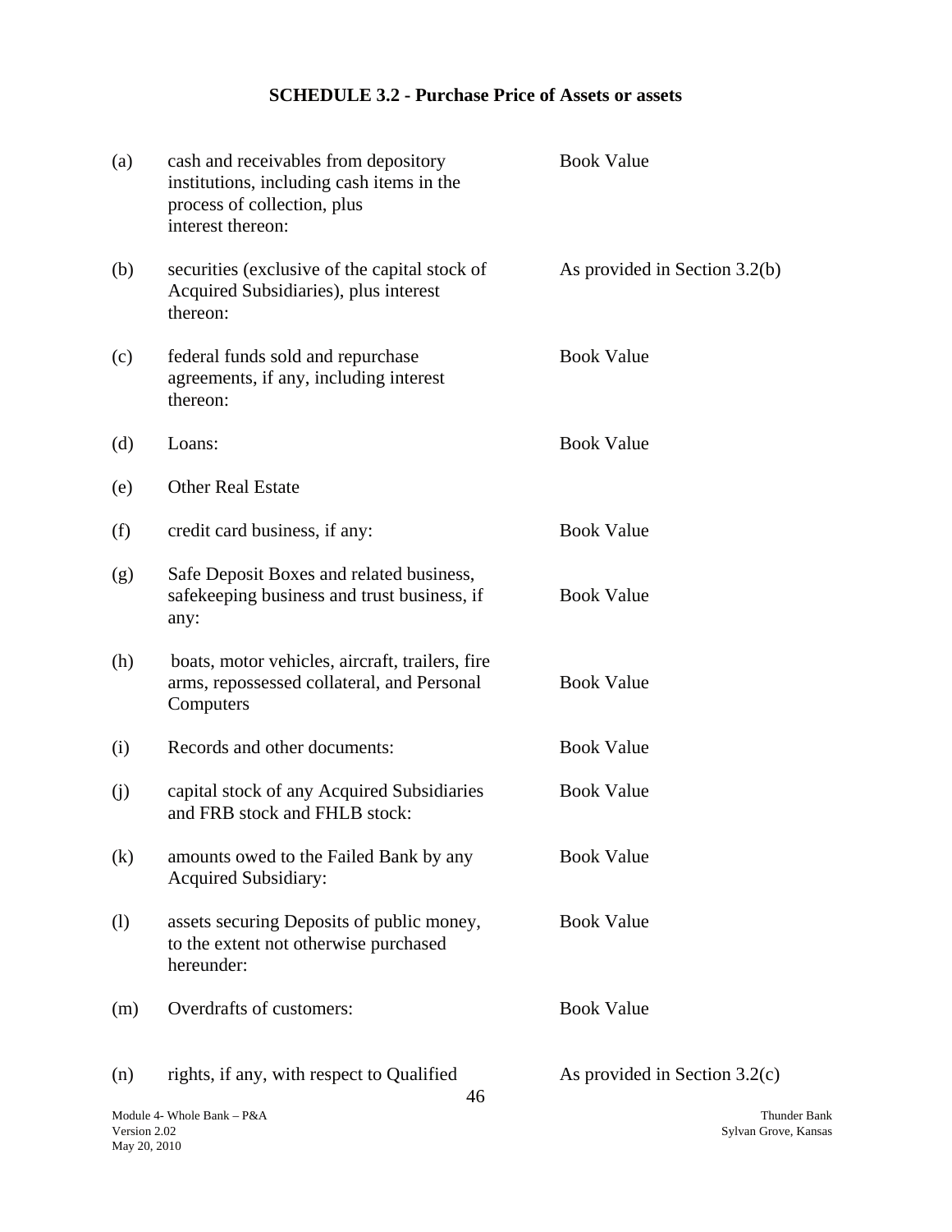## SCHEDULE 3.2 - Purchase Price of Assets or assets

| | | |
|---|---|---|
| (a) | cash and receivables from depository institutions, including cash items in the process of collection, plus interest thereon: | Book Value |
| (b) | securities (exclusive of the capital stock of Acquired Subsidiaries), plus interest thereon: | As provided in Section 3.2(b) |
| (c) | federal funds sold and repurchase agreements, if any, including interest thereon: | Book Value |
| (d) | Loans: | Book Value |
| (e) | Other Real Estate | |
| (f) | credit card business, if any: | Book Value |
| (g) | Safe Deposit Boxes and related business, safekeeping business and trust business, if any: | Book Value |
| (h) | boats, motor vehicles, aircraft, trailers, fire arms, repossessed collateral, and Personal Computers | Book Value |
| (i) | Records and other documents: | Book Value |
| (j) | capital stock of any Acquired Subsidiaries and FRB stock and FHLB stock: | Book Value |
| (k) | amounts owed to the Failed Bank by any Acquired Subsidiary: | Book Value |
| (l) | assets securing Deposits of public money, to the extent not otherwise purchased hereunder: | Book Value |
| (m) | Overdrafts of customers: | Book Value |
| (n) | rights, if any, with respect to Qualified | As provided in Section 3.2(c) |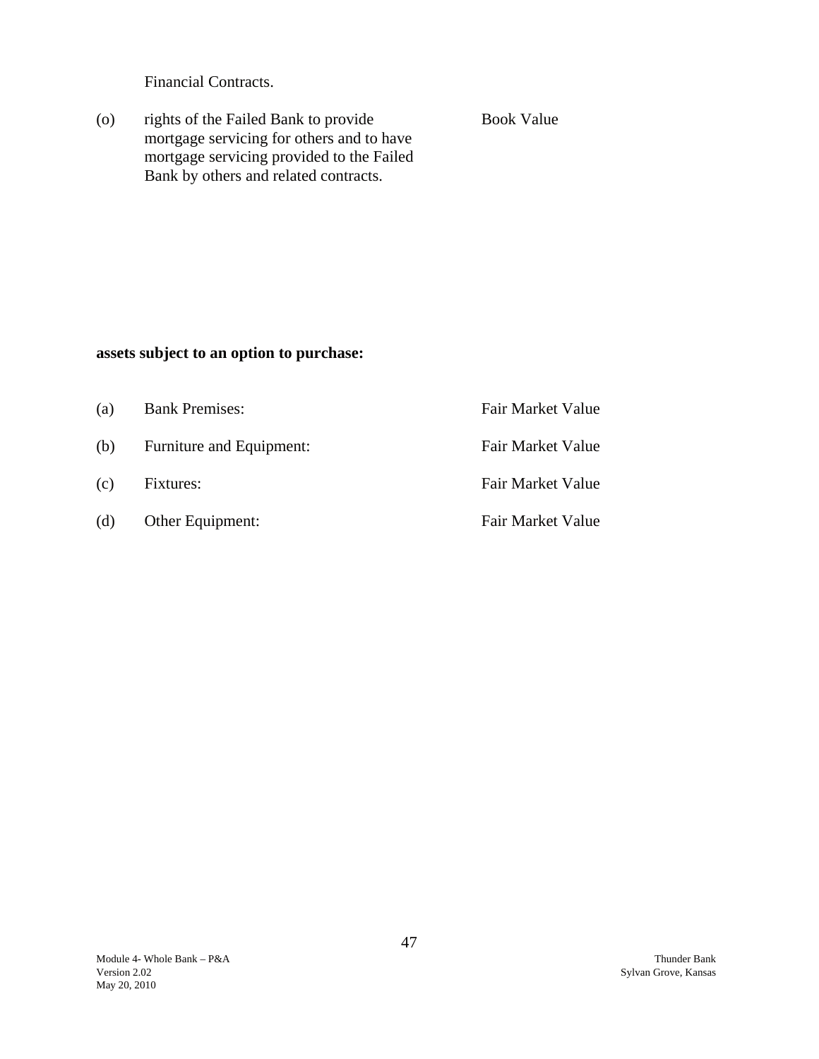Financial Contracts.

| | | |
|---|---|---|
| (o) | rights of the Failed Bank to provide mortgage servicing for others and to have mortgage servicing provided to the Failed Bank by others and related contracts. | Book Value |

**assets subject to an option to purchase:**

| | | |
|---|---|---|
| (a) | Bank Premises: | Fair Market Value |
| (b) | Furniture and Equipment: | Fair Market Value |
| (c) | Fixtures: | Fair Market Value |
| (d) | Other Equipment: | Fair Market Value |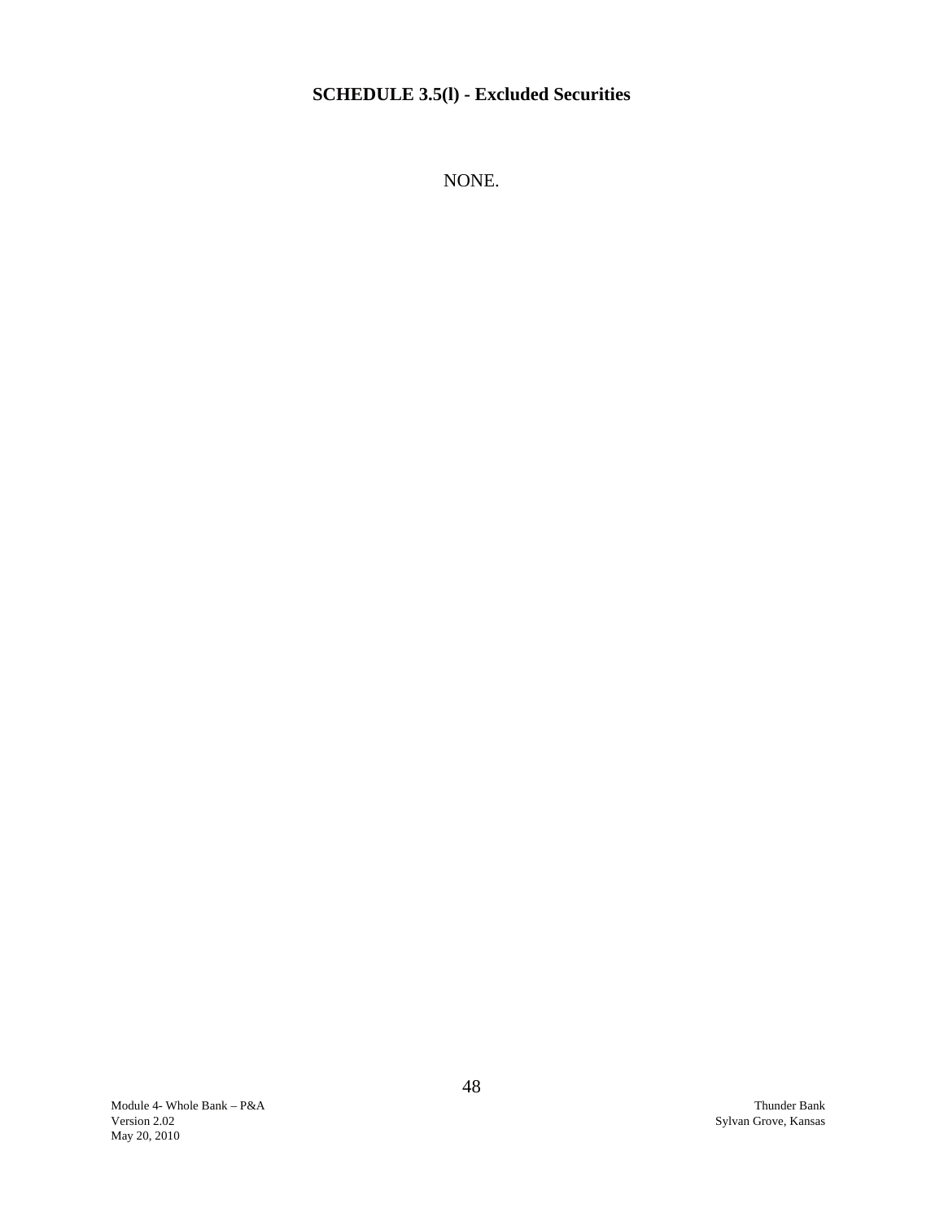# SCHEDULE 3.5(l) - Excluded Securities

NONE.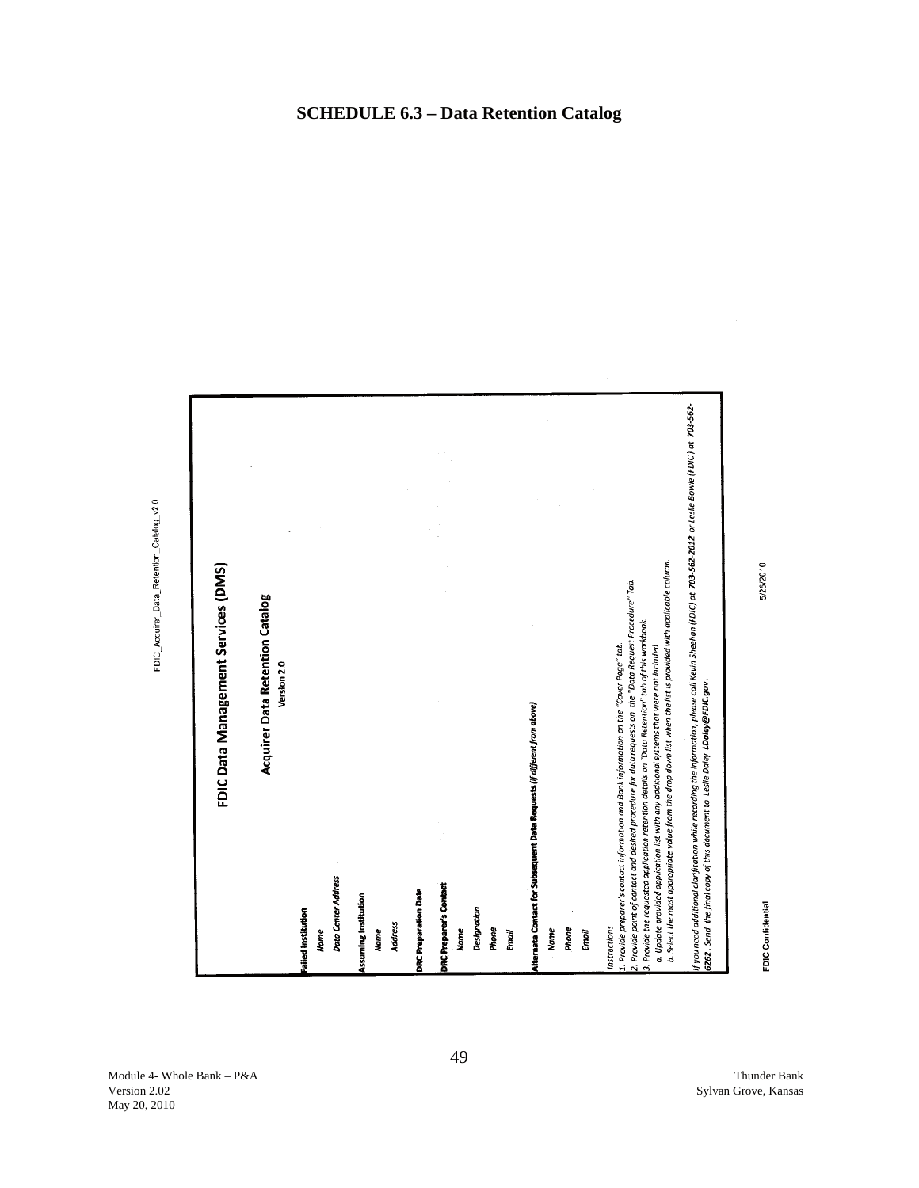# SCHEDULE 6.3 – Data Retention Catalog

FDIC_Acquirer_Data_Retention_Catalog_v2.0

## FDIC Data Management Services (DMS)

### Acquirer Data Retention Catalog

**Version 2.0**

**Failed Institution**

*Name*

*Data Center Address*

**Assuming Institution**

*Name*

*Address*

**DRC Preparation Date**

**DRC Preparer's Contact**

*Name*

*Designation*

*Phone*

*Email*

**Alternate Contact for Subsequent Data Requests (*if different from above*)**

*Name*

*Phone*

*Email*

*Instructions*

*1. Provide preparer's contact information and Bank information on the "Cover Page" tab.*

*2. Provide point of contact and desired procedure for data requests on the "Data Request Procedure" Tab.*

*3. Provide the requested application retention details on "Data Retention" tab of this workbook.*

*a. Update provided application list with any additional systems that were not included*

*b. Select the most appropriate value from the drop down list when the list is provided with applicable column.*

*If you need additional clarification while recording the information, please call Kevin Sheehan (FDIC) at **703-562-2012** or Leslie Bowie (FDIC) at **703-562-6262**. Send the final copy of this document to Leslie Daley **LDaley@FDIC.gov**.*

FDIC Confidential

5/25/2010

Module 4- Whole Bank – P&A
Version 2.02
May 20, 2010

Thunder Bank
Sylvan Grove, Kansas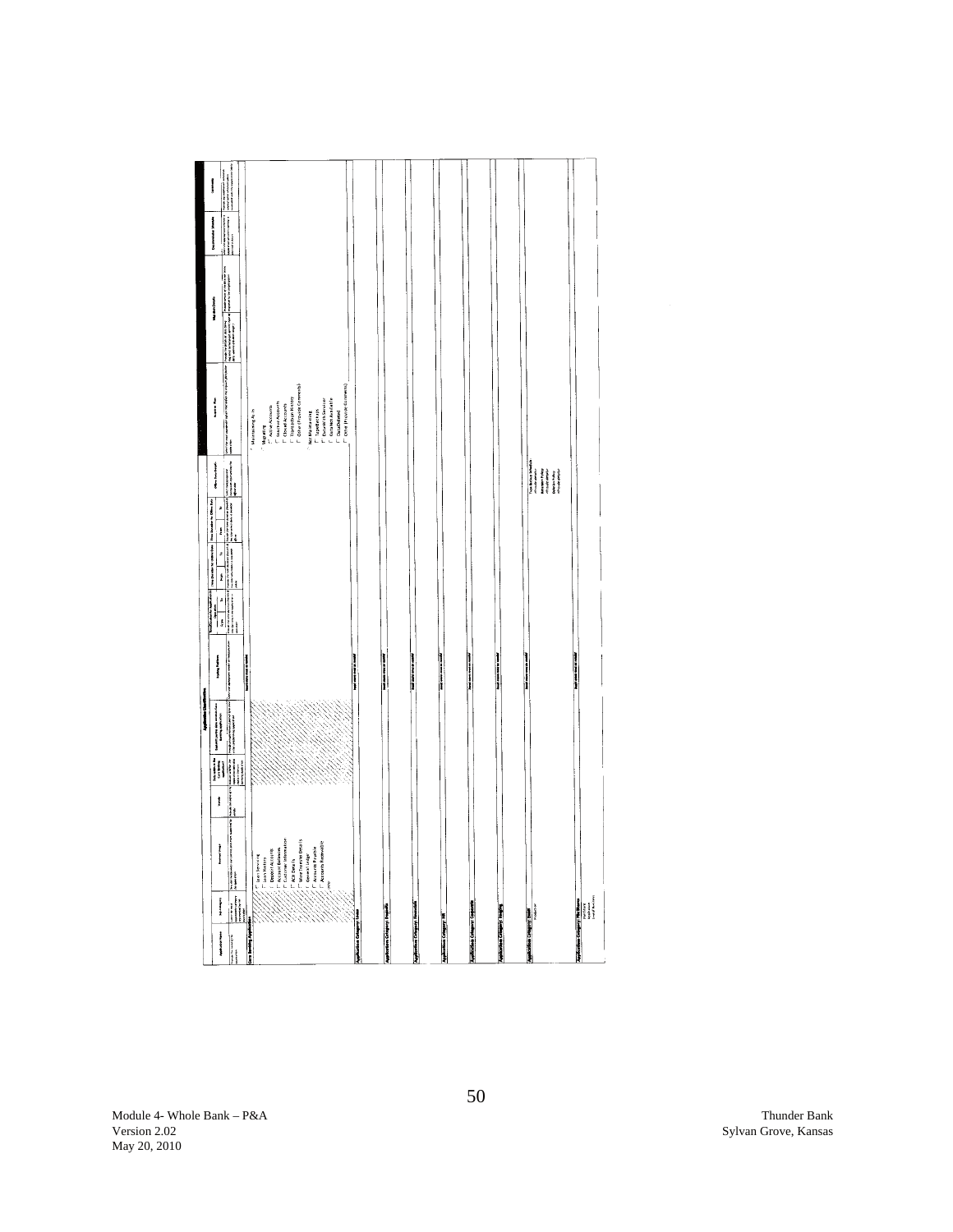## Application Classification

| Application Name | Sub-category | Business Usage | Vendor | Data Loaded to Core Banking Application? | Interfaces Used to Transmit Data to Core Banking Application | Existing Platforms | Data Retention (From) | Data Retention (To) | Prior Conversion From | Prior Conversion To | Offline Data Retention From | Offline Data Retention To | Offline Data Details | Retention Plan | Migration Details | Documentation Available | Comments |
|---|---|---|---|---|---|---|---|---|---|---|---|---|---|---|---|---|---|
| **Core Banking Application** | | | | | | | | | | | | | | | | | |
| | | Loan Servicing<br>Loan History<br>Deposit Accounts<br>Account Balances<br>Customer Information<br>ACH Details<br>Wire Transfer Details<br>General Ledger<br>Accounts Payable<br>Accounts Receivable<br>Other | | | | Insert more rows as needed | | | | | | | | Maintaining As Is<br>Migrating<br>Active Accounts<br>Inactive Accounts<br>Closed Accounts<br>Transaction History<br>Other (Provide Comments)<br>Not Maintaining<br>Type/Retrieve<br>Data With Servicer<br>Customer Available<br>Data Deleted<br>Other (Provide Comments) | | | |
| **Application Category: Loans** | | | | | | Insert more rows as needed | | | | | | | | | | | |
| **Application Category: Deposits** | | | | | | Insert more rows as needed | | | | | | | | | | | |
| **Application Category: Financials** | | | | | | Insert more rows as needed | | | | | | | | | | | |
| **Application Category: HR** | | | | | | Insert more rows as needed | | | | | | | | | | | |
| **Application Category: Cashmgmt** | | | | | | Insert more rows as needed | | | | | | | | | | | |
| **Application Category: Imaging** | | | | | | Insert more rows as needed | | | | | | | | | | | |
| **Application Category: Email** | | | | | | Insert more rows as needed | | | | | | | | | | | |
| **Application Category: File Shares** | | | | | | Insert more rows as needed | | | | | | | | | | | |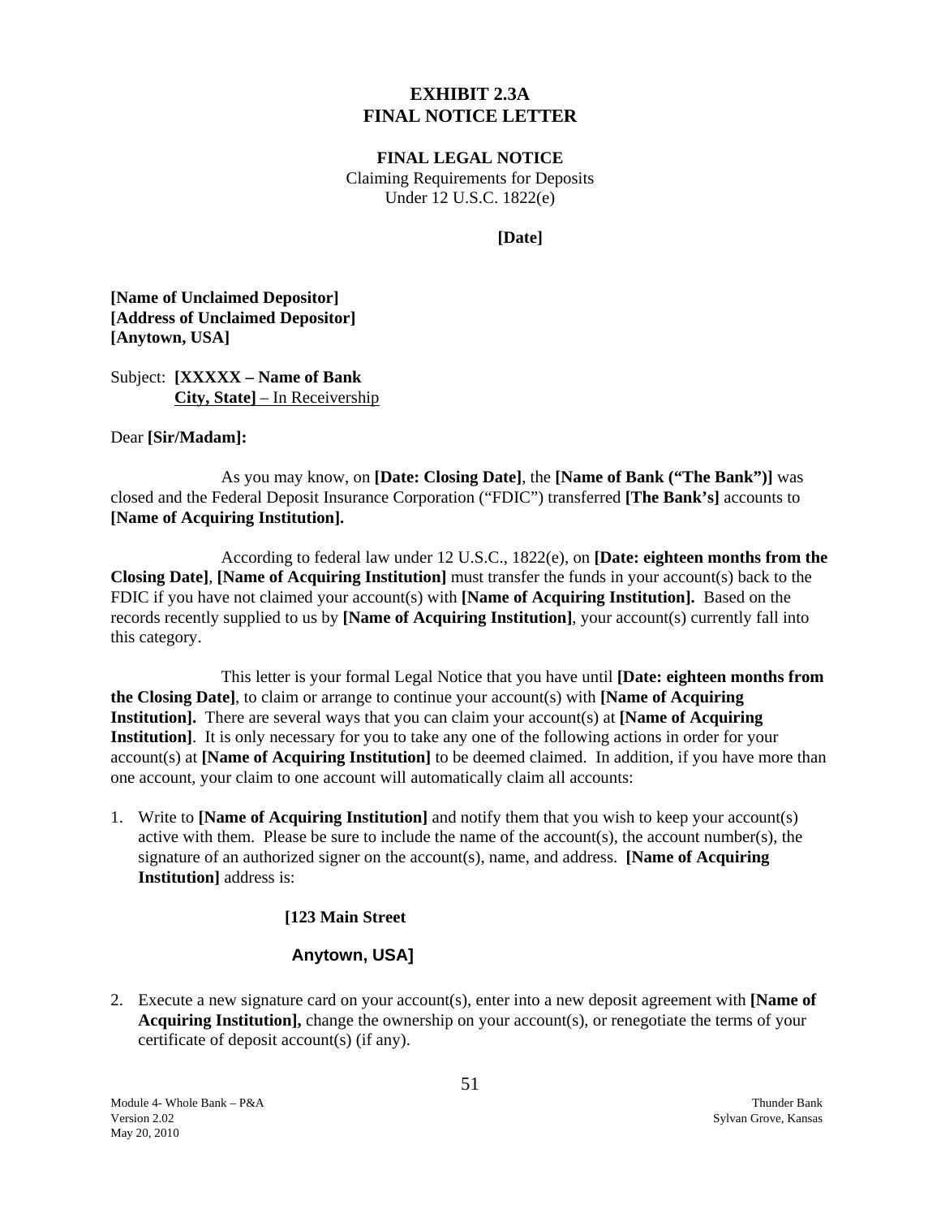# EXHIBIT 2.3A
# FINAL NOTICE LETTER

**FINAL LEGAL NOTICE**

Claiming Requirements for Deposits
Under 12 U.S.C. 1822(e)

**[Date]**

**[Name of Unclaimed Depositor]**
**[Address of Unclaimed Depositor]**
**[Anytown, USA]**

Subject: **[XXXXX – Name of Bank**
**City, State]** – In Receivership

Dear **[Sir/Madam]:**

As you may know, on **[Date: Closing Date]**, the **[Name of Bank ("The Bank")]** was closed and the Federal Deposit Insurance Corporation ("FDIC") transferred **[The Bank's]** accounts to **[Name of Acquiring Institution].**

According to federal law under 12 U.S.C., 1822(e), on **[Date: eighteen months from the Closing Date]**, **[Name of Acquiring Institution]** must transfer the funds in your account(s) back to the FDIC if you have not claimed your account(s) with **[Name of Acquiring Institution].** Based on the records recently supplied to us by **[Name of Acquiring Institution]**, your account(s) currently fall into this category.

This letter is your formal Legal Notice that you have until **[Date: eighteen months from the Closing Date]**, to claim or arrange to continue your account(s) with **[Name of Acquiring Institution].** There are several ways that you can claim your account(s) at **[Name of Acquiring Institution]**. It is only necessary for you to take any one of the following actions in order for your account(s) at **[Name of Acquiring Institution]** to be deemed claimed. In addition, if you have more than one account, your claim to one account will automatically claim all accounts:

1. Write to **[Name of Acquiring Institution]** and notify them that you wish to keep your account(s) active with them. Please be sure to include the name of the account(s), the account number(s), the signature of an authorized signer on the account(s), name, and address. **[Name of Acquiring Institution]** address is:

   **[123 Main Street**

   **Anytown, USA]**

2. Execute a new signature card on your account(s), enter into a new deposit agreement with **[Name of Acquiring Institution],** change the ownership on your account(s), or renegotiate the terms of your certificate of deposit account(s) (if any).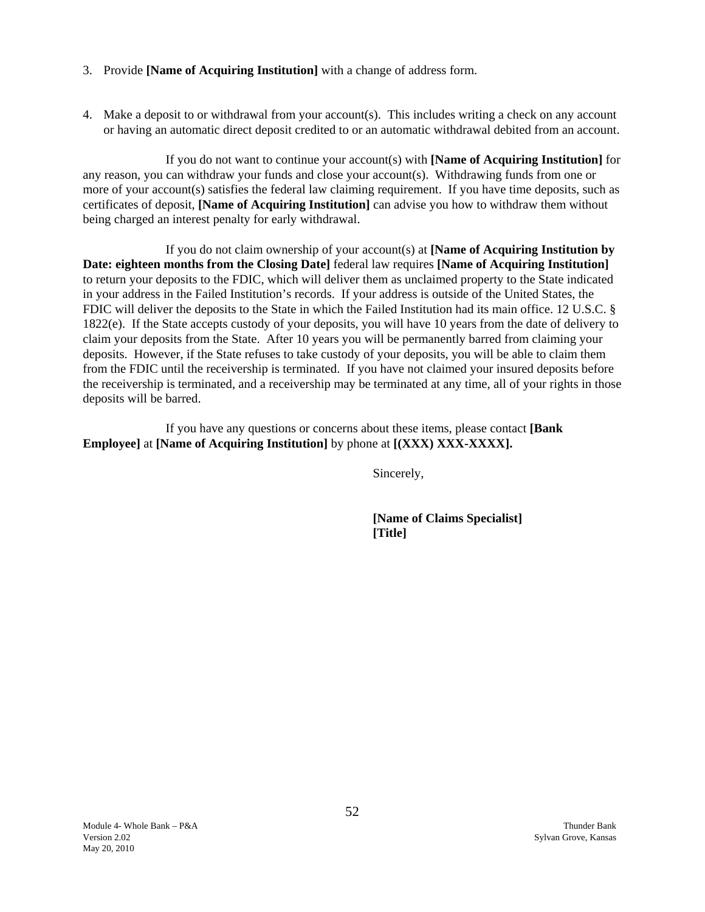3. Provide **[Name of Acquiring Institution]** with a change of address form.

4. Make a deposit to or withdrawal from your account(s). This includes writing a check on any account or having an automatic direct deposit credited to or an automatic withdrawal debited from an account.

If you do not want to continue your account(s) with **[Name of Acquiring Institution]** for any reason, you can withdraw your funds and close your account(s). Withdrawing funds from one or more of your account(s) satisfies the federal law claiming requirement. If you have time deposits, such as certificates of deposit, **[Name of Acquiring Institution]** can advise you how to withdraw them without being charged an interest penalty for early withdrawal.

If you do not claim ownership of your account(s) at **[Name of Acquiring Institution by Date: eighteen months from the Closing Date]** federal law requires **[Name of Acquiring Institution]** to return your deposits to the FDIC, which will deliver them as unclaimed property to the State indicated in your address in the Failed Institution's records. If your address is outside of the United States, the FDIC will deliver the deposits to the State in which the Failed Institution had its main office. 12 U.S.C. § 1822(e). If the State accepts custody of your deposits, you will have 10 years from the date of delivery to claim your deposits from the State. After 10 years you will be permanently barred from claiming your deposits. However, if the State refuses to take custody of your deposits, you will be able to claim them from the FDIC until the receivership is terminated. If you have not claimed your insured deposits before the receivership is terminated, and a receivership may be terminated at any time, all of your rights in those deposits will be barred.

If you have any questions or concerns about these items, please contact **[Bank Employee]** at **[Name of Acquiring Institution]** by phone at **[(XXX) XXX-XXXX].**

Sincerely,

**[Name of Claims Specialist]**
**[Title]**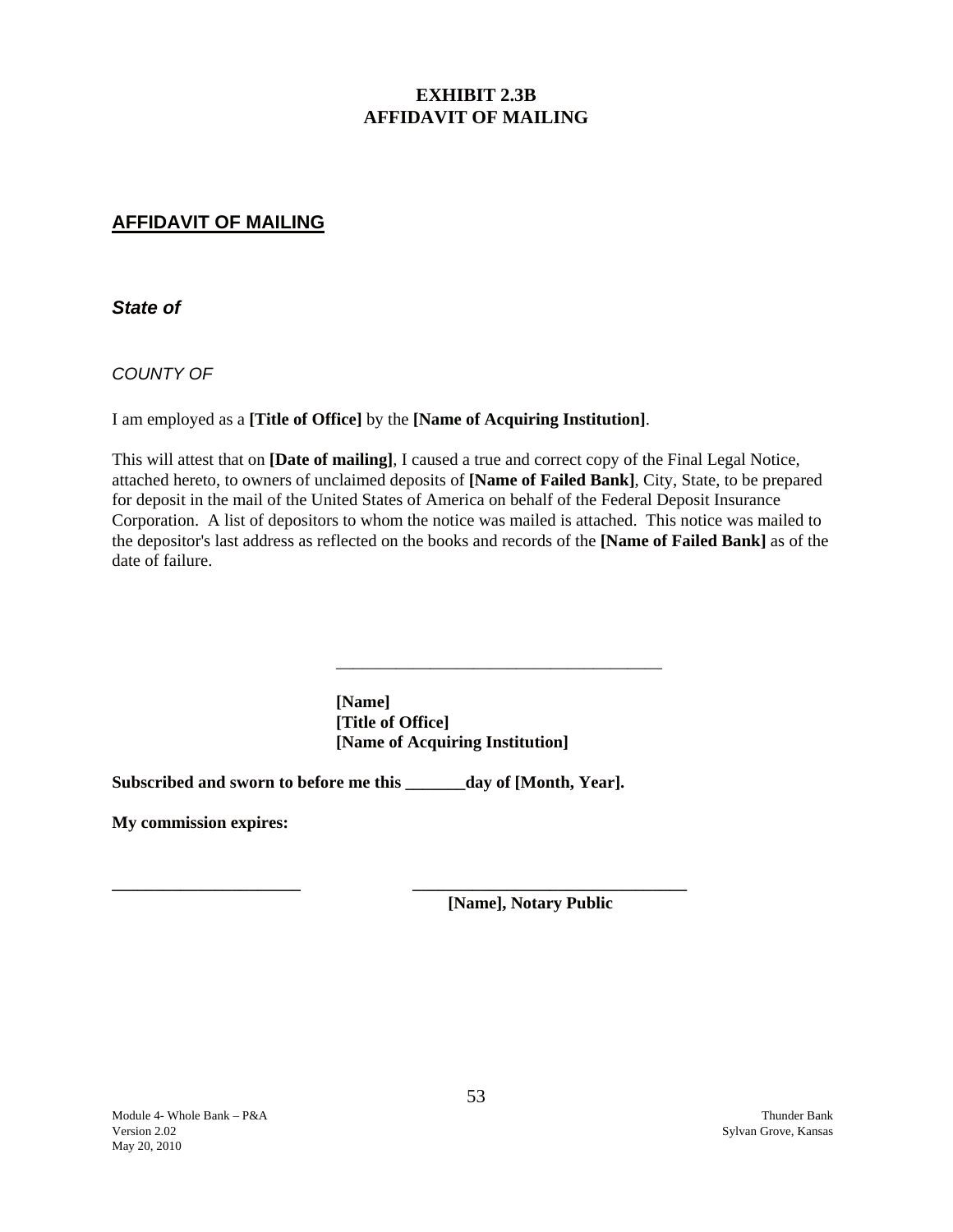# EXHIBIT 2.3B
# AFFIDAVIT OF MAILING

## AFFIDAVIT OF MAILING

***State of***

*COUNTY OF*

I am employed as a **[Title of Office]** by the **[Name of Acquiring Institution]**.

This will attest that on **[Date of mailing]**, I caused a true and correct copy of the Final Legal Notice, attached hereto, to owners of unclaimed deposits of **[Name of Failed Bank]**, City, State, to be prepared for deposit in the mail of the United States of America on behalf of the Federal Deposit Insurance Corporation. A list of depositors to whom the notice was mailed is attached. This notice was mailed to the depositor's last address as reflected on the books and records of the **[Name of Failed Bank]** as of the date of failure.

\_\_\_\_\_\_\_\_\_\_\_\_\_\_\_\_\_\_\_\_\_\_\_\_\_\_\_\_\_\_\_\_\_\_\_\_\_\_\_\_

**[Name]**
**[Title of Office]**
**[Name of Acquiring Institution]**

**Subscribed and sworn to before me this \_\_\_\_\_\_\_day of [Month, Year].**

**My commission expires:**

\_\_\_\_\_\_\_\_\_\_\_\_\_\_\_\_\_\_\_\_\_\_ \_\_\_\_\_\_\_\_\_\_\_\_\_\_\_\_\_\_\_\_\_\_\_\_\_\_\_\_\_\_\_\_\_\_
**[Name], Notary Public**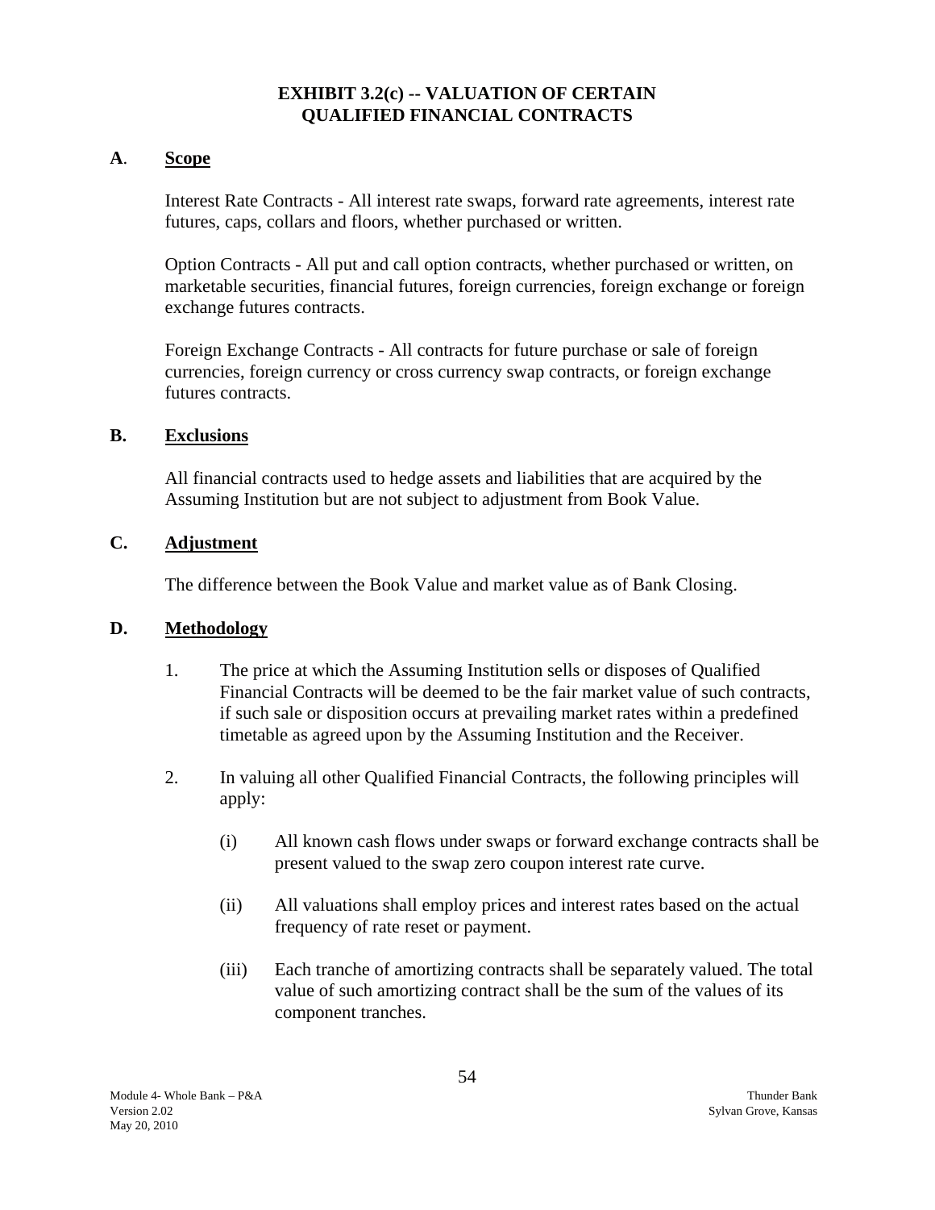# EXHIBIT 3.2(c) -- VALUATION OF CERTAIN QUALIFIED FINANCIAL CONTRACTS

## A. Scope

Interest Rate Contracts - All interest rate swaps, forward rate agreements, interest rate futures, caps, collars and floors, whether purchased or written.

Option Contracts - All put and call option contracts, whether purchased or written, on marketable securities, financial futures, foreign currencies, foreign exchange or foreign exchange futures contracts.

Foreign Exchange Contracts - All contracts for future purchase or sale of foreign currencies, foreign currency or cross currency swap contracts, or foreign exchange futures contracts.

## B. Exclusions

All financial contracts used to hedge assets and liabilities that are acquired by the Assuming Institution but are not subject to adjustment from Book Value.

## C. Adjustment

The difference between the Book Value and market value as of Bank Closing.

## D. Methodology

1. The price at which the Assuming Institution sells or disposes of Qualified Financial Contracts will be deemed to be the fair market value of such contracts, if such sale or disposition occurs at prevailing market rates within a predefined timetable as agreed upon by the Assuming Institution and the Receiver.

2. In valuing all other Qualified Financial Contracts, the following principles will apply:

   (i) All known cash flows under swaps or forward exchange contracts shall be present valued to the swap zero coupon interest rate curve.

   (ii) All valuations shall employ prices and interest rates based on the actual frequency of rate reset or payment.

   (iii) Each tranche of amortizing contracts shall be separately valued. The total value of such amortizing contract shall be the sum of the values of its component tranches.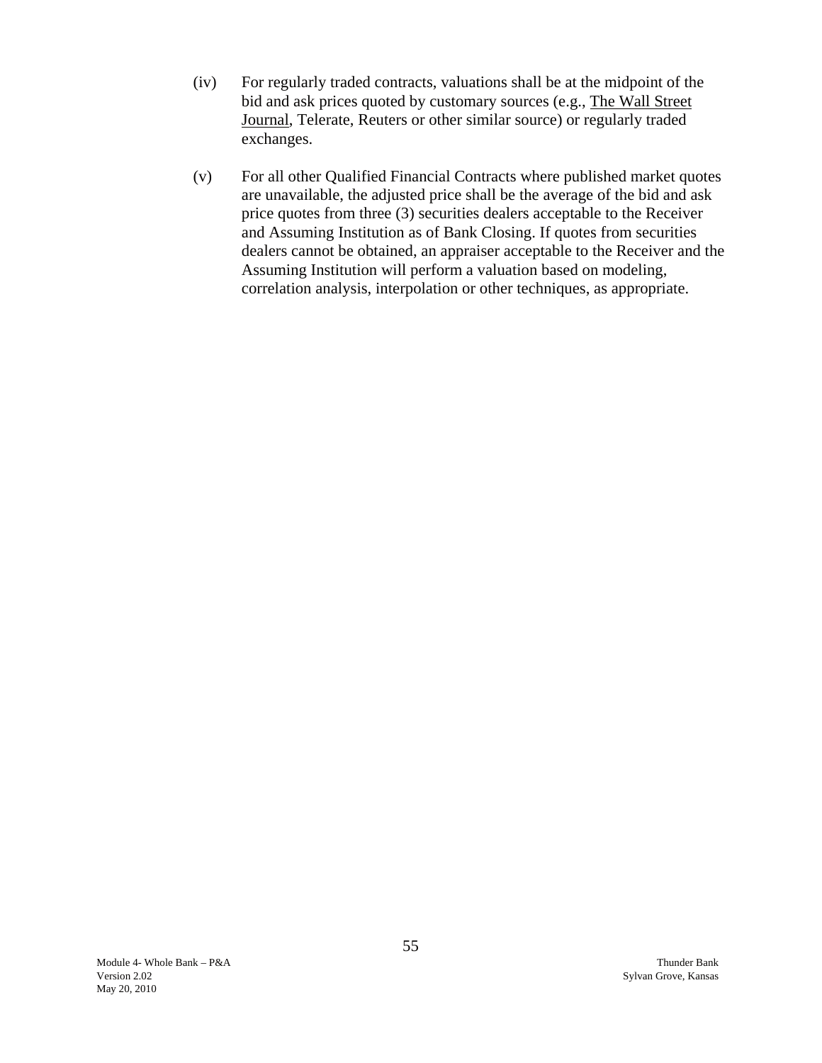(iv) For regularly traded contracts, valuations shall be at the midpoint of the bid and ask prices quoted by customary sources (e.g., The Wall Street Journal, Telerate, Reuters or other similar source) or regularly traded exchanges.

(v) For all other Qualified Financial Contracts where published market quotes are unavailable, the adjusted price shall be the average of the bid and ask price quotes from three (3) securities dealers acceptable to the Receiver and Assuming Institution as of Bank Closing. If quotes from securities dealers cannot be obtained, an appraiser acceptable to the Receiver and the Assuming Institution will perform a valuation based on modeling, correlation analysis, interpolation or other techniques, as appropriate.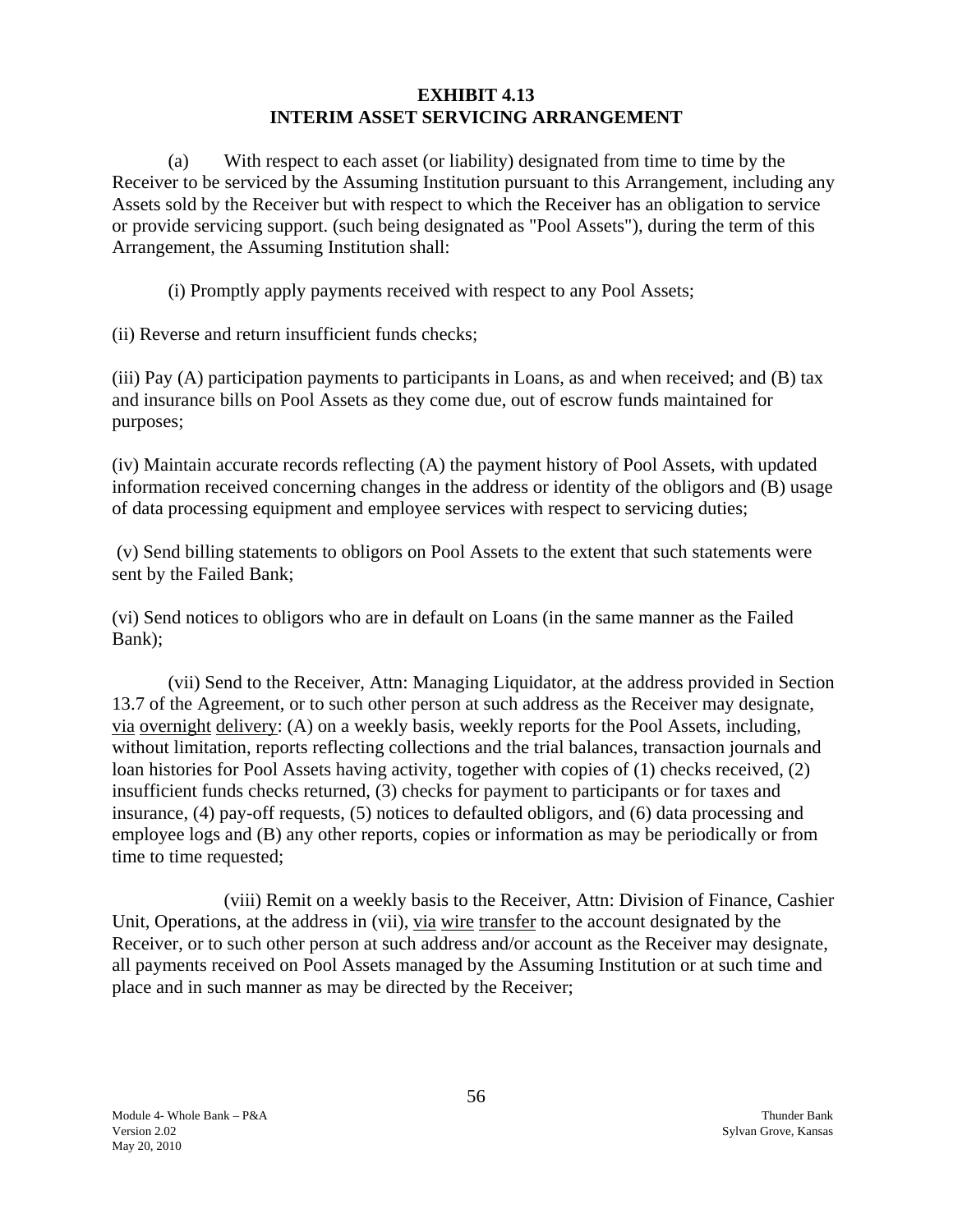# EXHIBIT 4.13
# INTERIM ASSET SERVICING ARRANGEMENT

(a) With respect to each asset (or liability) designated from time to time by the Receiver to be serviced by the Assuming Institution pursuant to this Arrangement, including any Assets sold by the Receiver but with respect to which the Receiver has an obligation to service or provide servicing support. (such being designated as "Pool Assets"), during the term of this Arrangement, the Assuming Institution shall:

(i) Promptly apply payments received with respect to any Pool Assets;

(ii) Reverse and return insufficient funds checks;

(iii) Pay (A) participation payments to participants in Loans, as and when received; and (B) tax and insurance bills on Pool Assets as they come due, out of escrow funds maintained for purposes;

(iv) Maintain accurate records reflecting (A) the payment history of Pool Assets, with updated information received concerning changes in the address or identity of the obligors and (B) usage of data processing equipment and employee services with respect to servicing duties;

(v) Send billing statements to obligors on Pool Assets to the extent that such statements were sent by the Failed Bank;

(vi) Send notices to obligors who are in default on Loans (in the same manner as the Failed Bank);

(vii) Send to the Receiver, Attn: Managing Liquidator, at the address provided in Section 13.7 of the Agreement, or to such other person at such address as the Receiver may designate, via overnight delivery: (A) on a weekly basis, weekly reports for the Pool Assets, including, without limitation, reports reflecting collections and the trial balances, transaction journals and loan histories for Pool Assets having activity, together with copies of (1) checks received, (2) insufficient funds checks returned, (3) checks for payment to participants or for taxes and insurance, (4) pay-off requests, (5) notices to defaulted obligors, and (6) data processing and employee logs and (B) any other reports, copies or information as may be periodically or from time to time requested;

(viii) Remit on a weekly basis to the Receiver, Attn: Division of Finance, Cashier Unit, Operations, at the address in (vii), via wire transfer to the account designated by the Receiver, or to such other person at such address and/or account as the Receiver may designate, all payments received on Pool Assets managed by the Assuming Institution or at such time and place and in such manner as may be directed by the Receiver;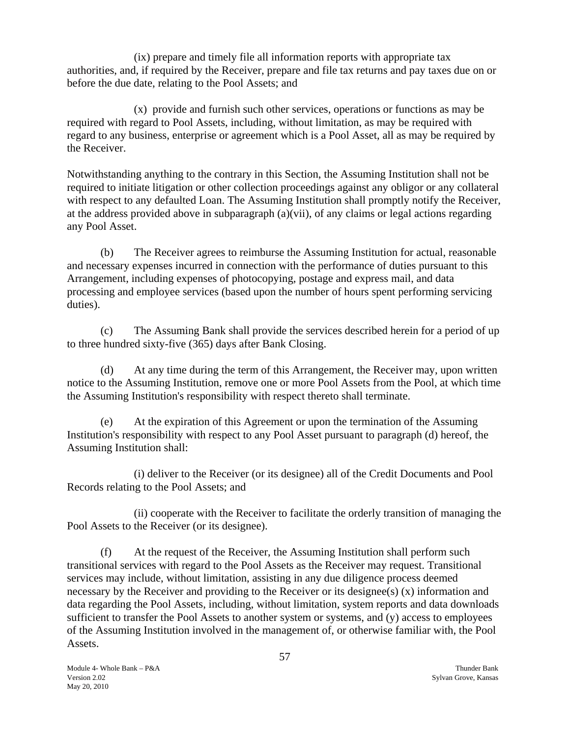(ix) prepare and timely file all information reports with appropriate tax authorities, and, if required by the Receiver, prepare and file tax returns and pay taxes due on or before the due date, relating to the Pool Assets; and

(x) provide and furnish such other services, operations or functions as may be required with regard to Pool Assets, including, without limitation, as may be required with regard to any business, enterprise or agreement which is a Pool Asset, all as may be required by the Receiver.

Notwithstanding anything to the contrary in this Section, the Assuming Institution shall not be required to initiate litigation or other collection proceedings against any obligor or any collateral with respect to any defaulted Loan. The Assuming Institution shall promptly notify the Receiver, at the address provided above in subparagraph (a)(vii), of any claims or legal actions regarding any Pool Asset.

(b) The Receiver agrees to reimburse the Assuming Institution for actual, reasonable and necessary expenses incurred in connection with the performance of duties pursuant to this Arrangement, including expenses of photocopying, postage and express mail, and data processing and employee services (based upon the number of hours spent performing servicing duties).

(c) The Assuming Bank shall provide the services described herein for a period of up to three hundred sixty-five (365) days after Bank Closing.

(d) At any time during the term of this Arrangement, the Receiver may, upon written notice to the Assuming Institution, remove one or more Pool Assets from the Pool, at which time the Assuming Institution's responsibility with respect thereto shall terminate.

(e) At the expiration of this Agreement or upon the termination of the Assuming Institution's responsibility with respect to any Pool Asset pursuant to paragraph (d) hereof, the Assuming Institution shall:

(i) deliver to the Receiver (or its designee) all of the Credit Documents and Pool Records relating to the Pool Assets; and

(ii) cooperate with the Receiver to facilitate the orderly transition of managing the Pool Assets to the Receiver (or its designee).

(f) At the request of the Receiver, the Assuming Institution shall perform such transitional services with regard to the Pool Assets as the Receiver may request. Transitional services may include, without limitation, assisting in any due diligence process deemed necessary by the Receiver and providing to the Receiver or its designee(s) (x) information and data regarding the Pool Assets, including, without limitation, system reports and data downloads sufficient to transfer the Pool Assets to another system or systems, and (y) access to employees of the Assuming Institution involved in the management of, or otherwise familiar with, the Pool Assets.